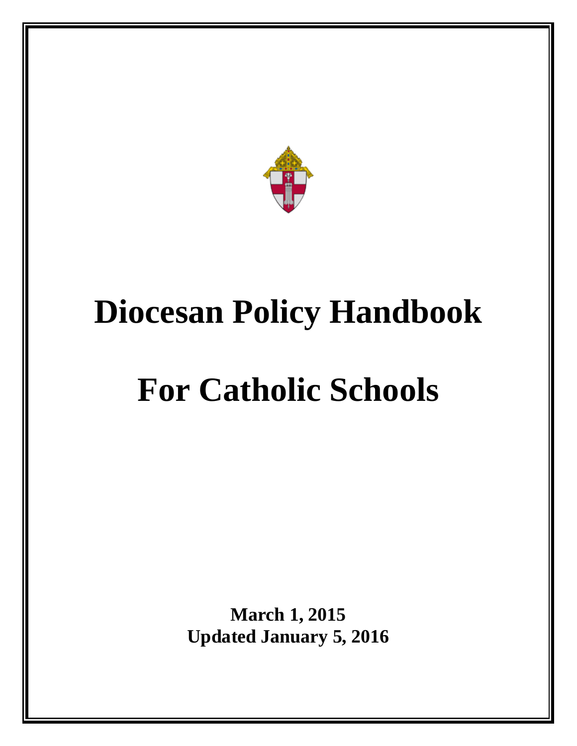# Diocesan Policy Handbook

# For Catholic Schools

**March 1, 2015**
**Updated January 5, 2016**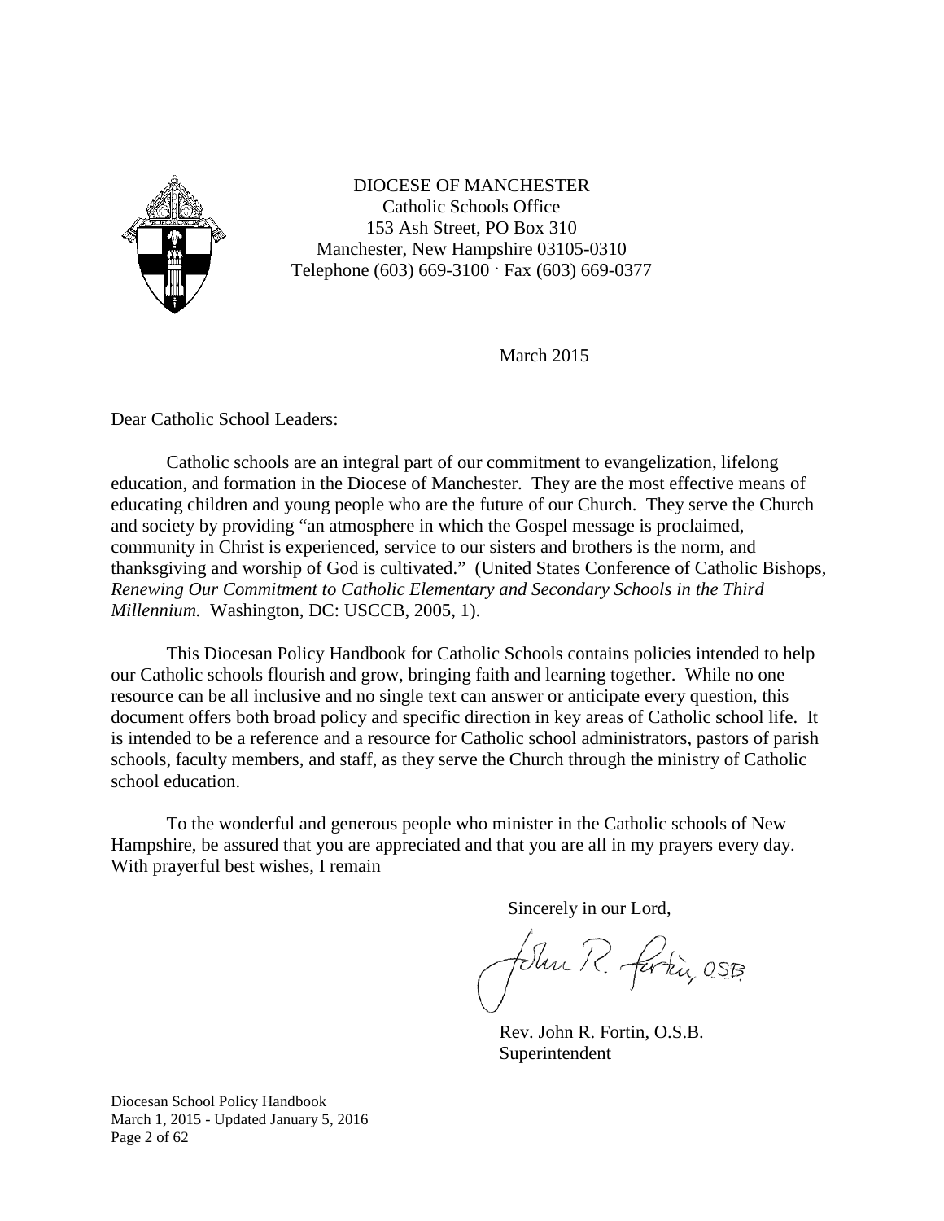DIOCESE OF MANCHESTER
Catholic Schools Office
153 Ash Street, PO Box 310
Manchester, New Hampshire 03105-0310
Telephone (603) 669-3100 · Fax (603) 669-0377

March 2015

Dear Catholic School Leaders:

Catholic schools are an integral part of our commitment to evangelization, lifelong education, and formation in the Diocese of Manchester. They are the most effective means of educating children and young people who are the future of our Church. They serve the Church and society by providing "an atmosphere in which the Gospel message is proclaimed, community in Christ is experienced, service to our sisters and brothers is the norm, and thanksgiving and worship of God is cultivated." (United States Conference of Catholic Bishops, *Renewing Our Commitment to Catholic Elementary and Secondary Schools in the Third Millennium.* Washington, DC: USCCB, 2005, 1).

This Diocesan Policy Handbook for Catholic Schools contains policies intended to help our Catholic schools flourish and grow, bringing faith and learning together. While no one resource can be all inclusive and no single text can answer or anticipate every question, this document offers both broad policy and specific direction in key areas of Catholic school life. It is intended to be a reference and a resource for Catholic school administrators, pastors of parish schools, faculty members, and staff, as they serve the Church through the ministry of Catholic school education.

To the wonderful and generous people who minister in the Catholic schools of New Hampshire, be assured that you are appreciated and that you are all in my prayers every day. With prayerful best wishes, I remain

Sincerely in our Lord,

John R. Fortin, OSB

Rev. John R. Fortin, O.S.B.
Superintendent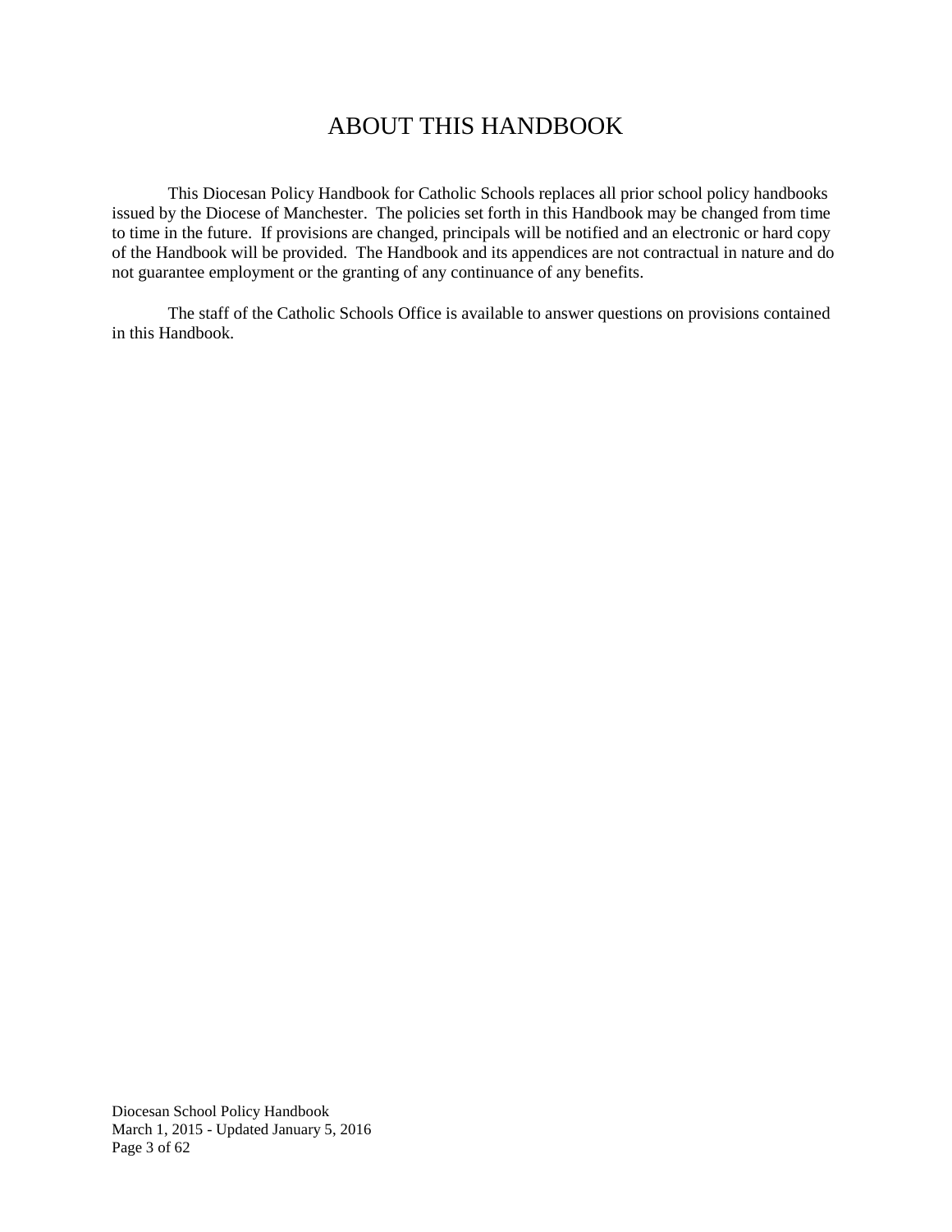# ABOUT THIS HANDBOOK

This Diocesan Policy Handbook for Catholic Schools replaces all prior school policy handbooks issued by the Diocese of Manchester. The policies set forth in this Handbook may be changed from time to time in the future. If provisions are changed, principals will be notified and an electronic or hard copy of the Handbook will be provided. The Handbook and its appendices are not contractual in nature and do not guarantee employment or the granting of any continuance of any benefits.

The staff of the Catholic Schools Office is available to answer questions on provisions contained in this Handbook.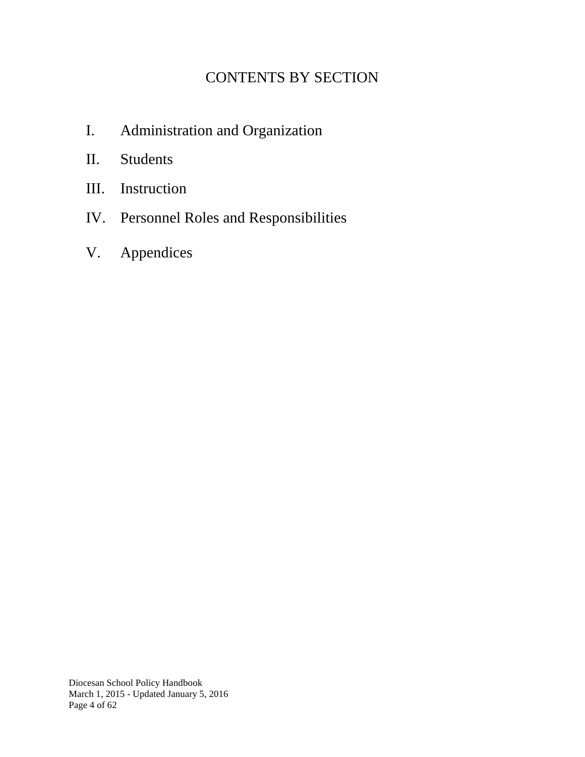# CONTENTS BY SECTION

I. Administration and Organization

II. Students

III. Instruction

IV. Personnel Roles and Responsibilities

V. Appendices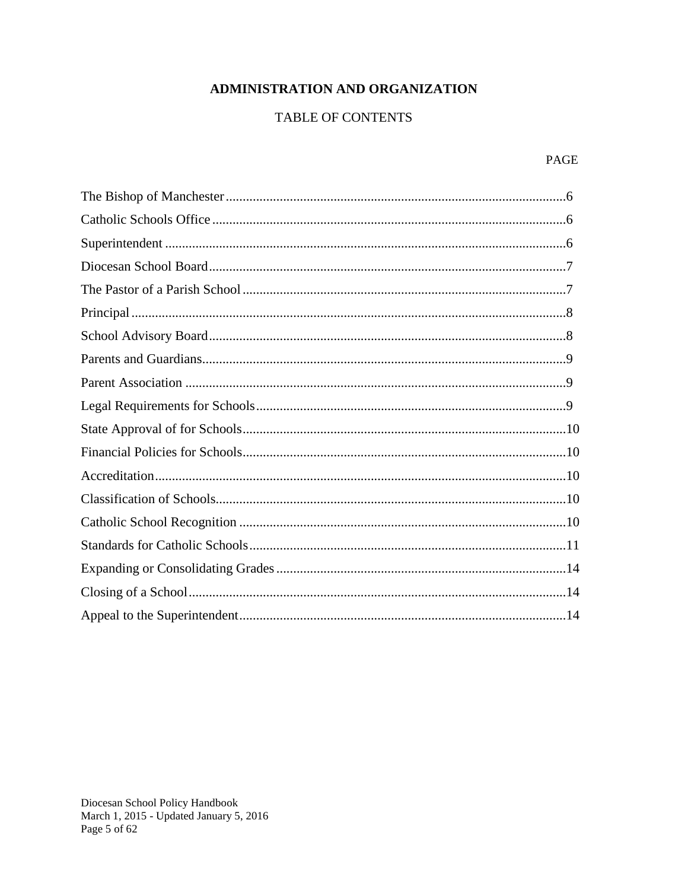# ADMINISTRATION AND ORGANIZATION

## TABLE OF CONTENTS

| | PAGE |
|---|---|
| The Bishop of Manchester | 6 |
| Catholic Schools Office | 6 |
| Superintendent | 6 |
| Diocesan School Board | 7 |
| The Pastor of a Parish School | 7 |
| Principal | 8 |
| School Advisory Board | 8 |
| Parents and Guardians | 9 |
| Parent Association | 9 |
| Legal Requirements for Schools | 9 |
| State Approval of for Schools | 10 |
| Financial Policies for Schools | 10 |
| Accreditation | 10 |
| Classification of Schools | 10 |
| Catholic School Recognition | 10 |
| Standards for Catholic Schools | 11 |
| Expanding or Consolidating Grades | 14 |
| Closing of a School | 14 |
| Appeal to the Superintendent | 14 |

Diocesan School Policy Handbook
March 1, 2015 - Updated January 5, 2016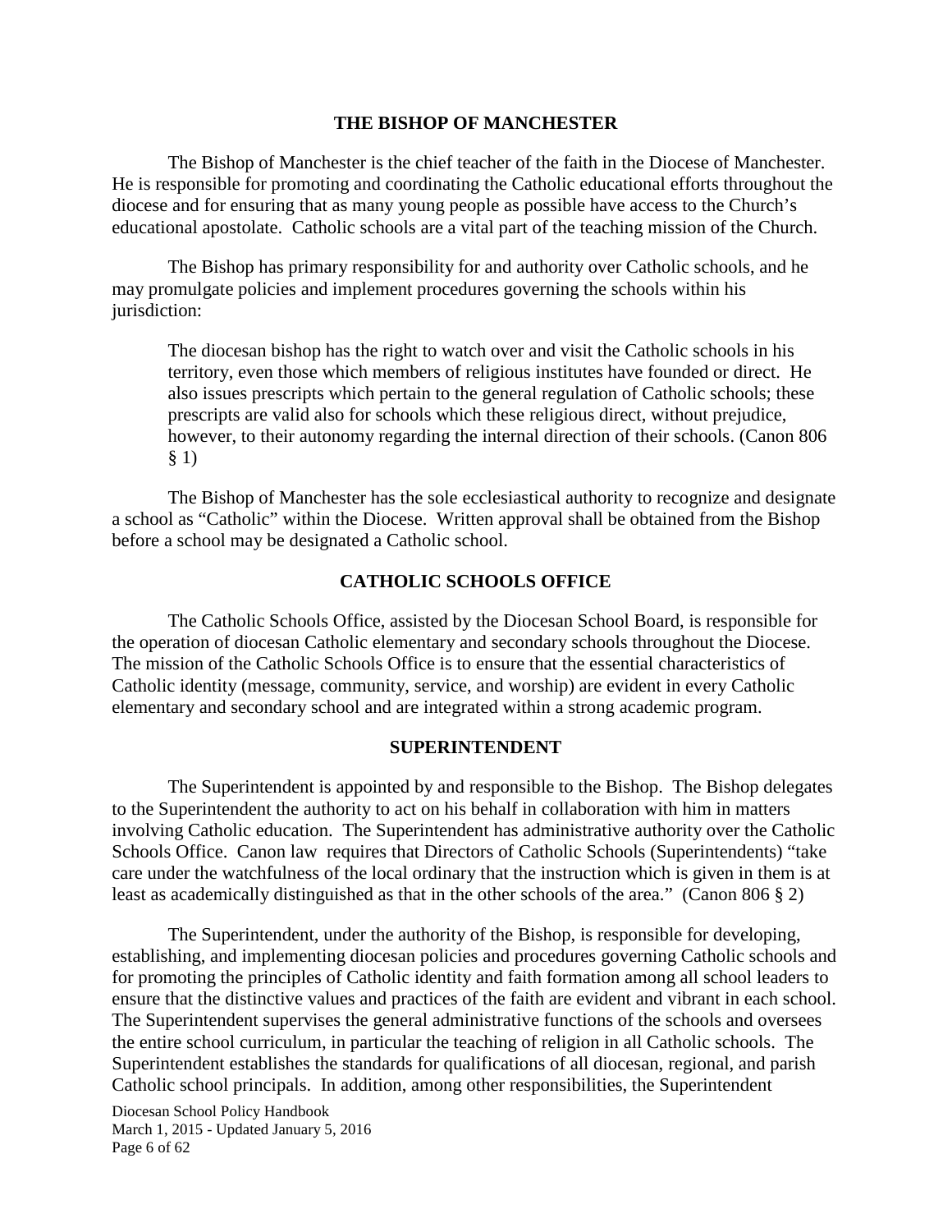## THE BISHOP OF MANCHESTER

The Bishop of Manchester is the chief teacher of the faith in the Diocese of Manchester. He is responsible for promoting and coordinating the Catholic educational efforts throughout the diocese and for ensuring that as many young people as possible have access to the Church's educational apostolate. Catholic schools are a vital part of the teaching mission of the Church.

The Bishop has primary responsibility for and authority over Catholic schools, and he may promulgate policies and implement procedures governing the schools within his jurisdiction:

> The diocesan bishop has the right to watch over and visit the Catholic schools in his territory, even those which members of religious institutes have founded or direct. He also issues prescripts which pertain to the general regulation of Catholic schools; these prescripts are valid also for schools which these religious direct, without prejudice, however, to their autonomy regarding the internal direction of their schools. (Canon 806 § 1)

The Bishop of Manchester has the sole ecclesiastical authority to recognize and designate a school as "Catholic" within the Diocese. Written approval shall be obtained from the Bishop before a school may be designated a Catholic school.

## CATHOLIC SCHOOLS OFFICE

The Catholic Schools Office, assisted by the Diocesan School Board, is responsible for the operation of diocesan Catholic elementary and secondary schools throughout the Diocese. The mission of the Catholic Schools Office is to ensure that the essential characteristics of Catholic identity (message, community, service, and worship) are evident in every Catholic elementary and secondary school and are integrated within a strong academic program.

## SUPERINTENDENT

The Superintendent is appointed by and responsible to the Bishop. The Bishop delegates to the Superintendent the authority to act on his behalf in collaboration with him in matters involving Catholic education. The Superintendent has administrative authority over the Catholic Schools Office. Canon law requires that Directors of Catholic Schools (Superintendents) "take care under the watchfulness of the local ordinary that the instruction which is given in them is at least as academically distinguished as that in the other schools of the area." (Canon 806 § 2)

The Superintendent, under the authority of the Bishop, is responsible for developing, establishing, and implementing diocesan policies and procedures governing Catholic schools and for promoting the principles of Catholic identity and faith formation among all school leaders to ensure that the distinctive values and practices of the faith are evident and vibrant in each school. The Superintendent supervises the general administrative functions of the schools and oversees the entire school curriculum, in particular the teaching of religion in all Catholic schools. The Superintendent establishes the standards for qualifications of all diocesan, regional, and parish Catholic school principals. In addition, among other responsibilities, the Superintendent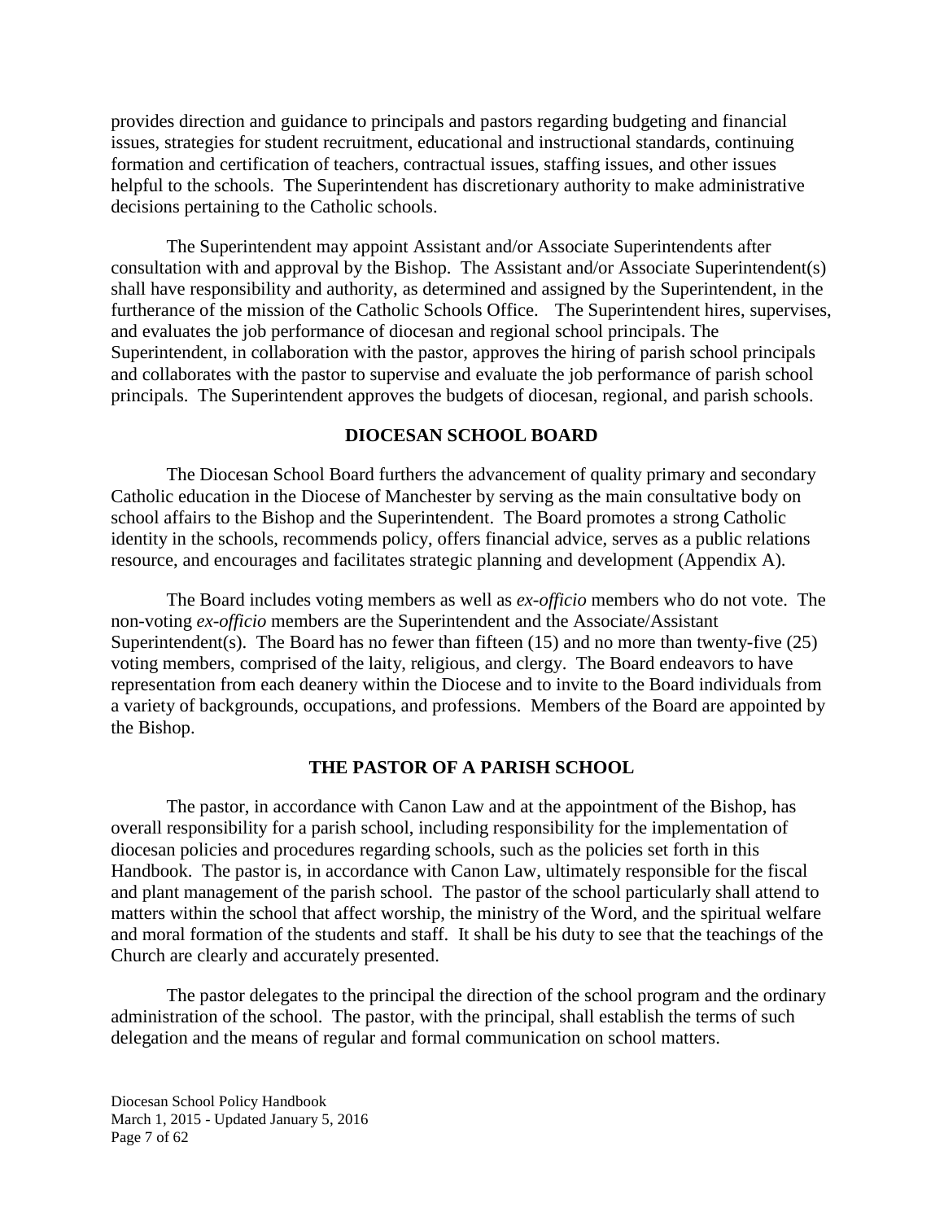provides direction and guidance to principals and pastors regarding budgeting and financial issues, strategies for student recruitment, educational and instructional standards, continuing formation and certification of teachers, contractual issues, staffing issues, and other issues helpful to the schools. The Superintendent has discretionary authority to make administrative decisions pertaining to the Catholic schools.

The Superintendent may appoint Assistant and/or Associate Superintendents after consultation with and approval by the Bishop. The Assistant and/or Associate Superintendent(s) shall have responsibility and authority, as determined and assigned by the Superintendent, in the furtherance of the mission of the Catholic Schools Office. The Superintendent hires, supervises, and evaluates the job performance of diocesan and regional school principals. The Superintendent, in collaboration with the pastor, approves the hiring of parish school principals and collaborates with the pastor to supervise and evaluate the job performance of parish school principals. The Superintendent approves the budgets of diocesan, regional, and parish schools.

## DIOCESAN SCHOOL BOARD

The Diocesan School Board furthers the advancement of quality primary and secondary Catholic education in the Diocese of Manchester by serving as the main consultative body on school affairs to the Bishop and the Superintendent. The Board promotes a strong Catholic identity in the schools, recommends policy, offers financial advice, serves as a public relations resource, and encourages and facilitates strategic planning and development (Appendix A).

The Board includes voting members as well as *ex-officio* members who do not vote. The non-voting *ex-officio* members are the Superintendent and the Associate/Assistant Superintendent(s). The Board has no fewer than fifteen (15) and no more than twenty-five (25) voting members, comprised of the laity, religious, and clergy. The Board endeavors to have representation from each deanery within the Diocese and to invite to the Board individuals from a variety of backgrounds, occupations, and professions. Members of the Board are appointed by the Bishop.

## THE PASTOR OF A PARISH SCHOOL

The pastor, in accordance with Canon Law and at the appointment of the Bishop, has overall responsibility for a parish school, including responsibility for the implementation of diocesan policies and procedures regarding schools, such as the policies set forth in this Handbook. The pastor is, in accordance with Canon Law, ultimately responsible for the fiscal and plant management of the parish school. The pastor of the school particularly shall attend to matters within the school that affect worship, the ministry of the Word, and the spiritual welfare and moral formation of the students and staff. It shall be his duty to see that the teachings of the Church are clearly and accurately presented.

The pastor delegates to the principal the direction of the school program and the ordinary administration of the school. The pastor, with the principal, shall establish the terms of such delegation and the means of regular and formal communication on school matters.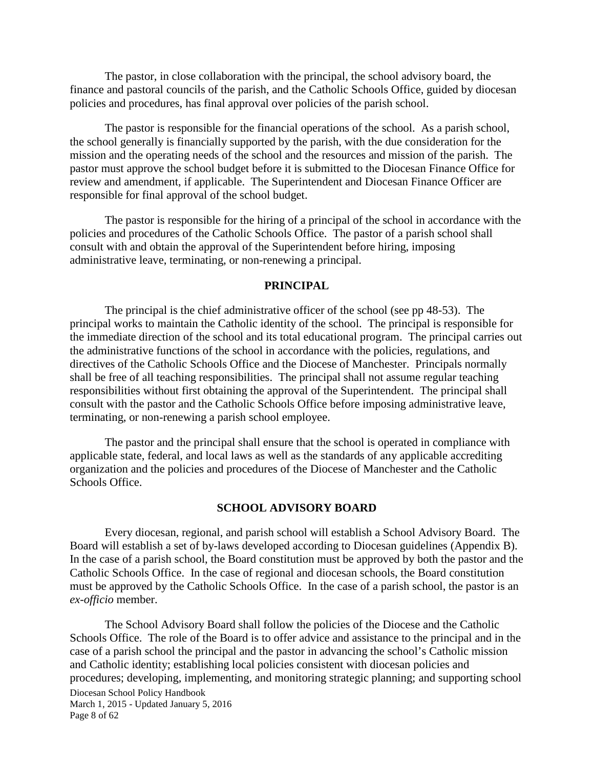The pastor, in close collaboration with the principal, the school advisory board, the finance and pastoral councils of the parish, and the Catholic Schools Office, guided by diocesan policies and procedures, has final approval over policies of the parish school.

The pastor is responsible for the financial operations of the school. As a parish school, the school generally is financially supported by the parish, with the due consideration for the mission and the operating needs of the school and the resources and mission of the parish. The pastor must approve the school budget before it is submitted to the Diocesan Finance Office for review and amendment, if applicable. The Superintendent and Diocesan Finance Officer are responsible for final approval of the school budget.

The pastor is responsible for the hiring of a principal of the school in accordance with the policies and procedures of the Catholic Schools Office. The pastor of a parish school shall consult with and obtain the approval of the Superintendent before hiring, imposing administrative leave, terminating, or non-renewing a principal.

## PRINCIPAL

The principal is the chief administrative officer of the school (see pp 48-53). The principal works to maintain the Catholic identity of the school. The principal is responsible for the immediate direction of the school and its total educational program. The principal carries out the administrative functions of the school in accordance with the policies, regulations, and directives of the Catholic Schools Office and the Diocese of Manchester. Principals normally shall be free of all teaching responsibilities. The principal shall not assume regular teaching responsibilities without first obtaining the approval of the Superintendent. The principal shall consult with the pastor and the Catholic Schools Office before imposing administrative leave, terminating, or non-renewing a parish school employee.

The pastor and the principal shall ensure that the school is operated in compliance with applicable state, federal, and local laws as well as the standards of any applicable accrediting organization and the policies and procedures of the Diocese of Manchester and the Catholic Schools Office.

## SCHOOL ADVISORY BOARD

Every diocesan, regional, and parish school will establish a School Advisory Board. The Board will establish a set of by-laws developed according to Diocesan guidelines (Appendix B). In the case of a parish school, the Board constitution must be approved by both the pastor and the Catholic Schools Office. In the case of regional and diocesan schools, the Board constitution must be approved by the Catholic Schools Office. In the case of a parish school, the pastor is an *ex-officio* member.

The School Advisory Board shall follow the policies of the Diocese and the Catholic Schools Office. The role of the Board is to offer advice and assistance to the principal and in the case of a parish school the principal and the pastor in advancing the school's Catholic mission and Catholic identity; establishing local policies consistent with diocesan policies and procedures; developing, implementing, and monitoring strategic planning; and supporting school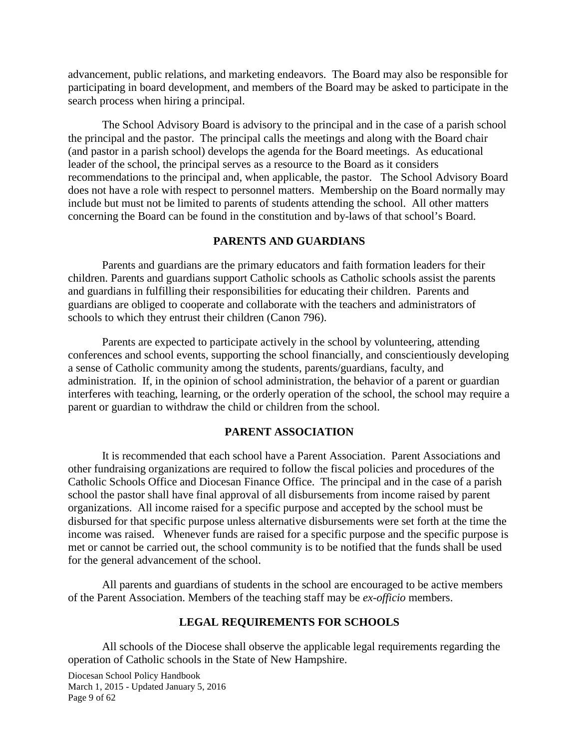advancement, public relations, and marketing endeavors. The Board may also be responsible for participating in board development, and members of the Board may be asked to participate in the search process when hiring a principal.

The School Advisory Board is advisory to the principal and in the case of a parish school the principal and the pastor. The principal calls the meetings and along with the Board chair (and pastor in a parish school) develops the agenda for the Board meetings. As educational leader of the school, the principal serves as a resource to the Board as it considers recommendations to the principal and, when applicable, the pastor. The School Advisory Board does not have a role with respect to personnel matters. Membership on the Board normally may include but must not be limited to parents of students attending the school. All other matters concerning the Board can be found in the constitution and by-laws of that school's Board.

## PARENTS AND GUARDIANS

Parents and guardians are the primary educators and faith formation leaders for their children. Parents and guardians support Catholic schools as Catholic schools assist the parents and guardians in fulfilling their responsibilities for educating their children. Parents and guardians are obliged to cooperate and collaborate with the teachers and administrators of schools to which they entrust their children (Canon 796).

Parents are expected to participate actively in the school by volunteering, attending conferences and school events, supporting the school financially, and conscientiously developing a sense of Catholic community among the students, parents/guardians, faculty, and administration. If, in the opinion of school administration, the behavior of a parent or guardian interferes with teaching, learning, or the orderly operation of the school, the school may require a parent or guardian to withdraw the child or children from the school.

## PARENT ASSOCIATION

It is recommended that each school have a Parent Association. Parent Associations and other fundraising organizations are required to follow the fiscal policies and procedures of the Catholic Schools Office and Diocesan Finance Office. The principal and in the case of a parish school the pastor shall have final approval of all disbursements from income raised by parent organizations. All income raised for a specific purpose and accepted by the school must be disbursed for that specific purpose unless alternative disbursements were set forth at the time the income was raised. Whenever funds are raised for a specific purpose and the specific purpose is met or cannot be carried out, the school community is to be notified that the funds shall be used for the general advancement of the school.

All parents and guardians of students in the school are encouraged to be active members of the Parent Association. Members of the teaching staff may be *ex-officio* members.

## LEGAL REQUIREMENTS FOR SCHOOLS

All schools of the Diocese shall observe the applicable legal requirements regarding the operation of Catholic schools in the State of New Hampshire.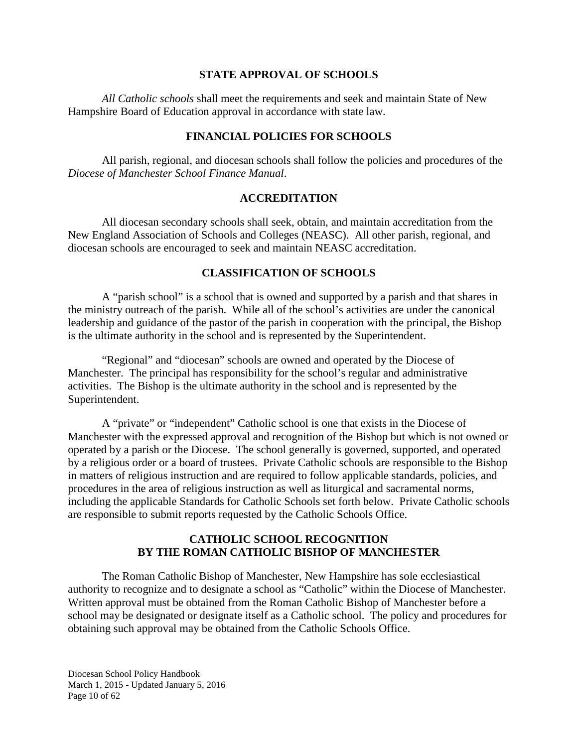## STATE APPROVAL OF SCHOOLS

*All Catholic schools* shall meet the requirements and seek and maintain State of New Hampshire Board of Education approval in accordance with state law.

## FINANCIAL POLICIES FOR SCHOOLS

All parish, regional, and diocesan schools shall follow the policies and procedures of the *Diocese of Manchester School Finance Manual*.

## ACCREDITATION

All diocesan secondary schools shall seek, obtain, and maintain accreditation from the New England Association of Schools and Colleges (NEASC). All other parish, regional, and diocesan schools are encouraged to seek and maintain NEASC accreditation.

## CLASSIFICATION OF SCHOOLS

A “parish school” is a school that is owned and supported by a parish and that shares in the ministry outreach of the parish. While all of the school’s activities are under the canonical leadership and guidance of the pastor of the parish in cooperation with the principal, the Bishop is the ultimate authority in the school and is represented by the Superintendent.

“Regional” and “diocesan” schools are owned and operated by the Diocese of Manchester. The principal has responsibility for the school’s regular and administrative activities. The Bishop is the ultimate authority in the school and is represented by the Superintendent.

A “private” or “independent” Catholic school is one that exists in the Diocese of Manchester with the expressed approval and recognition of the Bishop but which is not owned or operated by a parish or the Diocese. The school generally is governed, supported, and operated by a religious order or a board of trustees. Private Catholic schools are responsible to the Bishop in matters of religious instruction and are required to follow applicable standards, policies, and procedures in the area of religious instruction as well as liturgical and sacramental norms, including the applicable Standards for Catholic Schools set forth below. Private Catholic schools are responsible to submit reports requested by the Catholic Schools Office.

## CATHOLIC SCHOOL RECOGNITION BY THE ROMAN CATHOLIC BISHOP OF MANCHESTER

The Roman Catholic Bishop of Manchester, New Hampshire has sole ecclesiastical authority to recognize and to designate a school as “Catholic” within the Diocese of Manchester. Written approval must be obtained from the Roman Catholic Bishop of Manchester before a school may be designated or designate itself as a Catholic school. The policy and procedures for obtaining such approval may be obtained from the Catholic Schools Office.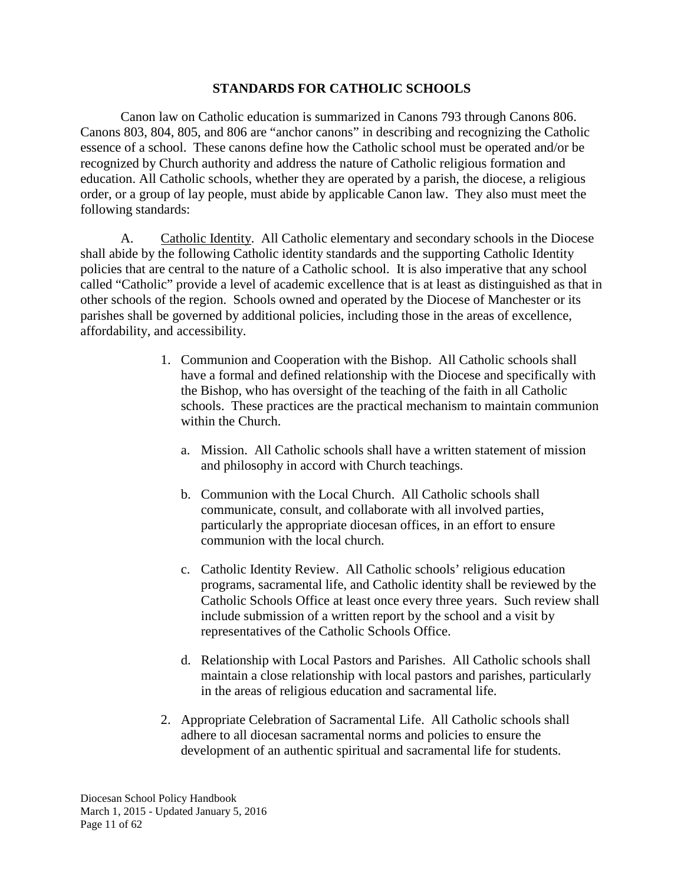# STANDARDS FOR CATHOLIC SCHOOLS

Canon law on Catholic education is summarized in Canons 793 through Canons 806. Canons 803, 804, 805, and 806 are "anchor canons" in describing and recognizing the Catholic essence of a school. These canons define how the Catholic school must be operated and/or be recognized by Church authority and address the nature of Catholic religious formation and education. All Catholic schools, whether they are operated by a parish, the diocese, a religious order, or a group of lay people, must abide by applicable Canon law. They also must meet the following standards:

A. Catholic Identity. All Catholic elementary and secondary schools in the Diocese shall abide by the following Catholic identity standards and the supporting Catholic Identity policies that are central to the nature of a Catholic school. It is also imperative that any school called "Catholic" provide a level of academic excellence that is at least as distinguished as that in other schools of the region. Schools owned and operated by the Diocese of Manchester or its parishes shall be governed by additional policies, including those in the areas of excellence, affordability, and accessibility.

1. Communion and Cooperation with the Bishop. All Catholic schools shall have a formal and defined relationship with the Diocese and specifically with the Bishop, who has oversight of the teaching of the faith in all Catholic schools. These practices are the practical mechanism to maintain communion within the Church.

   a. Mission. All Catholic schools shall have a written statement of mission and philosophy in accord with Church teachings.

   b. Communion with the Local Church. All Catholic schools shall communicate, consult, and collaborate with all involved parties, particularly the appropriate diocesan offices, in an effort to ensure communion with the local church.

   c. Catholic Identity Review. All Catholic schools' religious education programs, sacramental life, and Catholic identity shall be reviewed by the Catholic Schools Office at least once every three years. Such review shall include submission of a written report by the school and a visit by representatives of the Catholic Schools Office.

   d. Relationship with Local Pastors and Parishes. All Catholic schools shall maintain a close relationship with local pastors and parishes, particularly in the areas of religious education and sacramental life.

2. Appropriate Celebration of Sacramental Life. All Catholic schools shall adhere to all diocesan sacramental norms and policies to ensure the development of an authentic spiritual and sacramental life for students.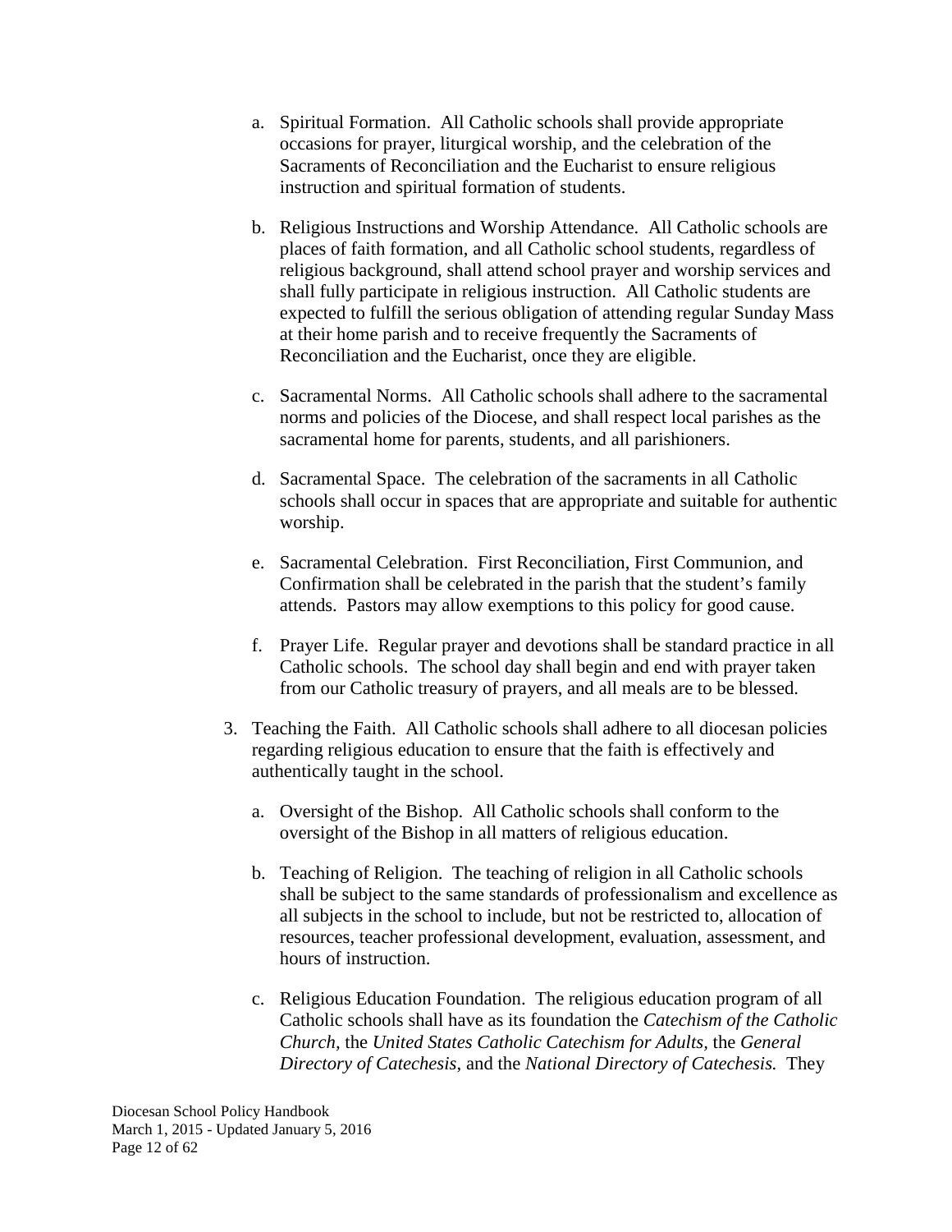a. Spiritual Formation. All Catholic schools shall provide appropriate occasions for prayer, liturgical worship, and the celebration of the Sacraments of Reconciliation and the Eucharist to ensure religious instruction and spiritual formation of students.

b. Religious Instructions and Worship Attendance. All Catholic schools are places of faith formation, and all Catholic school students, regardless of religious background, shall attend school prayer and worship services and shall fully participate in religious instruction. All Catholic students are expected to fulfill the serious obligation of attending regular Sunday Mass at their home parish and to receive frequently the Sacraments of Reconciliation and the Eucharist, once they are eligible.

c. Sacramental Norms. All Catholic schools shall adhere to the sacramental norms and policies of the Diocese, and shall respect local parishes as the sacramental home for parents, students, and all parishioners.

d. Sacramental Space. The celebration of the sacraments in all Catholic schools shall occur in spaces that are appropriate and suitable for authentic worship.

e. Sacramental Celebration. First Reconciliation, First Communion, and Confirmation shall be celebrated in the parish that the student's family attends. Pastors may allow exemptions to this policy for good cause.

f. Prayer Life. Regular prayer and devotions shall be standard practice in all Catholic schools. The school day shall begin and end with prayer taken from our Catholic treasury of prayers, and all meals are to be blessed.

3. Teaching the Faith. All Catholic schools shall adhere to all diocesan policies regarding religious education to ensure that the faith is effectively and authentically taught in the school.

   a. Oversight of the Bishop. All Catholic schools shall conform to the oversight of the Bishop in all matters of religious education.

   b. Teaching of Religion. The teaching of religion in all Catholic schools shall be subject to the same standards of professionalism and excellence as all subjects in the school to include, but not be restricted to, allocation of resources, teacher professional development, evaluation, assessment, and hours of instruction.

   c. Religious Education Foundation. The religious education program of all Catholic schools shall have as its foundation the *Catechism of the Catholic Church*, the *United States Catholic Catechism for Adults*, the *General Directory of Catechesis*, and the *National Directory of Catechesis.* They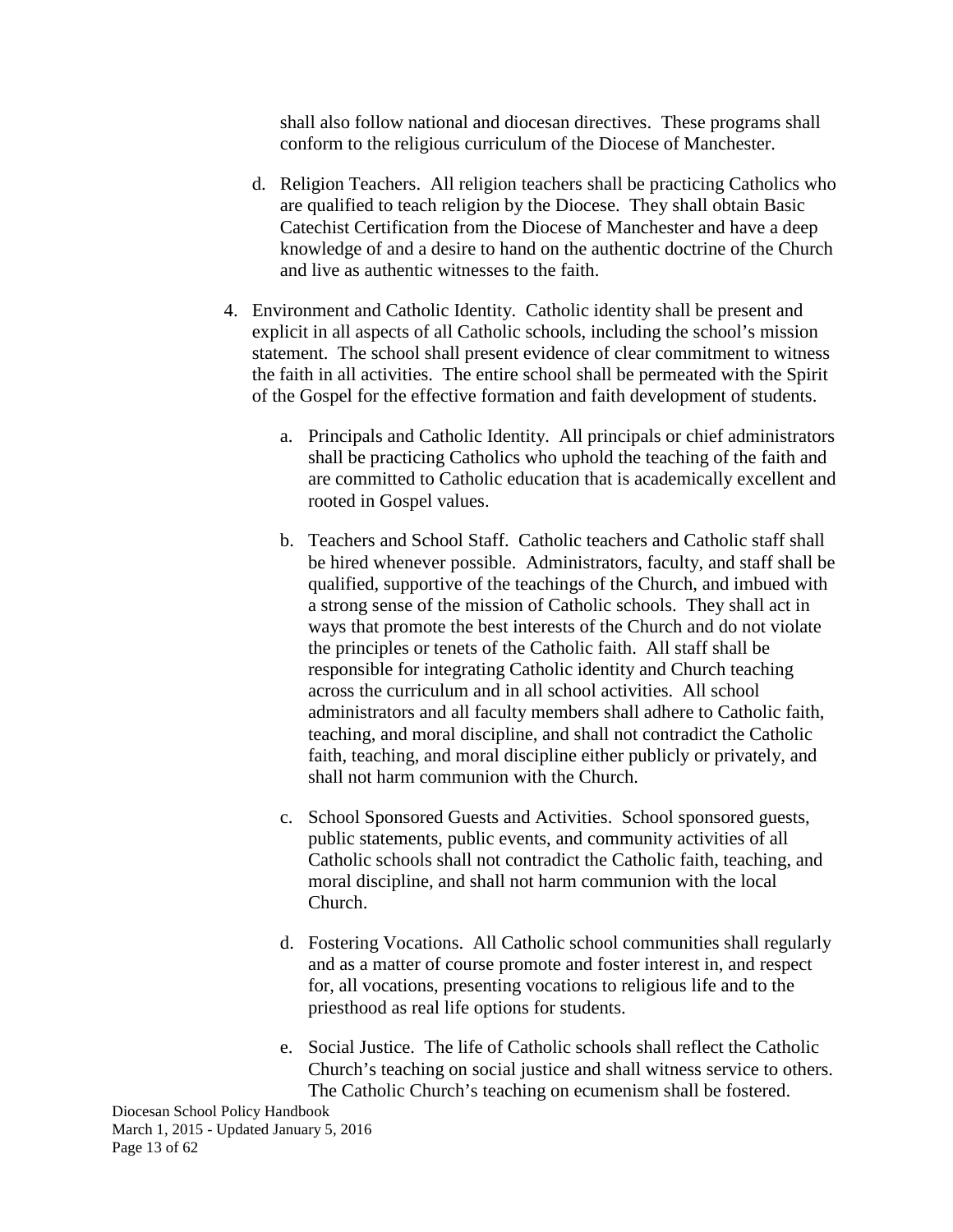shall also follow national and diocesan directives. These programs shall conform to the religious curriculum of the Diocese of Manchester.

d. Religion Teachers. All religion teachers shall be practicing Catholics who are qualified to teach religion by the Diocese. They shall obtain Basic Catechist Certification from the Diocese of Manchester and have a deep knowledge of and a desire to hand on the authentic doctrine of the Church and live as authentic witnesses to the faith.

4. Environment and Catholic Identity. Catholic identity shall be present and explicit in all aspects of all Catholic schools, including the school's mission statement. The school shall present evidence of clear commitment to witness the faith in all activities. The entire school shall be permeated with the Spirit of the Gospel for the effective formation and faith development of students.

   a. Principals and Catholic Identity. All principals or chief administrators shall be practicing Catholics who uphold the teaching of the faith and are committed to Catholic education that is academically excellent and rooted in Gospel values.

   b. Teachers and School Staff. Catholic teachers and Catholic staff shall be hired whenever possible. Administrators, faculty, and staff shall be qualified, supportive of the teachings of the Church, and imbued with a strong sense of the mission of Catholic schools. They shall act in ways that promote the best interests of the Church and do not violate the principles or tenets of the Catholic faith. All staff shall be responsible for integrating Catholic identity and Church teaching across the curriculum and in all school activities. All school administrators and all faculty members shall adhere to Catholic faith, teaching, and moral discipline, and shall not contradict the Catholic faith, teaching, and moral discipline either publicly or privately, and shall not harm communion with the Church.

   c. School Sponsored Guests and Activities. School sponsored guests, public statements, public events, and community activities of all Catholic schools shall not contradict the Catholic faith, teaching, and moral discipline, and shall not harm communion with the local Church.

   d. Fostering Vocations. All Catholic school communities shall regularly and as a matter of course promote and foster interest in, and respect for, all vocations, presenting vocations to religious life and to the priesthood as real life options for students.

   e. Social Justice. The life of Catholic schools shall reflect the Catholic Church's teaching on social justice and shall witness service to others. The Catholic Church's teaching on ecumenism shall be fostered.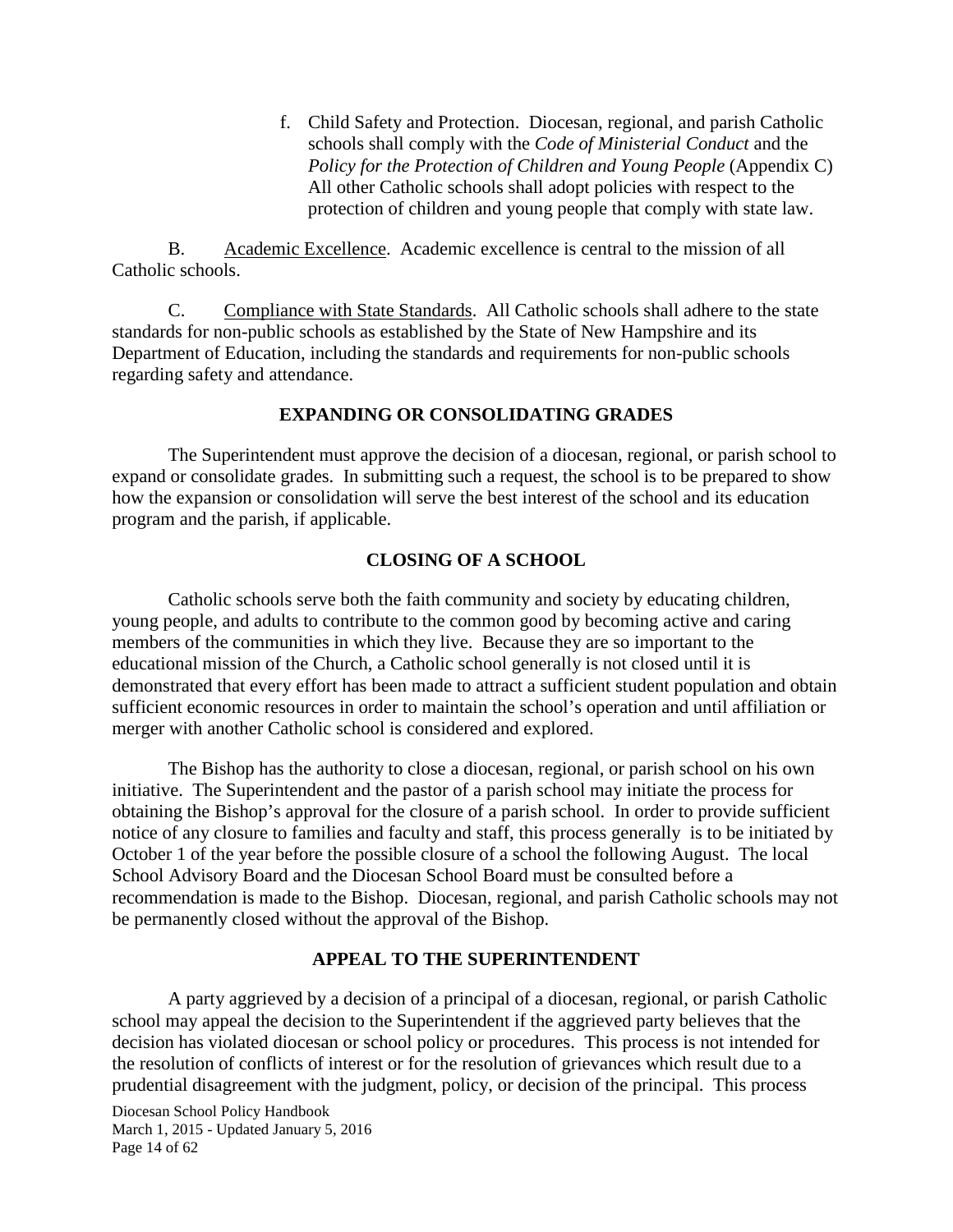f. Child Safety and Protection. Diocesan, regional, and parish Catholic schools shall comply with the *Code of Ministerial Conduct* and the *Policy for the Protection of Children and Young People* (Appendix C) All other Catholic schools shall adopt policies with respect to the protection of children and young people that comply with state law.

B. Academic Excellence. Academic excellence is central to the mission of all Catholic schools.

C. Compliance with State Standards. All Catholic schools shall adhere to the state standards for non-public schools as established by the State of New Hampshire and its Department of Education, including the standards and requirements for non-public schools regarding safety and attendance.

## EXPANDING OR CONSOLIDATING GRADES

The Superintendent must approve the decision of a diocesan, regional, or parish school to expand or consolidate grades. In submitting such a request, the school is to be prepared to show how the expansion or consolidation will serve the best interest of the school and its education program and the parish, if applicable.

## CLOSING OF A SCHOOL

Catholic schools serve both the faith community and society by educating children, young people, and adults to contribute to the common good by becoming active and caring members of the communities in which they live. Because they are so important to the educational mission of the Church, a Catholic school generally is not closed until it is demonstrated that every effort has been made to attract a sufficient student population and obtain sufficient economic resources in order to maintain the school's operation and until affiliation or merger with another Catholic school is considered and explored.

The Bishop has the authority to close a diocesan, regional, or parish school on his own initiative. The Superintendent and the pastor of a parish school may initiate the process for obtaining the Bishop's approval for the closure of a parish school. In order to provide sufficient notice of any closure to families and faculty and staff, this process generally is to be initiated by October 1 of the year before the possible closure of a school the following August. The local School Advisory Board and the Diocesan School Board must be consulted before a recommendation is made to the Bishop. Diocesan, regional, and parish Catholic schools may not be permanently closed without the approval of the Bishop.

## APPEAL TO THE SUPERINTENDENT

A party aggrieved by a decision of a principal of a diocesan, regional, or parish Catholic school may appeal the decision to the Superintendent if the aggrieved party believes that the decision has violated diocesan or school policy or procedures. This process is not intended for the resolution of conflicts of interest or for the resolution of grievances which result due to a prudential disagreement with the judgment, policy, or decision of the principal. This process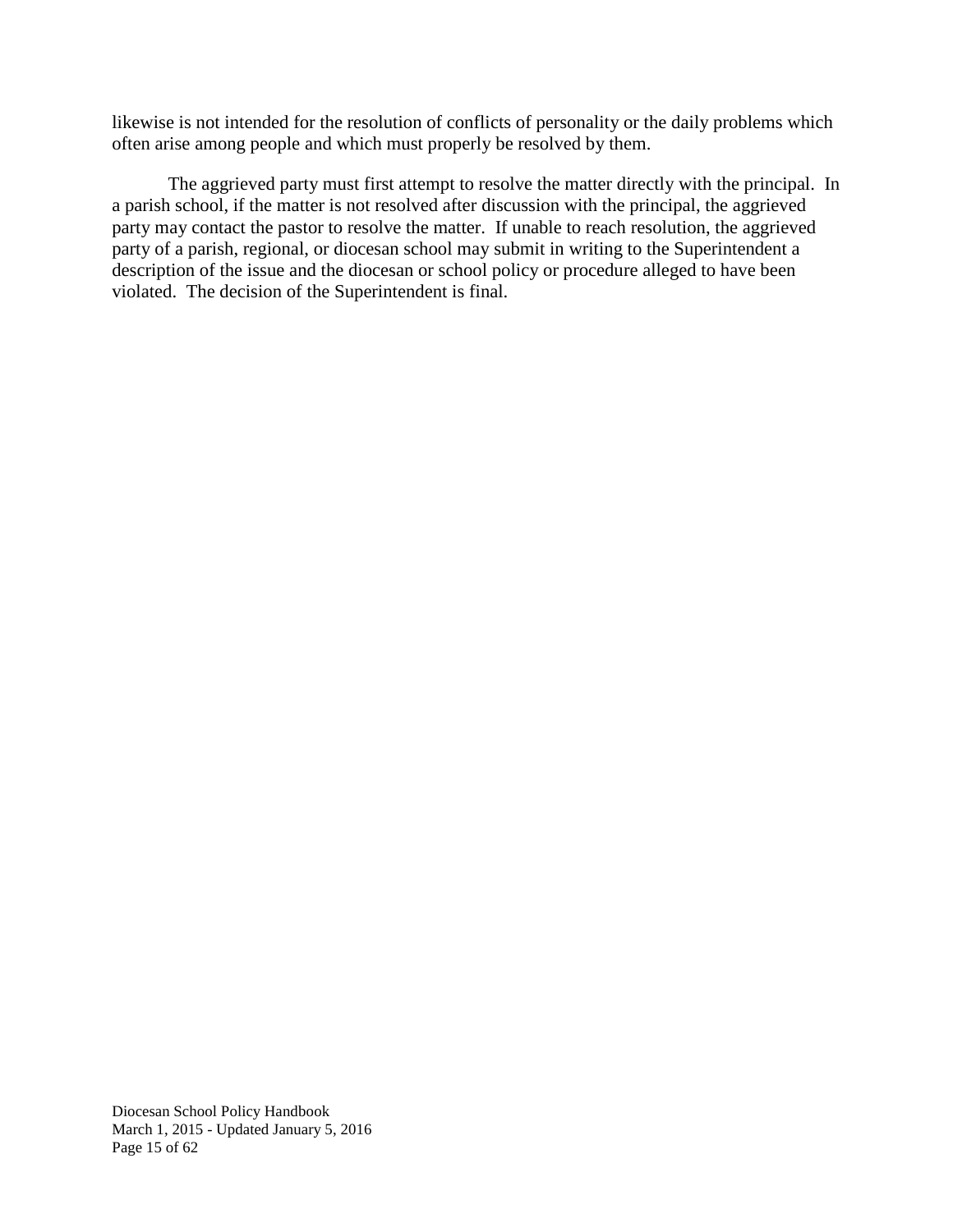likewise is not intended for the resolution of conflicts of personality or the daily problems which often arise among people and which must properly be resolved by them.

The aggrieved party must first attempt to resolve the matter directly with the principal. In a parish school, if the matter is not resolved after discussion with the principal, the aggrieved party may contact the pastor to resolve the matter. If unable to reach resolution, the aggrieved party of a parish, regional, or diocesan school may submit in writing to the Superintendent a description of the issue and the diocesan or school policy or procedure alleged to have been violated. The decision of the Superintendent is final.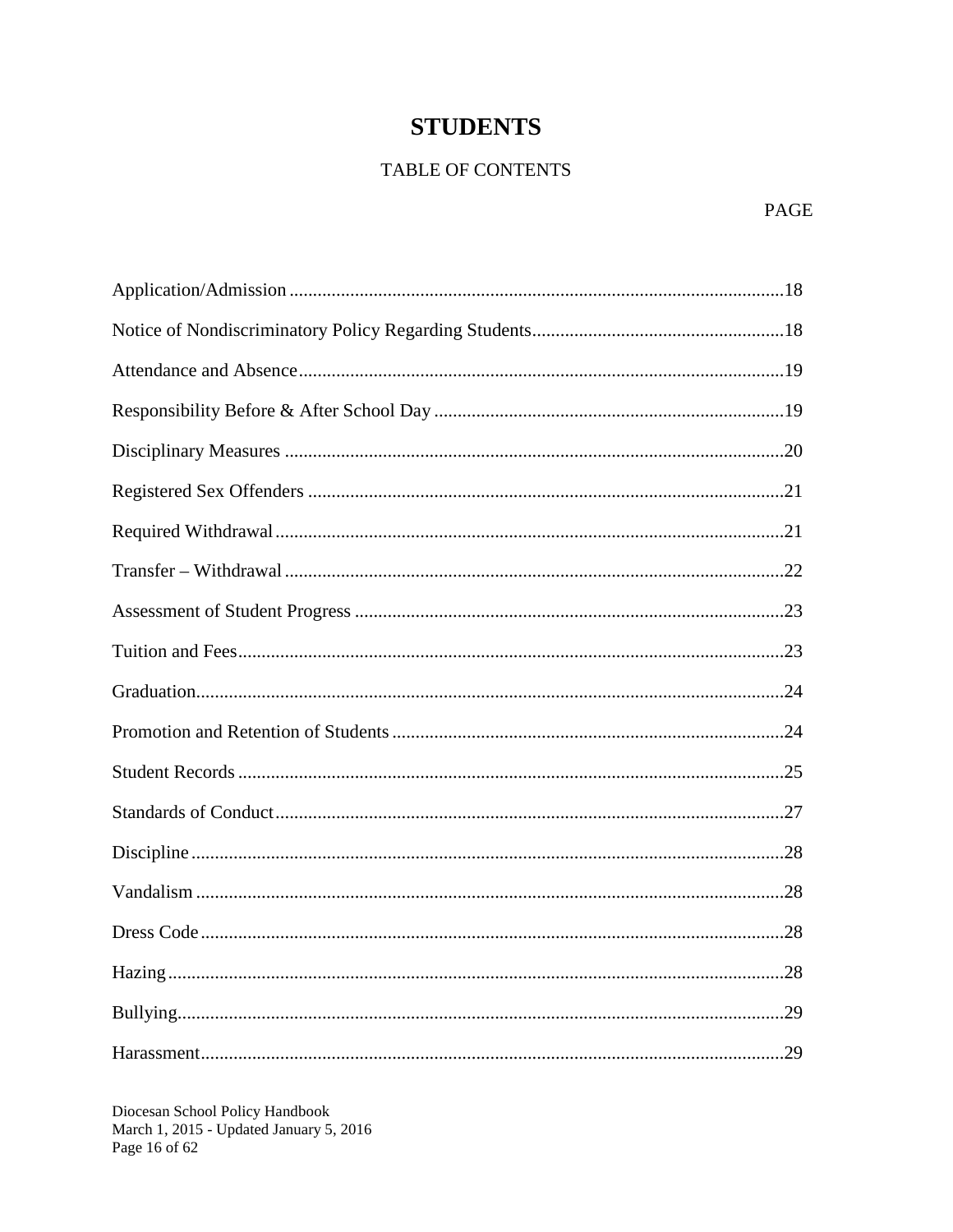# STUDENTS

TABLE OF CONTENTS

| | PAGE |
|---|---|
| Application/Admission | 18 |
| Notice of Nondiscriminatory Policy Regarding Students | 18 |
| Attendance and Absence | 19 |
| Responsibility Before & After School Day | 19 |
| Disciplinary Measures | 20 |
| Registered Sex Offenders | 21 |
| Required Withdrawal | 21 |
| Transfer – Withdrawal | 22 |
| Assessment of Student Progress | 23 |
| Tuition and Fees | 23 |
| Graduation | 24 |
| Promotion and Retention of Students | 24 |
| Student Records | 25 |
| Standards of Conduct | 27 |
| Discipline | 28 |
| Vandalism | 28 |
| Dress Code | 28 |
| Hazing | 28 |
| Bullying | 29 |
| Harassment | 29 |

Diocesan School Policy Handbook
March 1, 2015 - Updated January 5, 2016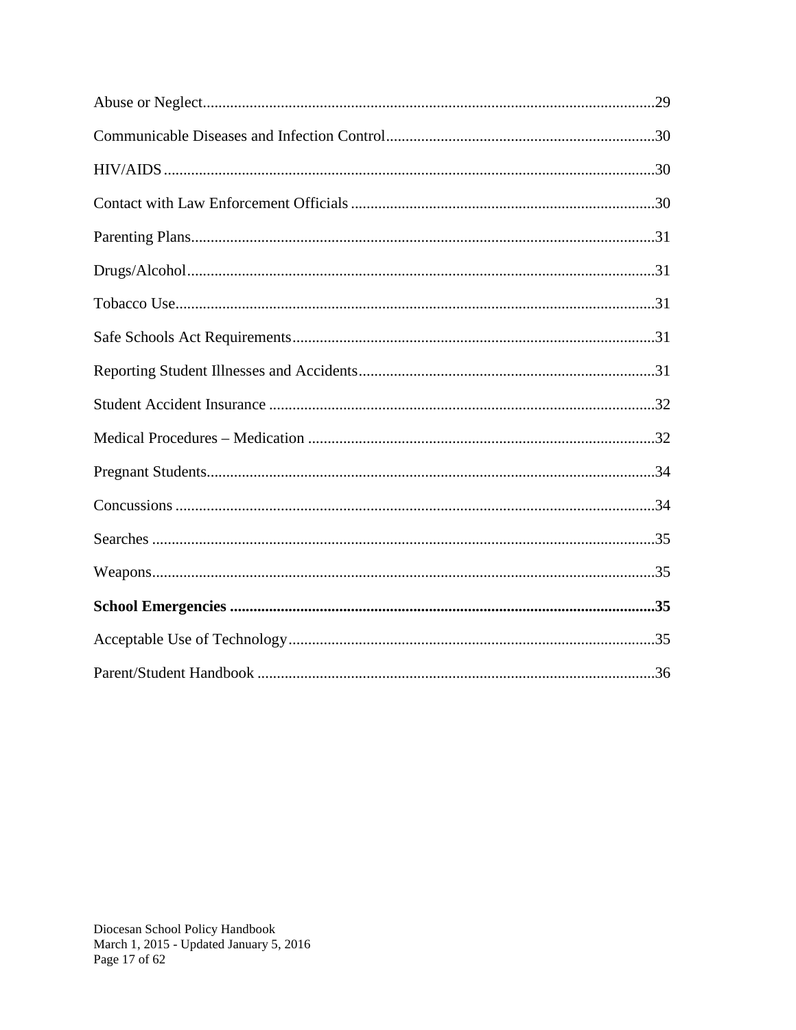Abuse or Neglect....................................................................................................................29

Communicable Diseases and Infection Control.....................................................................30

HIV/AIDS..............................................................................................................................30

Contact with Law Enforcement Officials..............................................................................30

Parenting Plans.......................................................................................................................31

Drugs/Alcohol........................................................................................................................31

Tobacco Use...........................................................................................................................31

Safe Schools Act Requirements.............................................................................................31

Reporting Student Illnesses and Accidents............................................................................31

Student Accident Insurance ...................................................................................................32

Medical Procedures – Medication .........................................................................................32

Pregnant Students...................................................................................................................34

Concussions ...........................................................................................................................34

Searches .................................................................................................................................35

Weapons.................................................................................................................................35

**School Emergencies ............................................................................................................35**

Acceptable Use of Technology..............................................................................................35

Parent/Student Handbook ......................................................................................................36

Diocesan School Policy Handbook
March 1, 2015 - Updated January 5, 2016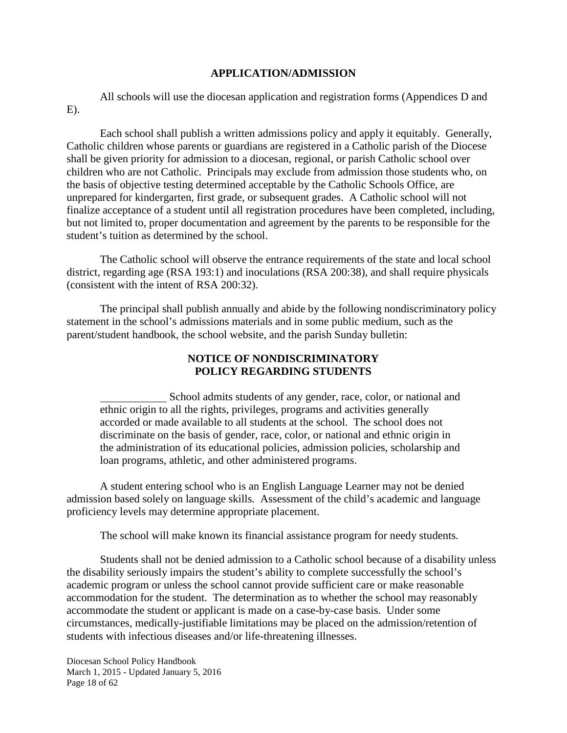## APPLICATION/ADMISSION

All schools will use the diocesan application and registration forms (Appendices D and E).

Each school shall publish a written admissions policy and apply it equitably. Generally, Catholic children whose parents or guardians are registered in a Catholic parish of the Diocese shall be given priority for admission to a diocesan, regional, or parish Catholic school over children who are not Catholic. Principals may exclude from admission those students who, on the basis of objective testing determined acceptable by the Catholic Schools Office, are unprepared for kindergarten, first grade, or subsequent grades. A Catholic school will not finalize acceptance of a student until all registration procedures have been completed, including, but not limited to, proper documentation and agreement by the parents to be responsible for the student's tuition as determined by the school.

The Catholic school will observe the entrance requirements of the state and local school district, regarding age (RSA 193:1) and inoculations (RSA 200:38), and shall require physicals (consistent with the intent of RSA 200:32).

The principal shall publish annually and abide by the following nondiscriminatory policy statement in the school's admissions materials and in some public medium, such as the parent/student handbook, the school website, and the parish Sunday bulletin:

### NOTICE OF NONDISCRIMINATORY POLICY REGARDING STUDENTS

> ____________ School admits students of any gender, race, color, or national and ethnic origin to all the rights, privileges, programs and activities generally accorded or made available to all students at the school. The school does not discriminate on the basis of gender, race, color, or national and ethnic origin in the administration of its educational policies, admission policies, scholarship and loan programs, athletic, and other administered programs.

A student entering school who is an English Language Learner may not be denied admission based solely on language skills. Assessment of the child's academic and language proficiency levels may determine appropriate placement.

The school will make known its financial assistance program for needy students.

Students shall not be denied admission to a Catholic school because of a disability unless the disability seriously impairs the student's ability to complete successfully the school's academic program or unless the school cannot provide sufficient care or make reasonable accommodation for the student. The determination as to whether the school may reasonably accommodate the student or applicant is made on a case-by-case basis. Under some circumstances, medically-justifiable limitations may be placed on the admission/retention of students with infectious diseases and/or life-threatening illnesses.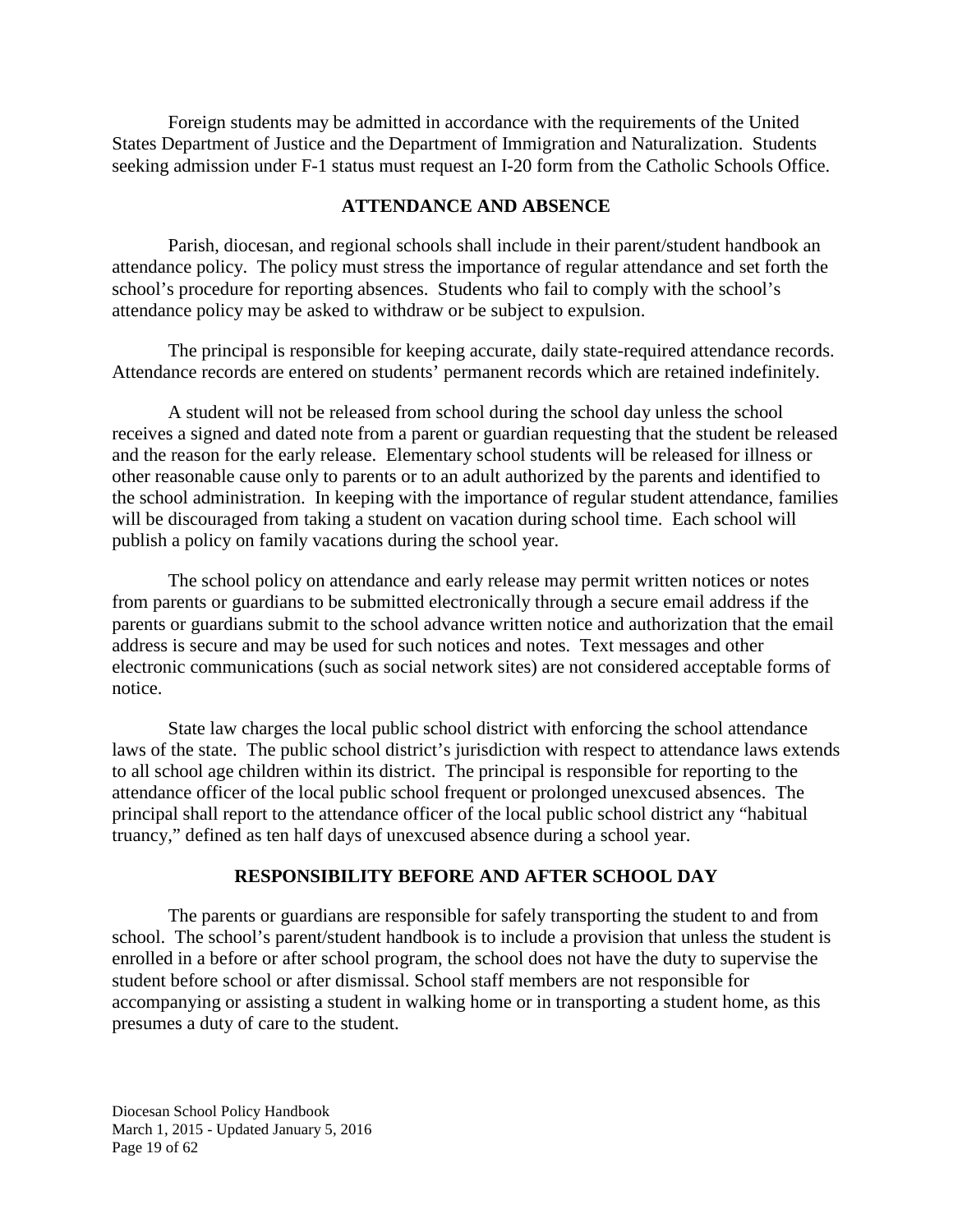Foreign students may be admitted in accordance with the requirements of the United States Department of Justice and the Department of Immigration and Naturalization. Students seeking admission under F-1 status must request an I-20 form from the Catholic Schools Office.

## ATTENDANCE AND ABSENCE

Parish, diocesan, and regional schools shall include in their parent/student handbook an attendance policy. The policy must stress the importance of regular attendance and set forth the school's procedure for reporting absences. Students who fail to comply with the school's attendance policy may be asked to withdraw or be subject to expulsion.

The principal is responsible for keeping accurate, daily state-required attendance records. Attendance records are entered on students' permanent records which are retained indefinitely.

A student will not be released from school during the school day unless the school receives a signed and dated note from a parent or guardian requesting that the student be released and the reason for the early release. Elementary school students will be released for illness or other reasonable cause only to parents or to an adult authorized by the parents and identified to the school administration. In keeping with the importance of regular student attendance, families will be discouraged from taking a student on vacation during school time. Each school will publish a policy on family vacations during the school year.

The school policy on attendance and early release may permit written notices or notes from parents or guardians to be submitted electronically through a secure email address if the parents or guardians submit to the school advance written notice and authorization that the email address is secure and may be used for such notices and notes. Text messages and other electronic communications (such as social network sites) are not considered acceptable forms of notice.

State law charges the local public school district with enforcing the school attendance laws of the state. The public school district's jurisdiction with respect to attendance laws extends to all school age children within its district. The principal is responsible for reporting to the attendance officer of the local public school frequent or prolonged unexcused absences. The principal shall report to the attendance officer of the local public school district any "habitual truancy," defined as ten half days of unexcused absence during a school year.

## RESPONSIBILITY BEFORE AND AFTER SCHOOL DAY

The parents or guardians are responsible for safely transporting the student to and from school. The school's parent/student handbook is to include a provision that unless the student is enrolled in a before or after school program, the school does not have the duty to supervise the student before school or after dismissal. School staff members are not responsible for accompanying or assisting a student in walking home or in transporting a student home, as this presumes a duty of care to the student.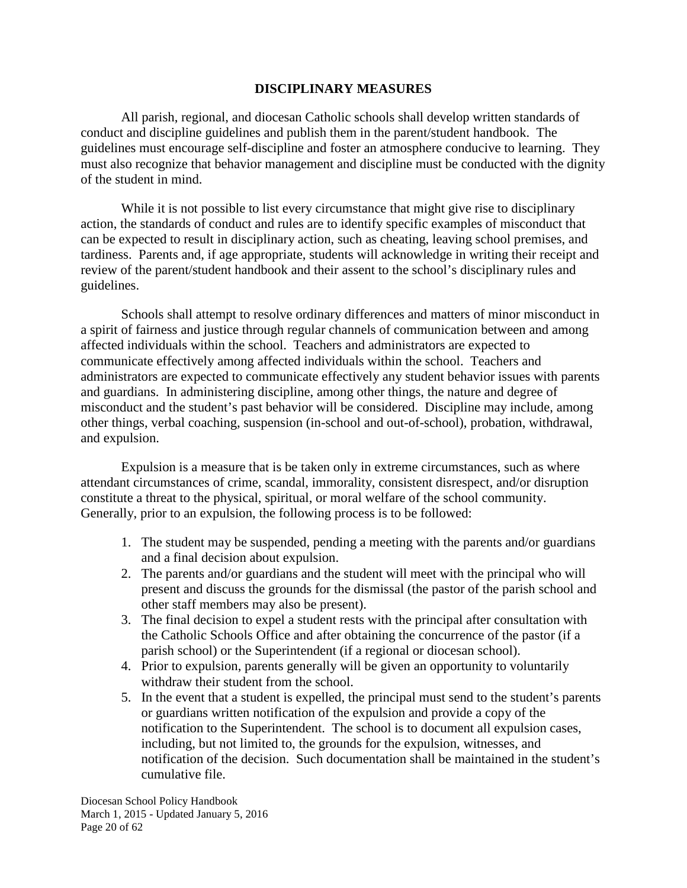## DISCIPLINARY MEASURES

All parish, regional, and diocesan Catholic schools shall develop written standards of conduct and discipline guidelines and publish them in the parent/student handbook. The guidelines must encourage self-discipline and foster an atmosphere conducive to learning. They must also recognize that behavior management and discipline must be conducted with the dignity of the student in mind.

While it is not possible to list every circumstance that might give rise to disciplinary action, the standards of conduct and rules are to identify specific examples of misconduct that can be expected to result in disciplinary action, such as cheating, leaving school premises, and tardiness. Parents and, if age appropriate, students will acknowledge in writing their receipt and review of the parent/student handbook and their assent to the school's disciplinary rules and guidelines.

Schools shall attempt to resolve ordinary differences and matters of minor misconduct in a spirit of fairness and justice through regular channels of communication between and among affected individuals within the school. Teachers and administrators are expected to communicate effectively among affected individuals within the school. Teachers and administrators are expected to communicate effectively any student behavior issues with parents and guardians. In administering discipline, among other things, the nature and degree of misconduct and the student's past behavior will be considered. Discipline may include, among other things, verbal coaching, suspension (in-school and out-of-school), probation, withdrawal, and expulsion.

Expulsion is a measure that is be taken only in extreme circumstances, such as where attendant circumstances of crime, scandal, immorality, consistent disrespect, and/or disruption constitute a threat to the physical, spiritual, or moral welfare of the school community. Generally, prior to an expulsion, the following process is to be followed:

1. The student may be suspended, pending a meeting with the parents and/or guardians and a final decision about expulsion.
2. The parents and/or guardians and the student will meet with the principal who will present and discuss the grounds for the dismissal (the pastor of the parish school and other staff members may also be present).
3. The final decision to expel a student rests with the principal after consultation with the Catholic Schools Office and after obtaining the concurrence of the pastor (if a parish school) or the Superintendent (if a regional or diocesan school).
4. Prior to expulsion, parents generally will be given an opportunity to voluntarily withdraw their student from the school.
5. In the event that a student is expelled, the principal must send to the student's parents or guardians written notification of the expulsion and provide a copy of the notification to the Superintendent. The school is to document all expulsion cases, including, but not limited to, the grounds for the expulsion, witnesses, and notification of the decision. Such documentation shall be maintained in the student's cumulative file.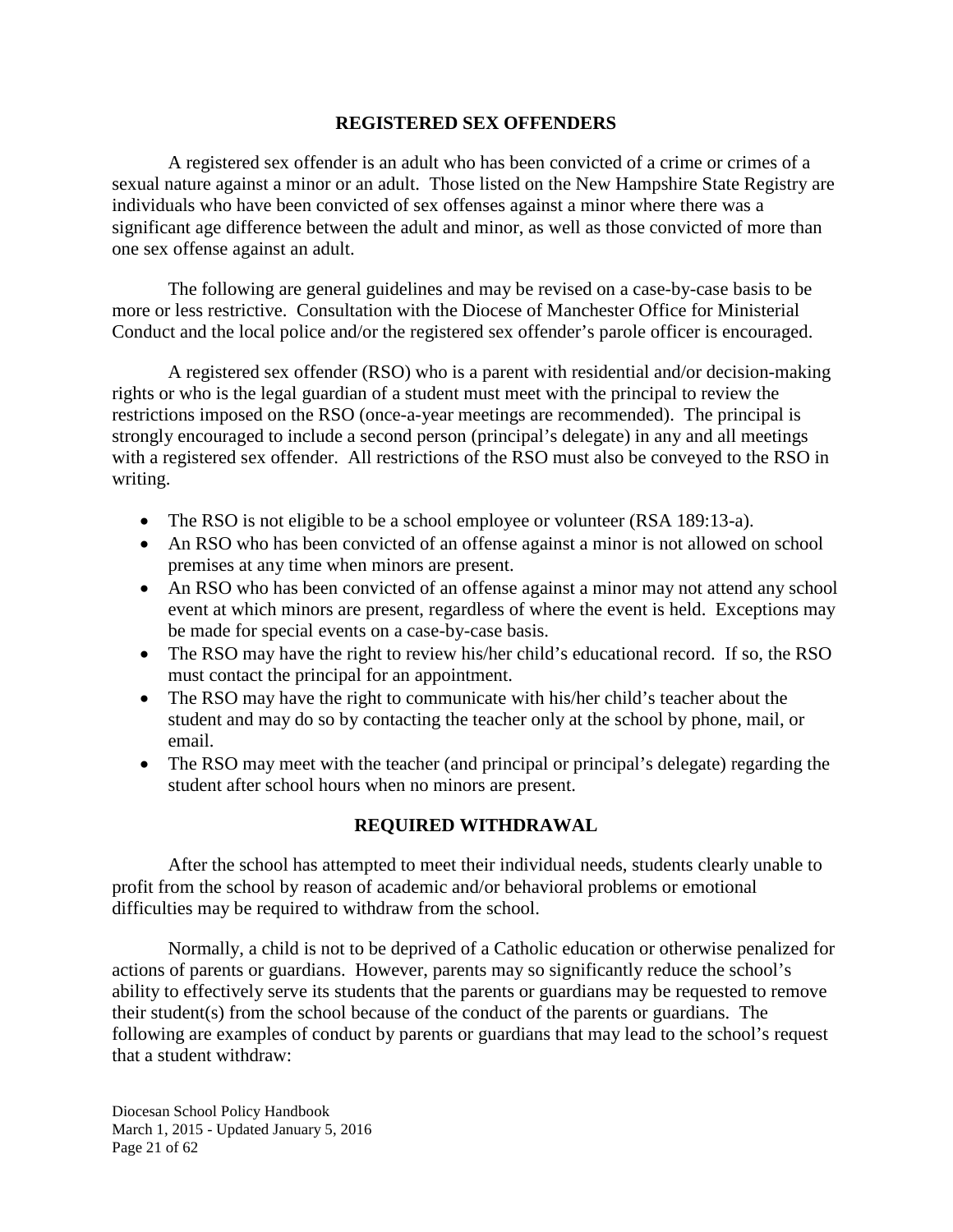## REGISTERED SEX OFFENDERS

A registered sex offender is an adult who has been convicted of a crime or crimes of a sexual nature against a minor or an adult. Those listed on the New Hampshire State Registry are individuals who have been convicted of sex offenses against a minor where there was a significant age difference between the adult and minor, as well as those convicted of more than one sex offense against an adult.

The following are general guidelines and may be revised on a case-by-case basis to be more or less restrictive. Consultation with the Diocese of Manchester Office for Ministerial Conduct and the local police and/or the registered sex offender's parole officer is encouraged.

A registered sex offender (RSO) who is a parent with residential and/or decision-making rights or who is the legal guardian of a student must meet with the principal to review the restrictions imposed on the RSO (once-a-year meetings are recommended). The principal is strongly encouraged to include a second person (principal's delegate) in any and all meetings with a registered sex offender. All restrictions of the RSO must also be conveyed to the RSO in writing.

- The RSO is not eligible to be a school employee or volunteer (RSA 189:13-a).
- An RSO who has been convicted of an offense against a minor is not allowed on school premises at any time when minors are present.
- An RSO who has been convicted of an offense against a minor may not attend any school event at which minors are present, regardless of where the event is held. Exceptions may be made for special events on a case-by-case basis.
- The RSO may have the right to review his/her child's educational record. If so, the RSO must contact the principal for an appointment.
- The RSO may have the right to communicate with his/her child's teacher about the student and may do so by contacting the teacher only at the school by phone, mail, or email.
- The RSO may meet with the teacher (and principal or principal's delegate) regarding the student after school hours when no minors are present.

## REQUIRED WITHDRAWAL

After the school has attempted to meet their individual needs, students clearly unable to profit from the school by reason of academic and/or behavioral problems or emotional difficulties may be required to withdraw from the school.

Normally, a child is not to be deprived of a Catholic education or otherwise penalized for actions of parents or guardians. However, parents may so significantly reduce the school's ability to effectively serve its students that the parents or guardians may be requested to remove their student(s) from the school because of the conduct of the parents or guardians. The following are examples of conduct by parents or guardians that may lead to the school's request that a student withdraw: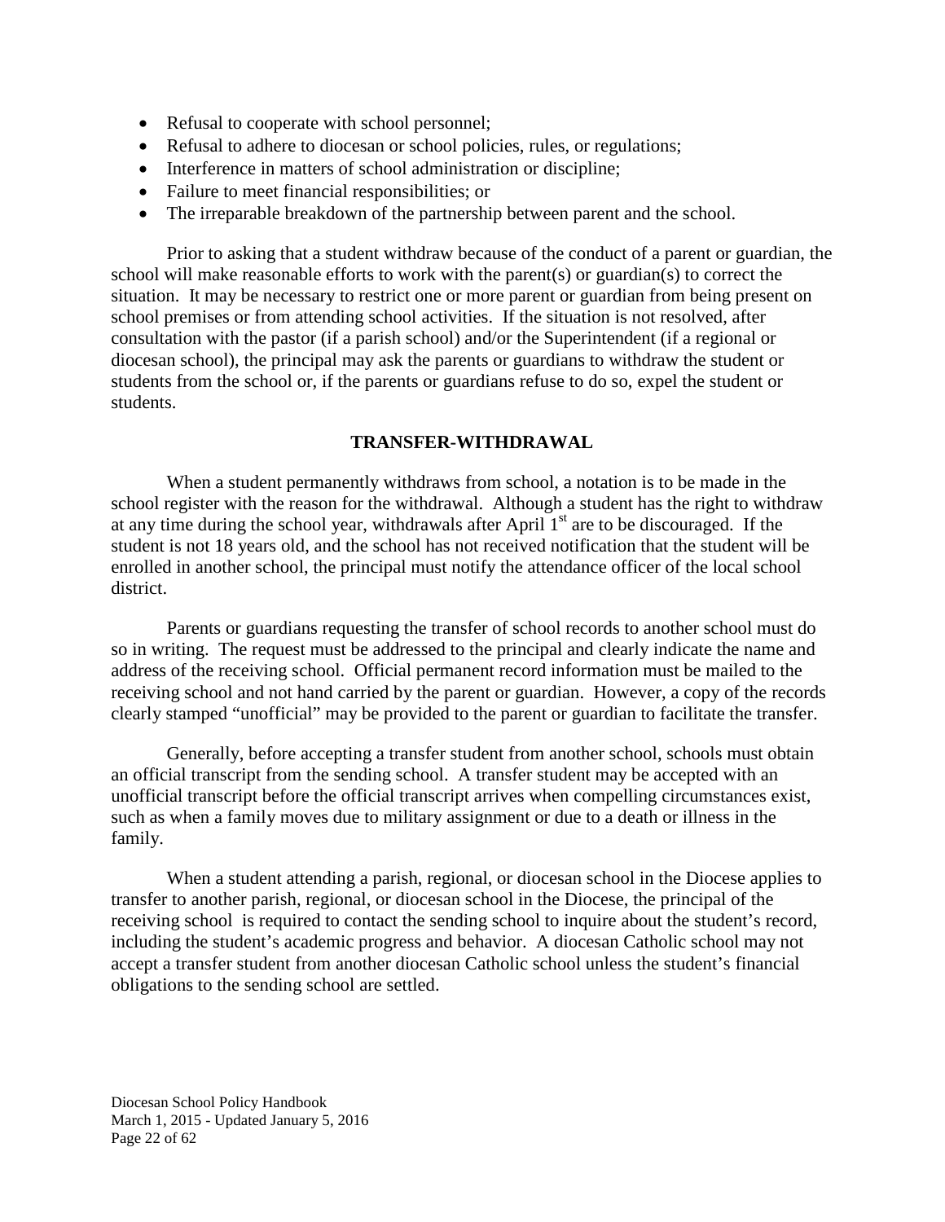- Refusal to cooperate with school personnel;
- Refusal to adhere to diocesan or school policies, rules, or regulations;
- Interference in matters of school administration or discipline;
- Failure to meet financial responsibilities; or
- The irreparable breakdown of the partnership between parent and the school.

Prior to asking that a student withdraw because of the conduct of a parent or guardian, the school will make reasonable efforts to work with the parent(s) or guardian(s) to correct the situation. It may be necessary to restrict one or more parent or guardian from being present on school premises or from attending school activities. If the situation is not resolved, after consultation with the pastor (if a parish school) and/or the Superintendent (if a regional or diocesan school), the principal may ask the parents or guardians to withdraw the student or students from the school or, if the parents or guardians refuse to do so, expel the student or students.

## TRANSFER-WITHDRAWAL

When a student permanently withdraws from school, a notation is to be made in the school register with the reason for the withdrawal. Although a student has the right to withdraw at any time during the school year, withdrawals after April 1st are to be discouraged. If the student is not 18 years old, and the school has not received notification that the student will be enrolled in another school, the principal must notify the attendance officer of the local school district.

Parents or guardians requesting the transfer of school records to another school must do so in writing. The request must be addressed to the principal and clearly indicate the name and address of the receiving school. Official permanent record information must be mailed to the receiving school and not hand carried by the parent or guardian. However, a copy of the records clearly stamped "unofficial" may be provided to the parent or guardian to facilitate the transfer.

Generally, before accepting a transfer student from another school, schools must obtain an official transcript from the sending school. A transfer student may be accepted with an unofficial transcript before the official transcript arrives when compelling circumstances exist, such as when a family moves due to military assignment or due to a death or illness in the family.

When a student attending a parish, regional, or diocesan school in the Diocese applies to transfer to another parish, regional, or diocesan school in the Diocese, the principal of the receiving school is required to contact the sending school to inquire about the student's record, including the student's academic progress and behavior. A diocesan Catholic school may not accept a transfer student from another diocesan Catholic school unless the student's financial obligations to the sending school are settled.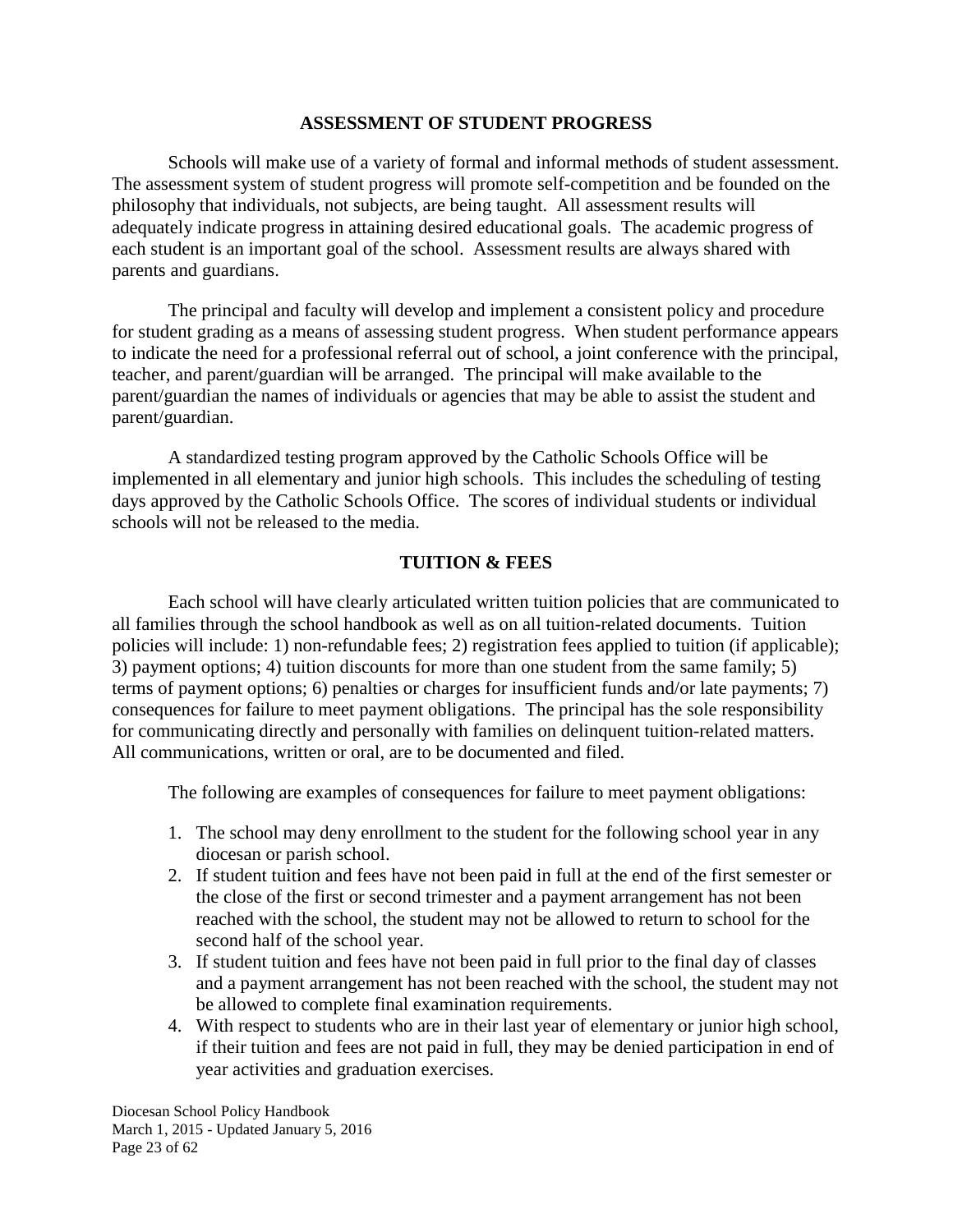## ASSESSMENT OF STUDENT PROGRESS

Schools will make use of a variety of formal and informal methods of student assessment. The assessment system of student progress will promote self-competition and be founded on the philosophy that individuals, not subjects, are being taught. All assessment results will adequately indicate progress in attaining desired educational goals. The academic progress of each student is an important goal of the school. Assessment results are always shared with parents and guardians.

The principal and faculty will develop and implement a consistent policy and procedure for student grading as a means of assessing student progress. When student performance appears to indicate the need for a professional referral out of school, a joint conference with the principal, teacher, and parent/guardian will be arranged. The principal will make available to the parent/guardian the names of individuals or agencies that may be able to assist the student and parent/guardian.

A standardized testing program approved by the Catholic Schools Office will be implemented in all elementary and junior high schools. This includes the scheduling of testing days approved by the Catholic Schools Office. The scores of individual students or individual schools will not be released to the media.

## TUITION & FEES

Each school will have clearly articulated written tuition policies that are communicated to all families through the school handbook as well as on all tuition-related documents. Tuition policies will include: 1) non-refundable fees; 2) registration fees applied to tuition (if applicable); 3) payment options; 4) tuition discounts for more than one student from the same family; 5) terms of payment options; 6) penalties or charges for insufficient funds and/or late payments; 7) consequences for failure to meet payment obligations. The principal has the sole responsibility for communicating directly and personally with families on delinquent tuition-related matters. All communications, written or oral, are to be documented and filed.

The following are examples of consequences for failure to meet payment obligations:

1. The school may deny enrollment to the student for the following school year in any diocesan or parish school.
2. If student tuition and fees have not been paid in full at the end of the first semester or the close of the first or second trimester and a payment arrangement has not been reached with the school, the student may not be allowed to return to school for the second half of the school year.
3. If student tuition and fees have not been paid in full prior to the final day of classes and a payment arrangement has not been reached with the school, the student may not be allowed to complete final examination requirements.
4. With respect to students who are in their last year of elementary or junior high school, if their tuition and fees are not paid in full, they may be denied participation in end of year activities and graduation exercises.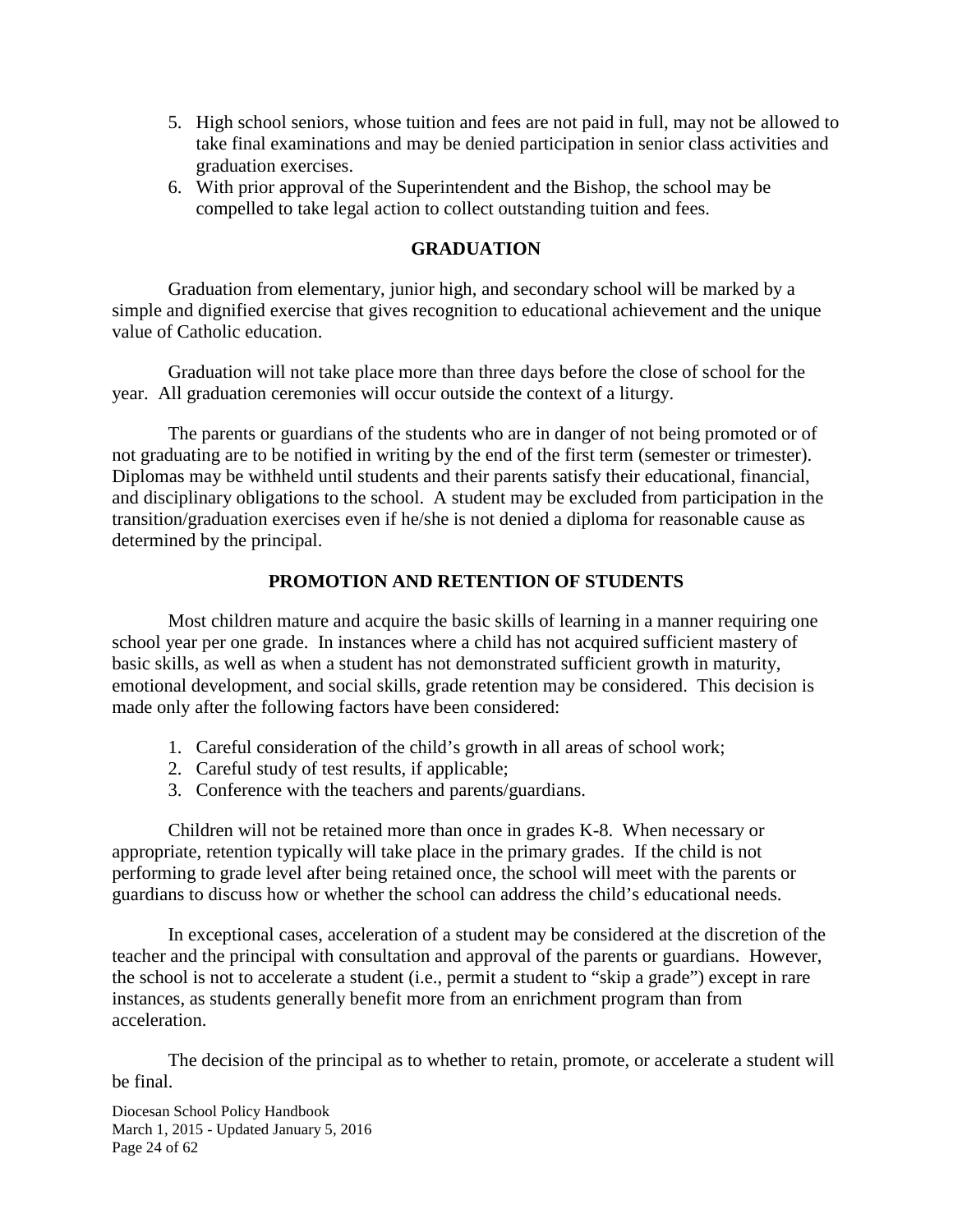5. High school seniors, whose tuition and fees are not paid in full, may not be allowed to take final examinations and may be denied participation in senior class activities and graduation exercises.
6. With prior approval of the Superintendent and the Bishop, the school may be compelled to take legal action to collect outstanding tuition and fees.

## GRADUATION

Graduation from elementary, junior high, and secondary school will be marked by a simple and dignified exercise that gives recognition to educational achievement and the unique value of Catholic education.

Graduation will not take place more than three days before the close of school for the year. All graduation ceremonies will occur outside the context of a liturgy.

The parents or guardians of the students who are in danger of not being promoted or of not graduating are to be notified in writing by the end of the first term (semester or trimester). Diplomas may be withheld until students and their parents satisfy their educational, financial, and disciplinary obligations to the school. A student may be excluded from participation in the transition/graduation exercises even if he/she is not denied a diploma for reasonable cause as determined by the principal.

## PROMOTION AND RETENTION OF STUDENTS

Most children mature and acquire the basic skills of learning in a manner requiring one school year per one grade. In instances where a child has not acquired sufficient mastery of basic skills, as well as when a student has not demonstrated sufficient growth in maturity, emotional development, and social skills, grade retention may be considered. This decision is made only after the following factors have been considered:

1. Careful consideration of the child's growth in all areas of school work;
2. Careful study of test results, if applicable;
3. Conference with the teachers and parents/guardians.

Children will not be retained more than once in grades K-8. When necessary or appropriate, retention typically will take place in the primary grades. If the child is not performing to grade level after being retained once, the school will meet with the parents or guardians to discuss how or whether the school can address the child's educational needs.

In exceptional cases, acceleration of a student may be considered at the discretion of the teacher and the principal with consultation and approval of the parents or guardians. However, the school is not to accelerate a student (i.e., permit a student to "skip a grade") except in rare instances, as students generally benefit more from an enrichment program than from acceleration.

The decision of the principal as to whether to retain, promote, or accelerate a student will be final.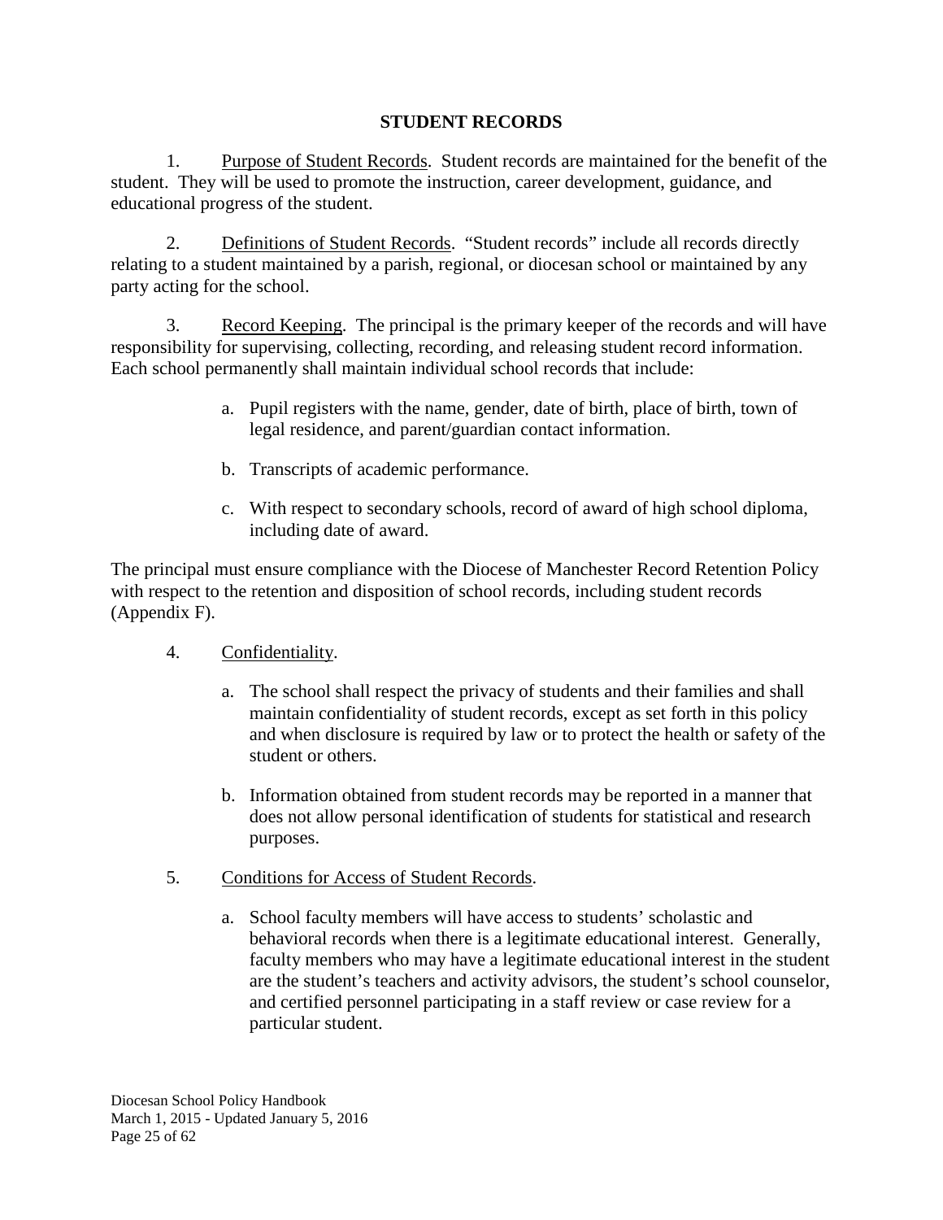## STUDENT RECORDS

1. Purpose of Student Records. Student records are maintained for the benefit of the student. They will be used to promote the instruction, career development, guidance, and educational progress of the student.

2. Definitions of Student Records. "Student records" include all records directly relating to a student maintained by a parish, regional, or diocesan school or maintained by any party acting for the school.

3. Record Keeping. The principal is the primary keeper of the records and will have responsibility for supervising, collecting, recording, and releasing student record information. Each school permanently shall maintain individual school records that include:

    a. Pupil registers with the name, gender, date of birth, place of birth, town of legal residence, and parent/guardian contact information.

    b. Transcripts of academic performance.

    c. With respect to secondary schools, record of award of high school diploma, including date of award.

The principal must ensure compliance with the Diocese of Manchester Record Retention Policy with respect to the retention and disposition of school records, including student records (Appendix F).

4. Confidentiality.

    a. The school shall respect the privacy of students and their families and shall maintain confidentiality of student records, except as set forth in this policy and when disclosure is required by law or to protect the health or safety of the student or others.

    b. Information obtained from student records may be reported in a manner that does not allow personal identification of students for statistical and research purposes.

5. Conditions for Access of Student Records.

    a. School faculty members will have access to students' scholastic and behavioral records when there is a legitimate educational interest. Generally, faculty members who may have a legitimate educational interest in the student are the student's teachers and activity advisors, the student's school counselor, and certified personnel participating in a staff review or case review for a particular student.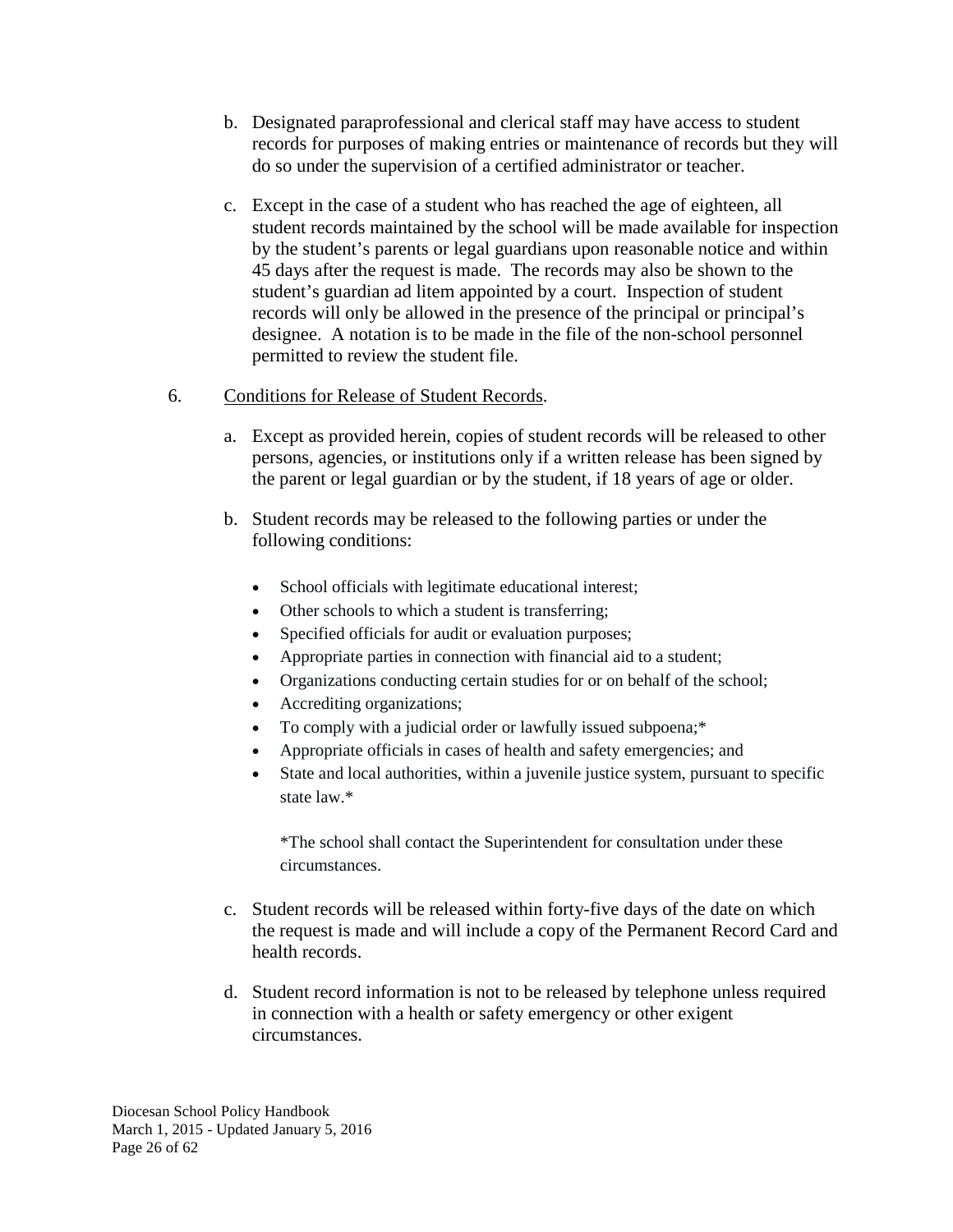b. Designated paraprofessional and clerical staff may have access to student records for purposes of making entries or maintenance of records but they will do so under the supervision of a certified administrator or teacher.

c. Except in the case of a student who has reached the age of eighteen, all student records maintained by the school will be made available for inspection by the student's parents or legal guardians upon reasonable notice and within 45 days after the request is made. The records may also be shown to the student's guardian ad litem appointed by a court. Inspection of student records will only be allowed in the presence of the principal or principal's designee. A notation is to be made in the file of the non-school personnel permitted to review the student file.

6. Conditions for Release of Student Records.

a. Except as provided herein, copies of student records will be released to other persons, agencies, or institutions only if a written release has been signed by the parent or legal guardian or by the student, if 18 years of age or older.

b. Student records may be released to the following parties or under the following conditions:

- School officials with legitimate educational interest;
- Other schools to which a student is transferring;
- Specified officials for audit or evaluation purposes;
- Appropriate parties in connection with financial aid to a student;
- Organizations conducting certain studies for or on behalf of the school;
- Accrediting organizations;
- To comply with a judicial order or lawfully issued subpoena;*
- Appropriate officials in cases of health and safety emergencies; and
- State and local authorities, within a juvenile justice system, pursuant to specific state law.*

*The school shall contact the Superintendent for consultation under these circumstances.

c. Student records will be released within forty-five days of the date on which the request is made and will include a copy of the Permanent Record Card and health records.

d. Student record information is not to be released by telephone unless required in connection with a health or safety emergency or other exigent circumstances.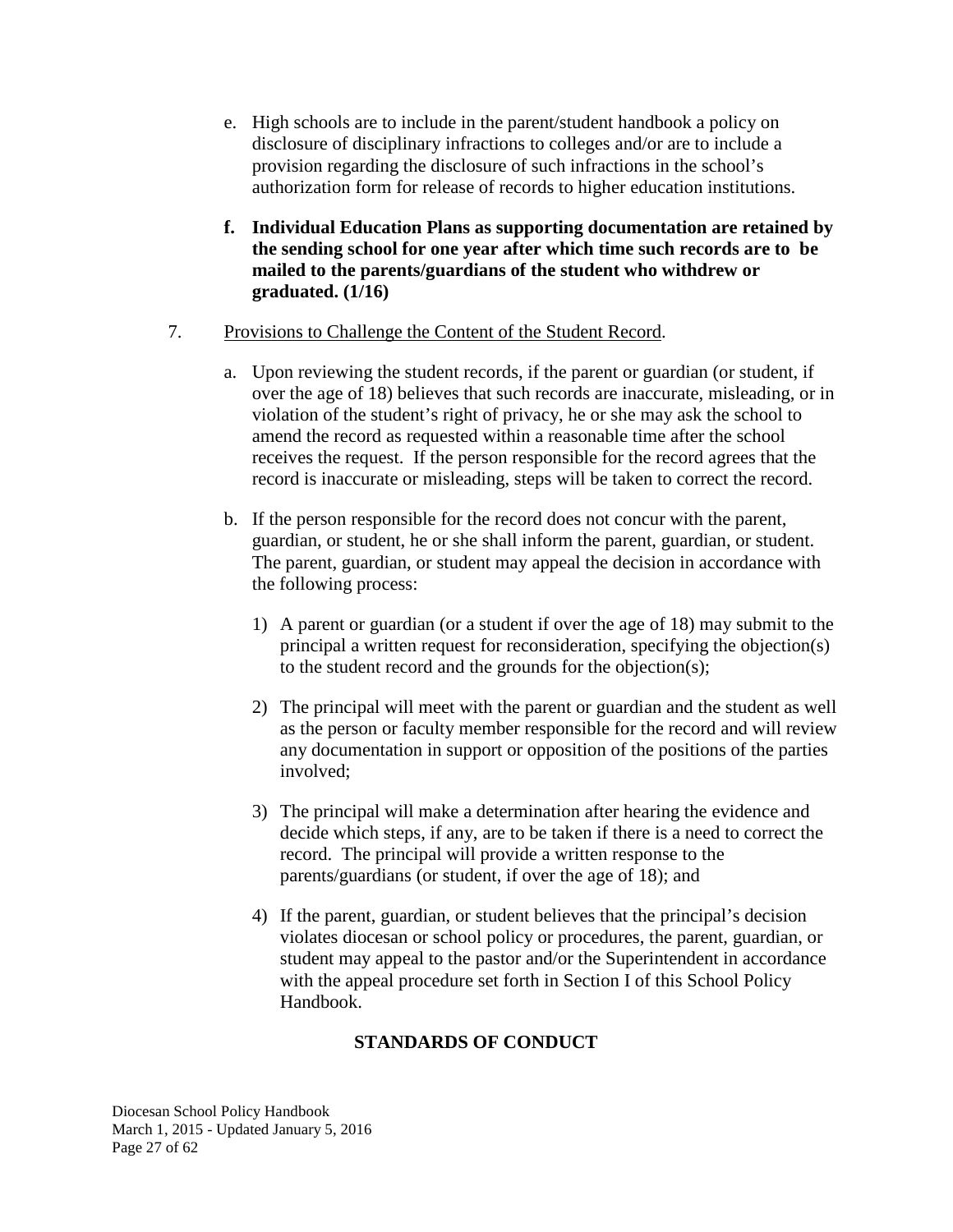e. High schools are to include in the parent/student handbook a policy on disclosure of disciplinary infractions to colleges and/or are to include a provision regarding the disclosure of such infractions in the school's authorization form for release of records to higher education institutions.

**f. Individual Education Plans as supporting documentation are retained by the sending school for one year after which time such records are to be mailed to the parents/guardians of the student who withdrew or graduated. (1/16)**

7. Provisions to Challenge the Content of the Student Record.

a. Upon reviewing the student records, if the parent or guardian (or student, if over the age of 18) believes that such records are inaccurate, misleading, or in violation of the student's right of privacy, he or she may ask the school to amend the record as requested within a reasonable time after the school receives the request. If the person responsible for the record agrees that the record is inaccurate or misleading, steps will be taken to correct the record.

b. If the person responsible for the record does not concur with the parent, guardian, or student, he or she shall inform the parent, guardian, or student. The parent, guardian, or student may appeal the decision in accordance with the following process:

1) A parent or guardian (or a student if over the age of 18) may submit to the principal a written request for reconsideration, specifying the objection(s) to the student record and the grounds for the objection(s);

2) The principal will meet with the parent or guardian and the student as well as the person or faculty member responsible for the record and will review any documentation in support or opposition of the positions of the parties involved;

3) The principal will make a determination after hearing the evidence and decide which steps, if any, are to be taken if there is a need to correct the record. The principal will provide a written response to the parents/guardians (or student, if over the age of 18); and

4) If the parent, guardian, or student believes that the principal's decision violates diocesan or school policy or procedures, the parent, guardian, or student may appeal to the pastor and/or the Superintendent in accordance with the appeal procedure set forth in Section I of this School Policy Handbook.

## STANDARDS OF CONDUCT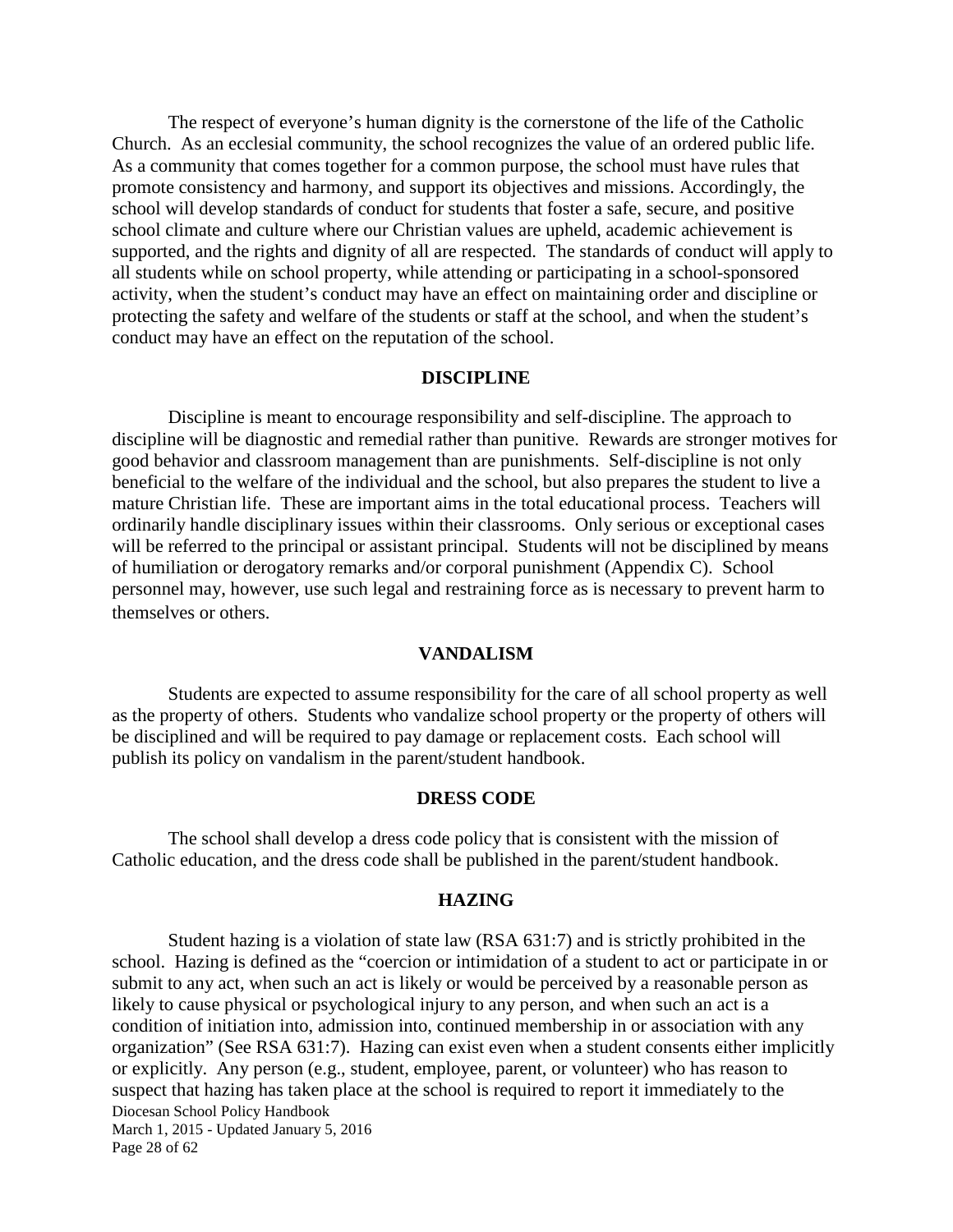The respect of everyone's human dignity is the cornerstone of the life of the Catholic Church. As an ecclesial community, the school recognizes the value of an ordered public life. As a community that comes together for a common purpose, the school must have rules that promote consistency and harmony, and support its objectives and missions. Accordingly, the school will develop standards of conduct for students that foster a safe, secure, and positive school climate and culture where our Christian values are upheld, academic achievement is supported, and the rights and dignity of all are respected. The standards of conduct will apply to all students while on school property, while attending or participating in a school-sponsored activity, when the student's conduct may have an effect on maintaining order and discipline or protecting the safety and welfare of the students or staff at the school, and when the student's conduct may have an effect on the reputation of the school.

## DISCIPLINE

Discipline is meant to encourage responsibility and self-discipline. The approach to discipline will be diagnostic and remedial rather than punitive. Rewards are stronger motives for good behavior and classroom management than are punishments. Self-discipline is not only beneficial to the welfare of the individual and the school, but also prepares the student to live a mature Christian life. These are important aims in the total educational process. Teachers will ordinarily handle disciplinary issues within their classrooms. Only serious or exceptional cases will be referred to the principal or assistant principal. Students will not be disciplined by means of humiliation or derogatory remarks and/or corporal punishment (Appendix C). School personnel may, however, use such legal and restraining force as is necessary to prevent harm to themselves or others.

## VANDALISM

Students are expected to assume responsibility for the care of all school property as well as the property of others. Students who vandalize school property or the property of others will be disciplined and will be required to pay damage or replacement costs. Each school will publish its policy on vandalism in the parent/student handbook.

## DRESS CODE

The school shall develop a dress code policy that is consistent with the mission of Catholic education, and the dress code shall be published in the parent/student handbook.

## HAZING

Student hazing is a violation of state law (RSA 631:7) and is strictly prohibited in the school. Hazing is defined as the "coercion or intimidation of a student to act or participate in or submit to any act, when such an act is likely or would be perceived by a reasonable person as likely to cause physical or psychological injury to any person, and when such an act is a condition of initiation into, admission into, continued membership in or association with any organization" (See RSA 631:7). Hazing can exist even when a student consents either implicitly or explicitly. Any person (e.g., student, employee, parent, or volunteer) who has reason to suspect that hazing has taken place at the school is required to report it immediately to the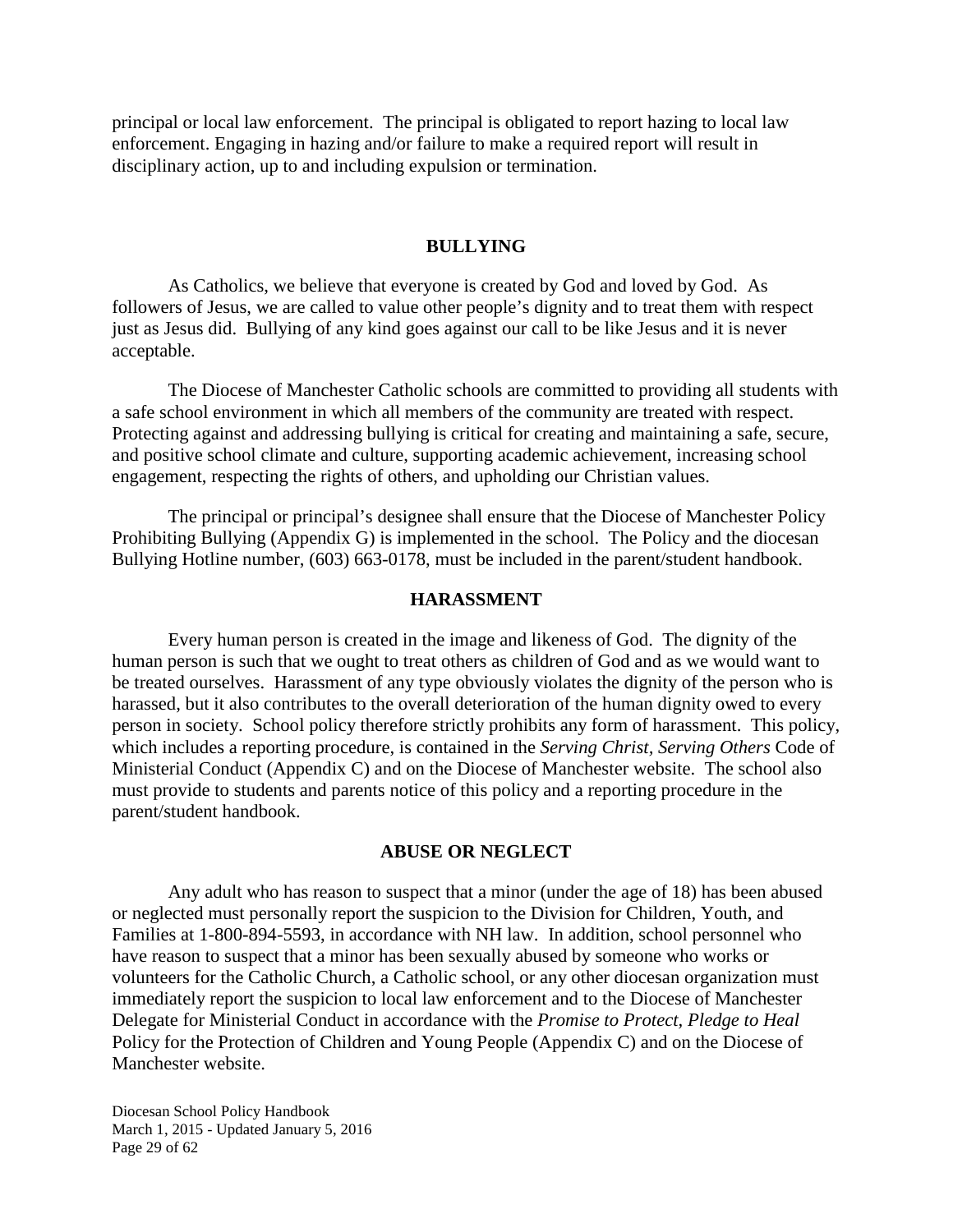principal or local law enforcement. The principal is obligated to report hazing to local law enforcement. Engaging in hazing and/or failure to make a required report will result in disciplinary action, up to and including expulsion or termination.

## BULLYING

As Catholics, we believe that everyone is created by God and loved by God. As followers of Jesus, we are called to value other people's dignity and to treat them with respect just as Jesus did. Bullying of any kind goes against our call to be like Jesus and it is never acceptable.

The Diocese of Manchester Catholic schools are committed to providing all students with a safe school environment in which all members of the community are treated with respect. Protecting against and addressing bullying is critical for creating and maintaining a safe, secure, and positive school climate and culture, supporting academic achievement, increasing school engagement, respecting the rights of others, and upholding our Christian values.

The principal or principal's designee shall ensure that the Diocese of Manchester Policy Prohibiting Bullying (Appendix G) is implemented in the school. The Policy and the diocesan Bullying Hotline number, (603) 663-0178, must be included in the parent/student handbook.

## HARASSMENT

Every human person is created in the image and likeness of God. The dignity of the human person is such that we ought to treat others as children of God and as we would want to be treated ourselves. Harassment of any type obviously violates the dignity of the person who is harassed, but it also contributes to the overall deterioration of the human dignity owed to every person in society. School policy therefore strictly prohibits any form of harassment. This policy, which includes a reporting procedure, is contained in the *Serving Christ, Serving Others* Code of Ministerial Conduct (Appendix C) and on the Diocese of Manchester website. The school also must provide to students and parents notice of this policy and a reporting procedure in the parent/student handbook.

## ABUSE OR NEGLECT

Any adult who has reason to suspect that a minor (under the age of 18) has been abused or neglected must personally report the suspicion to the Division for Children, Youth, and Families at 1-800-894-5593, in accordance with NH law. In addition, school personnel who have reason to suspect that a minor has been sexually abused by someone who works or volunteers for the Catholic Church, a Catholic school, or any other diocesan organization must immediately report the suspicion to local law enforcement and to the Diocese of Manchester Delegate for Ministerial Conduct in accordance with the *Promise to Protect, Pledge to Heal* Policy for the Protection of Children and Young People (Appendix C) and on the Diocese of Manchester website.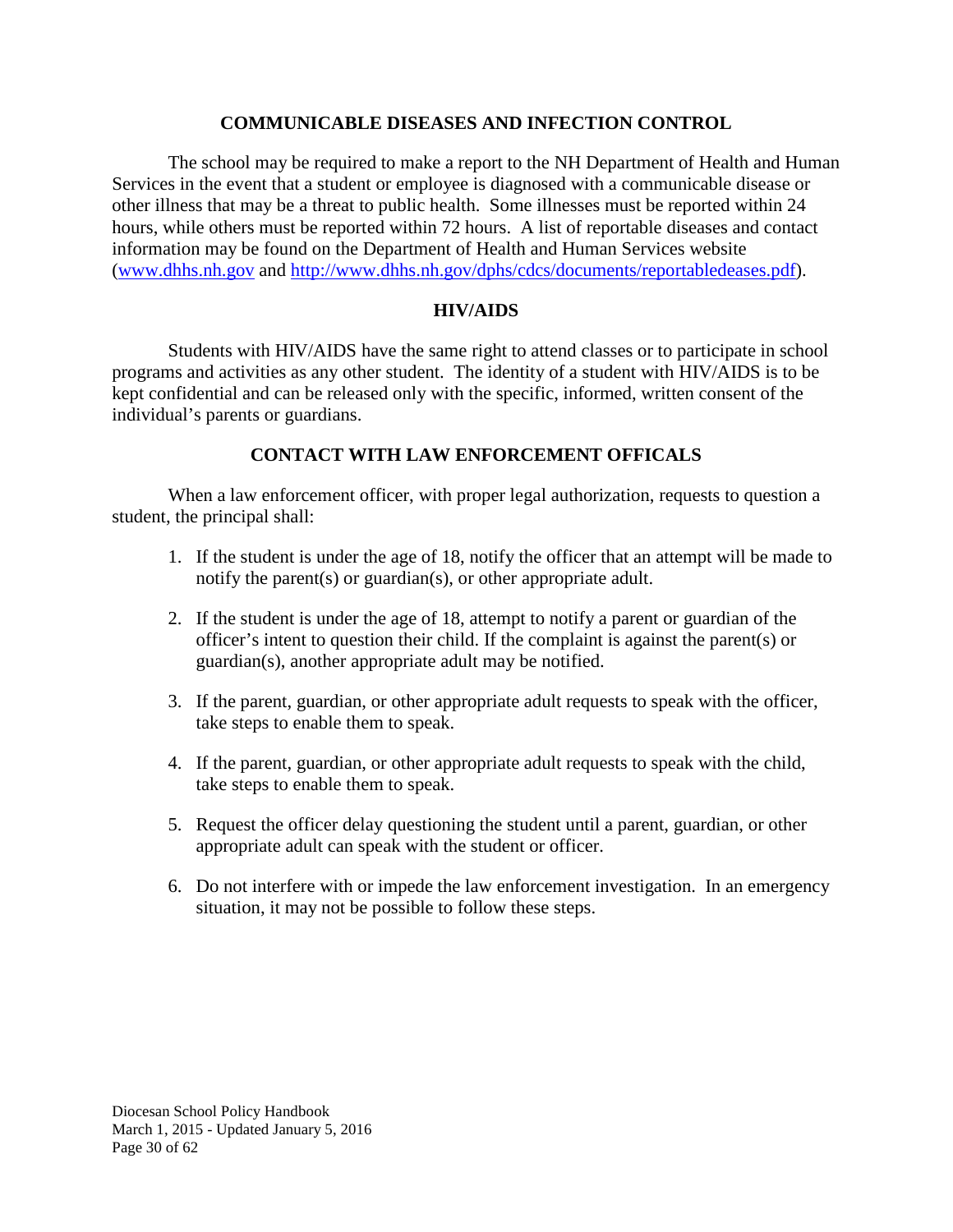## COMMUNICABLE DISEASES AND INFECTION CONTROL

The school may be required to make a report to the NH Department of Health and Human Services in the event that a student or employee is diagnosed with a communicable disease or other illness that may be a threat to public health. Some illnesses must be reported within 24 hours, while others must be reported within 72 hours. A list of reportable diseases and contact information may be found on the Department of Health and Human Services website ([www.dhhs.nh.gov](www.dhhs.nh.gov) and [http://www.dhhs.nh.gov/dphs/cdcs/documents/reportabledeases.pdf](http://www.dhhs.nh.gov/dphs/cdcs/documents/reportabledeases.pdf)).

## HIV/AIDS

Students with HIV/AIDS have the same right to attend classes or to participate in school programs and activities as any other student. The identity of a student with HIV/AIDS is to be kept confidential and can be released only with the specific, informed, written consent of the individual's parents or guardians.

## CONTACT WITH LAW ENFORCEMENT OFFICALS

When a law enforcement officer, with proper legal authorization, requests to question a student, the principal shall:

1. If the student is under the age of 18, notify the officer that an attempt will be made to notify the parent(s) or guardian(s), or other appropriate adult.

2. If the student is under the age of 18, attempt to notify a parent or guardian of the officer's intent to question their child. If the complaint is against the parent(s) or guardian(s), another appropriate adult may be notified.

3. If the parent, guardian, or other appropriate adult requests to speak with the officer, take steps to enable them to speak.

4. If the parent, guardian, or other appropriate adult requests to speak with the child, take steps to enable them to speak.

5. Request the officer delay questioning the student until a parent, guardian, or other appropriate adult can speak with the student or officer.

6. Do not interfere with or impede the law enforcement investigation. In an emergency situation, it may not be possible to follow these steps.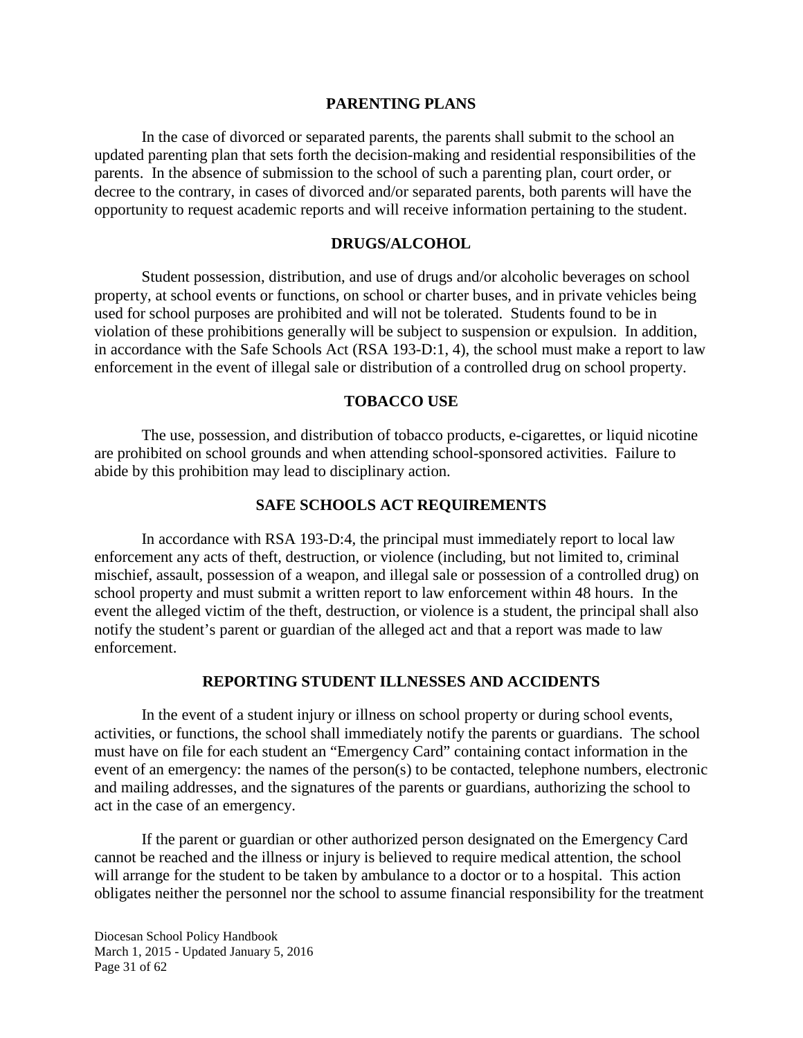## PARENTING PLANS

In the case of divorced or separated parents, the parents shall submit to the school an updated parenting plan that sets forth the decision-making and residential responsibilities of the parents. In the absence of submission to the school of such a parenting plan, court order, or decree to the contrary, in cases of divorced and/or separated parents, both parents will have the opportunity to request academic reports and will receive information pertaining to the student.

## DRUGS/ALCOHOL

Student possession, distribution, and use of drugs and/or alcoholic beverages on school property, at school events or functions, on school or charter buses, and in private vehicles being used for school purposes are prohibited and will not be tolerated. Students found to be in violation of these prohibitions generally will be subject to suspension or expulsion. In addition, in accordance with the Safe Schools Act (RSA 193-D:1, 4), the school must make a report to law enforcement in the event of illegal sale or distribution of a controlled drug on school property.

## TOBACCO USE

The use, possession, and distribution of tobacco products, e-cigarettes, or liquid nicotine are prohibited on school grounds and when attending school-sponsored activities. Failure to abide by this prohibition may lead to disciplinary action.

## SAFE SCHOOLS ACT REQUIREMENTS

In accordance with RSA 193-D:4, the principal must immediately report to local law enforcement any acts of theft, destruction, or violence (including, but not limited to, criminal mischief, assault, possession of a weapon, and illegal sale or possession of a controlled drug) on school property and must submit a written report to law enforcement within 48 hours. In the event the alleged victim of the theft, destruction, or violence is a student, the principal shall also notify the student's parent or guardian of the alleged act and that a report was made to law enforcement.

## REPORTING STUDENT ILLNESSES AND ACCIDENTS

In the event of a student injury or illness on school property or during school events, activities, or functions, the school shall immediately notify the parents or guardians. The school must have on file for each student an "Emergency Card" containing contact information in the event of an emergency: the names of the person(s) to be contacted, telephone numbers, electronic and mailing addresses, and the signatures of the parents or guardians, authorizing the school to act in the case of an emergency.

If the parent or guardian or other authorized person designated on the Emergency Card cannot be reached and the illness or injury is believed to require medical attention, the school will arrange for the student to be taken by ambulance to a doctor or to a hospital. This action obligates neither the personnel nor the school to assume financial responsibility for the treatment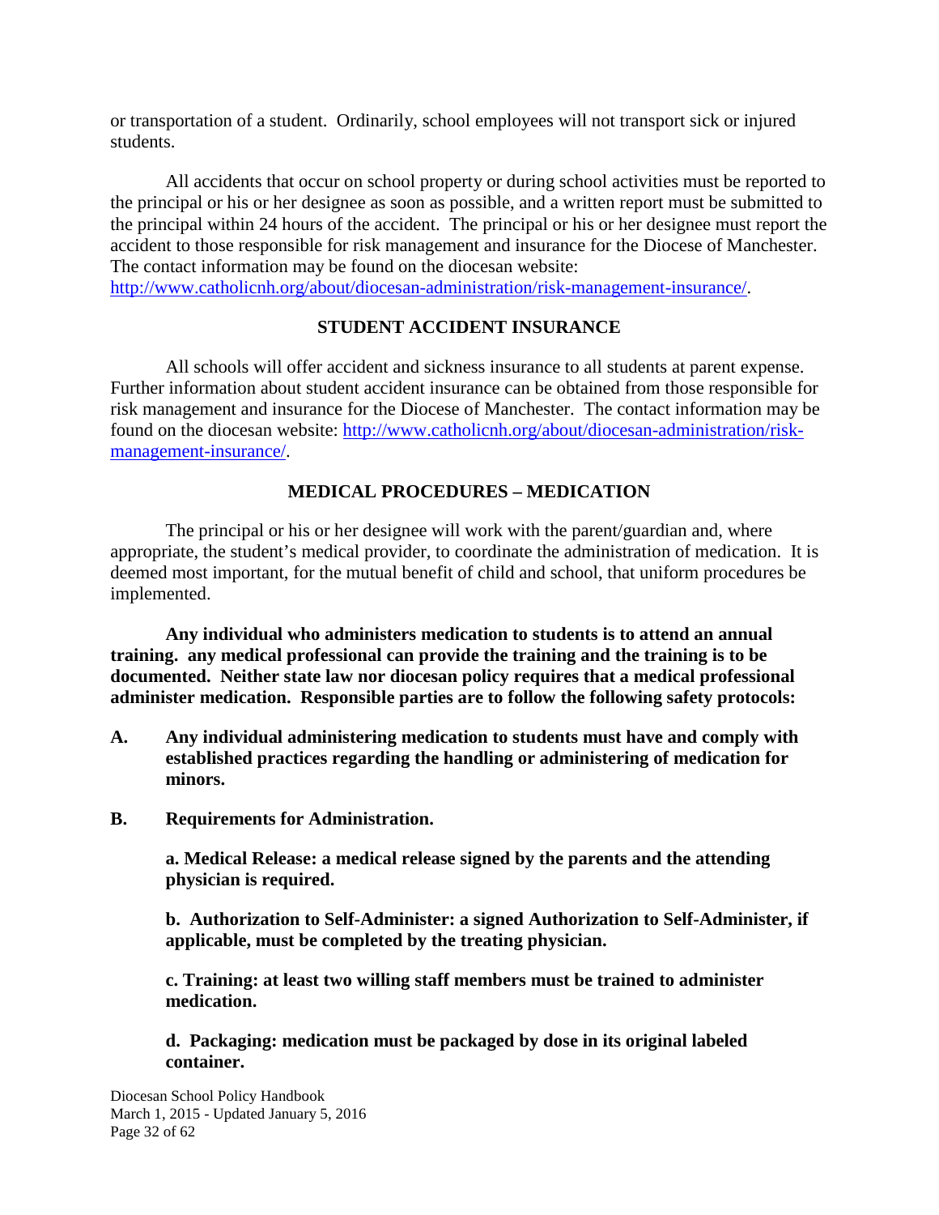or transportation of a student. Ordinarily, school employees will not transport sick or injured students.

All accidents that occur on school property or during school activities must be reported to the principal or his or her designee as soon as possible, and a written report must be submitted to the principal within 24 hours of the accident. The principal or his or her designee must report the accident to those responsible for risk management and insurance for the Diocese of Manchester. The contact information may be found on the diocesan website: http://www.catholicnh.org/about/diocesan-administration/risk-management-insurance/.

## STUDENT ACCIDENT INSURANCE

All schools will offer accident and sickness insurance to all students at parent expense. Further information about student accident insurance can be obtained from those responsible for risk management and insurance for the Diocese of Manchester. The contact information may be found on the diocesan website: http://www.catholicnh.org/about/diocesan-administration/risk-management-insurance/.

## MEDICAL PROCEDURES – MEDICATION

The principal or his or her designee will work with the parent/guardian and, where appropriate, the student's medical provider, to coordinate the administration of medication. It is deemed most important, for the mutual benefit of child and school, that uniform procedures be implemented.

**Any individual who administers medication to students is to attend an annual training. any medical professional can provide the training and the training is to be documented. Neither state law nor diocesan policy requires that a medical professional administer medication. Responsible parties are to follow the following safety protocols:**

**A. Any individual administering medication to students must have and comply with established practices regarding the handling or administering of medication for minors.**

**B. Requirements for Administration.**

**a. Medical Release: a medical release signed by the parents and the attending physician is required.**

**b. Authorization to Self-Administer: a signed Authorization to Self-Administer, if applicable, must be completed by the treating physician.**

**c. Training: at least two willing staff members must be trained to administer medication.**

**d. Packaging: medication must be packaged by dose in its original labeled container.**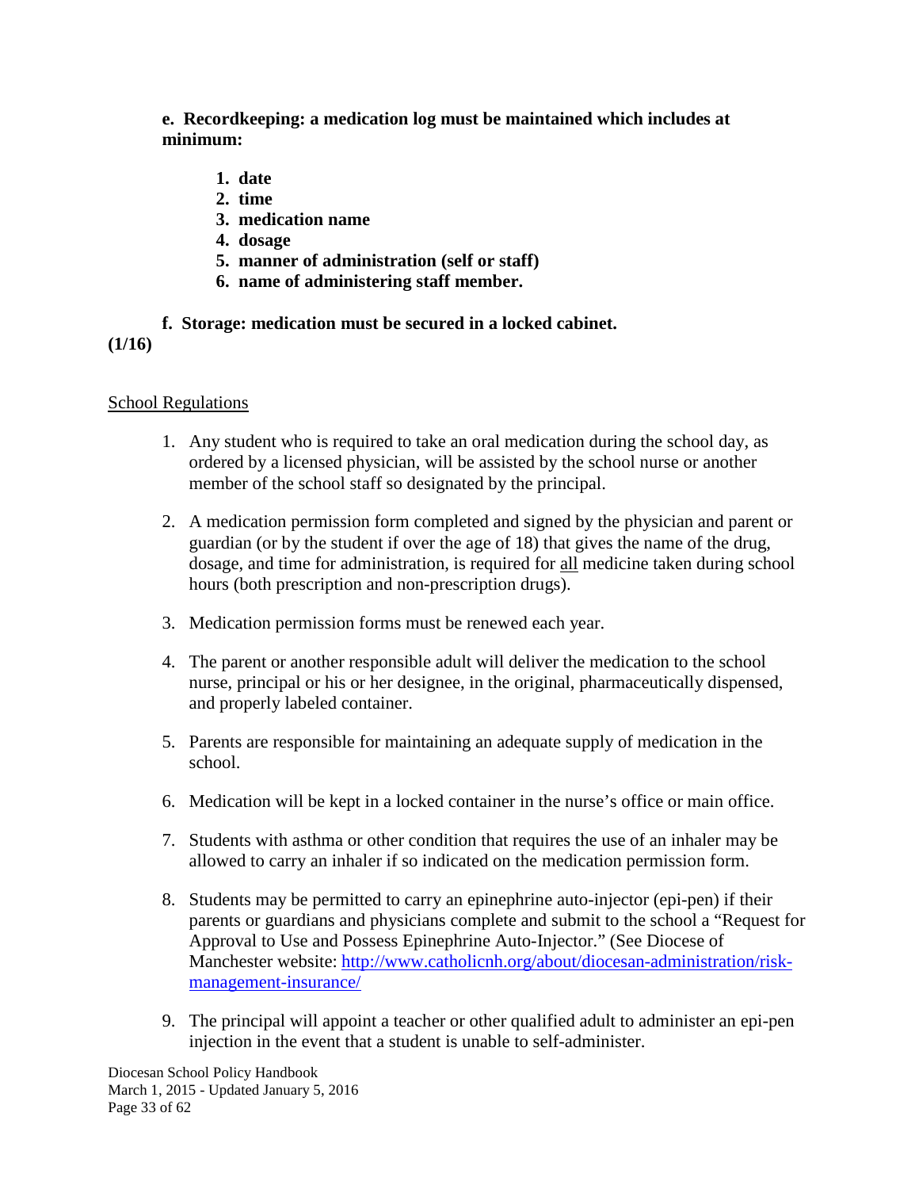**e. Recordkeeping: a medication log must be maintained which includes at minimum:**

1. **date**
2. **time**
3. **medication name**
4. **dosage**
5. **manner of administration (self or staff)**
6. **name of administering staff member.**

**f. Storage: medication must be secured in a locked cabinet.**

**(1/16)**

School Regulations

1. Any student who is required to take an oral medication during the school day, as ordered by a licensed physician, will be assisted by the school nurse or another member of the school staff so designated by the principal.

2. A medication permission form completed and signed by the physician and parent or guardian (or by the student if over the age of 18) that gives the name of the drug, dosage, and time for administration, is required for all medicine taken during school hours (both prescription and non-prescription drugs).

3. Medication permission forms must be renewed each year.

4. The parent or another responsible adult will deliver the medication to the school nurse, principal or his or her designee, in the original, pharmaceutically dispensed, and properly labeled container.

5. Parents are responsible for maintaining an adequate supply of medication in the school.

6. Medication will be kept in a locked container in the nurse's office or main office.

7. Students with asthma or other condition that requires the use of an inhaler may be allowed to carry an inhaler if so indicated on the medication permission form.

8. Students may be permitted to carry an epinephrine auto-injector (epi-pen) if their parents or guardians and physicians complete and submit to the school a "Request for Approval to Use and Possess Epinephrine Auto-Injector." (See Diocese of Manchester website: http://www.catholicnh.org/about/diocesan-administration/risk-management-insurance/

9. The principal will appoint a teacher or other qualified adult to administer an epi-pen injection in the event that a student is unable to self-administer.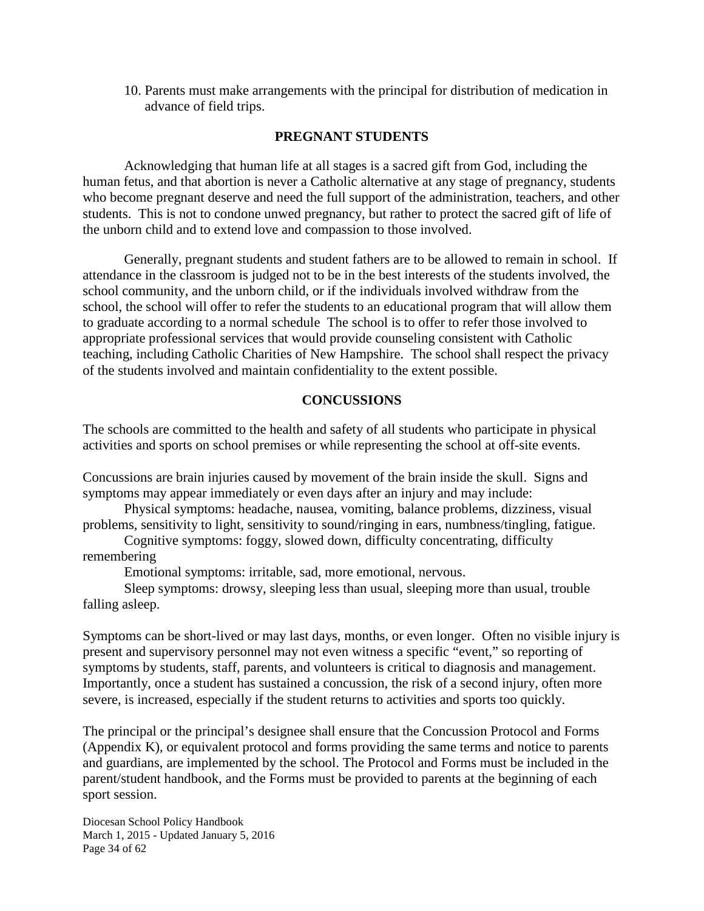10. Parents must make arrangements with the principal for distribution of medication in advance of field trips.

## PREGNANT STUDENTS

Acknowledging that human life at all stages is a sacred gift from God, including the human fetus, and that abortion is never a Catholic alternative at any stage of pregnancy, students who become pregnant deserve and need the full support of the administration, teachers, and other students. This is not to condone unwed pregnancy, but rather to protect the sacred gift of life of the unborn child and to extend love and compassion to those involved.

Generally, pregnant students and student fathers are to be allowed to remain in school. If attendance in the classroom is judged not to be in the best interests of the students involved, the school community, and the unborn child, or if the individuals involved withdraw from the school, the school will offer to refer the students to an educational program that will allow them to graduate according to a normal schedule The school is to offer to refer those involved to appropriate professional services that would provide counseling consistent with Catholic teaching, including Catholic Charities of New Hampshire. The school shall respect the privacy of the students involved and maintain confidentiality to the extent possible.

## CONCUSSIONS

The schools are committed to the health and safety of all students who participate in physical activities and sports on school premises or while representing the school at off-site events.

Concussions are brain injuries caused by movement of the brain inside the skull. Signs and symptoms may appear immediately or even days after an injury and may include:

Physical symptoms: headache, nausea, vomiting, balance problems, dizziness, visual problems, sensitivity to light, sensitivity to sound/ringing in ears, numbness/tingling, fatigue.

Cognitive symptoms: foggy, slowed down, difficulty concentrating, difficulty remembering

Emotional symptoms: irritable, sad, more emotional, nervous.

Sleep symptoms: drowsy, sleeping less than usual, sleeping more than usual, trouble falling asleep.

Symptoms can be short-lived or may last days, months, or even longer. Often no visible injury is present and supervisory personnel may not even witness a specific "event," so reporting of symptoms by students, staff, parents, and volunteers is critical to diagnosis and management. Importantly, once a student has sustained a concussion, the risk of a second injury, often more severe, is increased, especially if the student returns to activities and sports too quickly.

The principal or the principal's designee shall ensure that the Concussion Protocol and Forms (Appendix K), or equivalent protocol and forms providing the same terms and notice to parents and guardians, are implemented by the school. The Protocol and Forms must be included in the parent/student handbook, and the Forms must be provided to parents at the beginning of each sport session.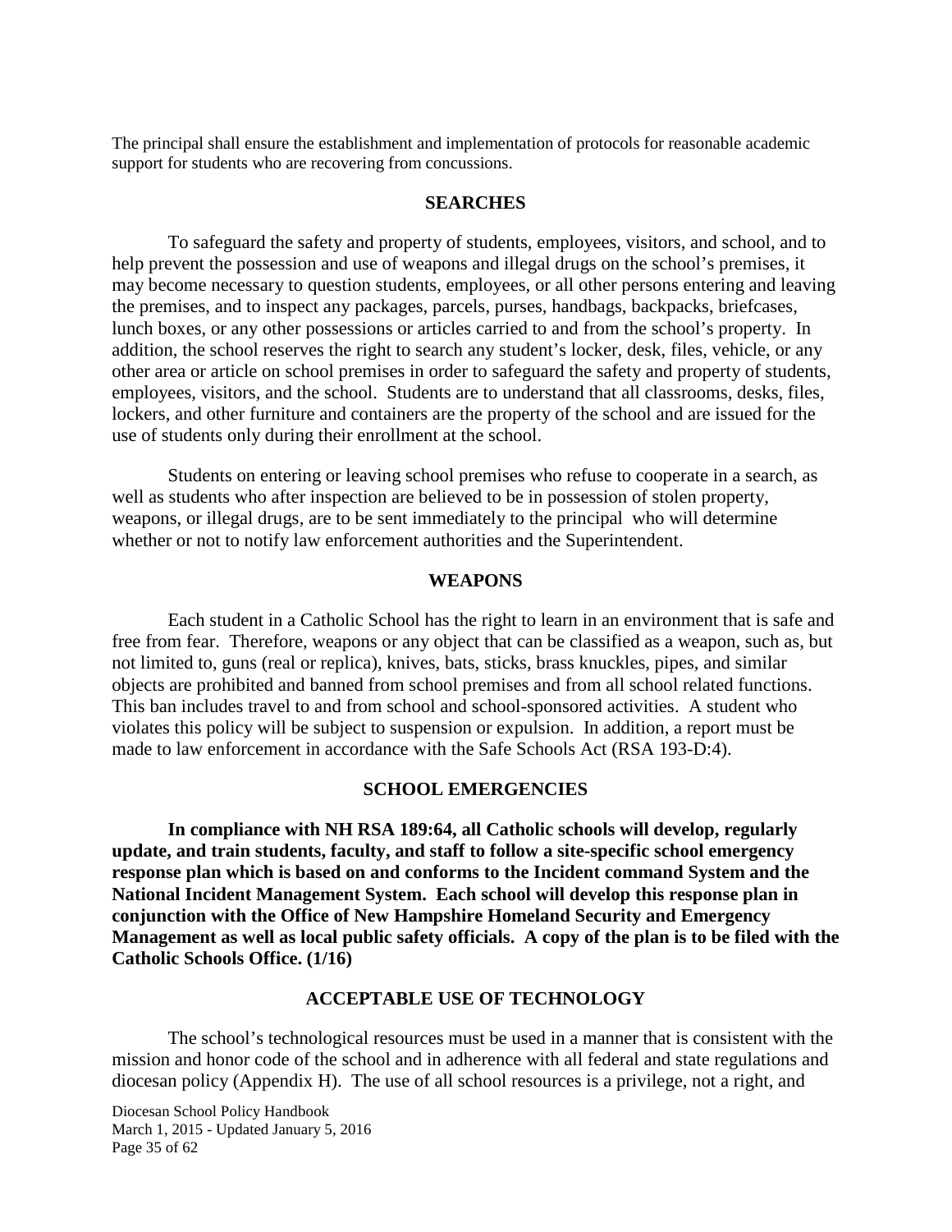The principal shall ensure the establishment and implementation of protocols for reasonable academic support for students who are recovering from concussions.

## SEARCHES

To safeguard the safety and property of students, employees, visitors, and school, and to help prevent the possession and use of weapons and illegal drugs on the school's premises, it may become necessary to question students, employees, or all other persons entering and leaving the premises, and to inspect any packages, parcels, purses, handbags, backpacks, briefcases, lunch boxes, or any other possessions or articles carried to and from the school's property. In addition, the school reserves the right to search any student's locker, desk, files, vehicle, or any other area or article on school premises in order to safeguard the safety and property of students, employees, visitors, and the school. Students are to understand that all classrooms, desks, files, lockers, and other furniture and containers are the property of the school and are issued for the use of students only during their enrollment at the school.

Students on entering or leaving school premises who refuse to cooperate in a search, as well as students who after inspection are believed to be in possession of stolen property, weapons, or illegal drugs, are to be sent immediately to the principal who will determine whether or not to notify law enforcement authorities and the Superintendent.

## WEAPONS

Each student in a Catholic School has the right to learn in an environment that is safe and free from fear. Therefore, weapons or any object that can be classified as a weapon, such as, but not limited to, guns (real or replica), knives, bats, sticks, brass knuckles, pipes, and similar objects are prohibited and banned from school premises and from all school related functions. This ban includes travel to and from school and school-sponsored activities. A student who violates this policy will be subject to suspension or expulsion. In addition, a report must be made to law enforcement in accordance with the Safe Schools Act (RSA 193-D:4).

## SCHOOL EMERGENCIES

**In compliance with NH RSA 189:64, all Catholic schools will develop, regularly update, and train students, faculty, and staff to follow a site-specific school emergency response plan which is based on and conforms to the Incident command System and the National Incident Management System. Each school will develop this response plan in conjunction with the Office of New Hampshire Homeland Security and Emergency Management as well as local public safety officials. A copy of the plan is to be filed with the Catholic Schools Office. (1/16)**

## ACCEPTABLE USE OF TECHNOLOGY

The school's technological resources must be used in a manner that is consistent with the mission and honor code of the school and in adherence with all federal and state regulations and diocesan policy (Appendix H). The use of all school resources is a privilege, not a right, and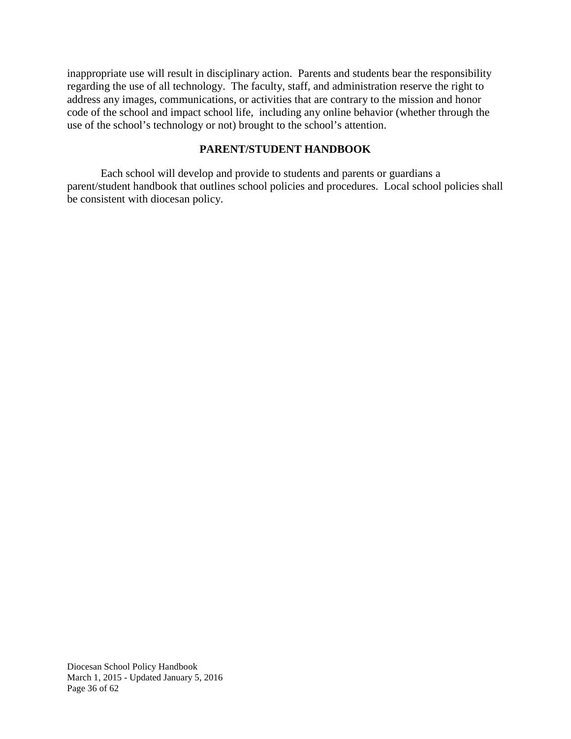inappropriate use will result in disciplinary action. Parents and students bear the responsibility regarding the use of all technology. The faculty, staff, and administration reserve the right to address any images, communications, or activities that are contrary to the mission and honor code of the school and impact school life, including any online behavior (whether through the use of the school's technology or not) brought to the school's attention.

## PARENT/STUDENT HANDBOOK

Each school will develop and provide to students and parents or guardians a parent/student handbook that outlines school policies and procedures. Local school policies shall be consistent with diocesan policy.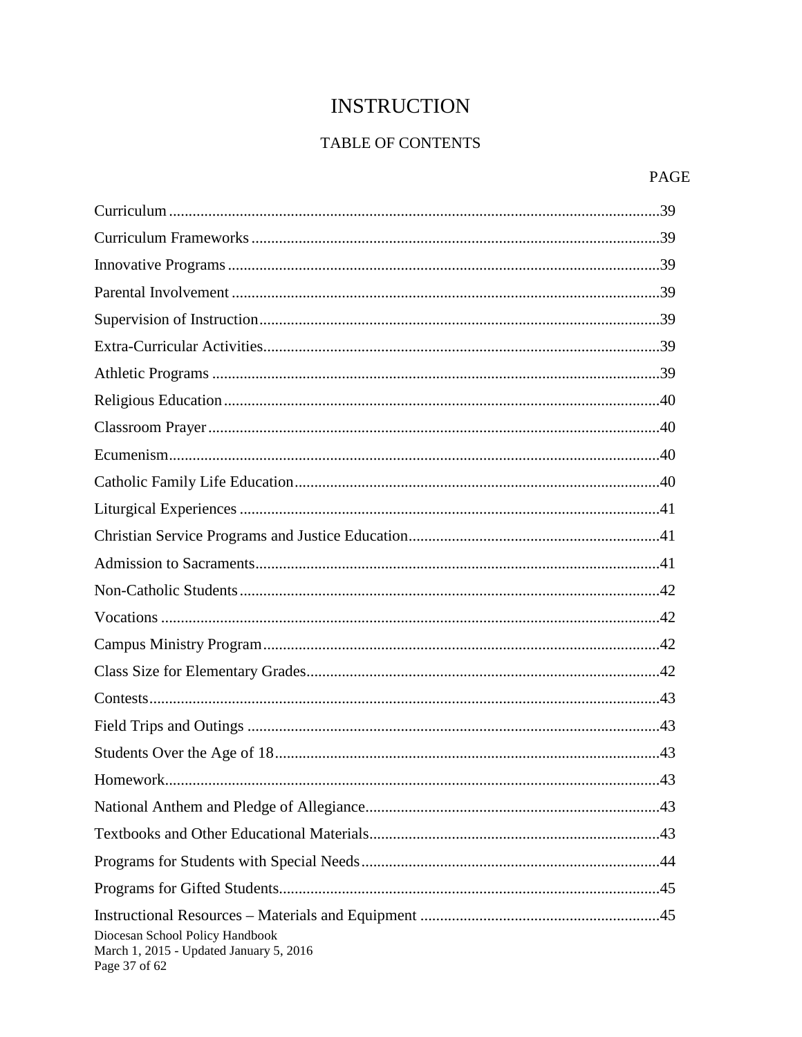# INSTRUCTION

## TABLE OF CONTENTS

| | PAGE |
|---|---|
| Curriculum | 39 |
| Curriculum Frameworks | 39 |
| Innovative Programs | 39 |
| Parental Involvement | 39 |
| Supervision of Instruction | 39 |
| Extra-Curricular Activities | 39 |
| Athletic Programs | 39 |
| Religious Education | 40 |
| Classroom Prayer | 40 |
| Ecumenism | 40 |
| Catholic Family Life Education | 40 |
| Liturgical Experiences | 41 |
| Christian Service Programs and Justice Education | 41 |
| Admission to Sacraments | 41 |
| Non-Catholic Students | 42 |
| Vocations | 42 |
| Campus Ministry Program | 42 |
| Class Size for Elementary Grades | 42 |
| Contests | 43 |
| Field Trips and Outings | 43 |
| Students Over the Age of 18 | 43 |
| Homework | 43 |
| National Anthem and Pledge of Allegiance | 43 |
| Textbooks and Other Educational Materials | 43 |
| Programs for Students with Special Needs | 44 |
| Programs for Gifted Students | 45 |
| Instructional Resources – Materials and Equipment | 45 |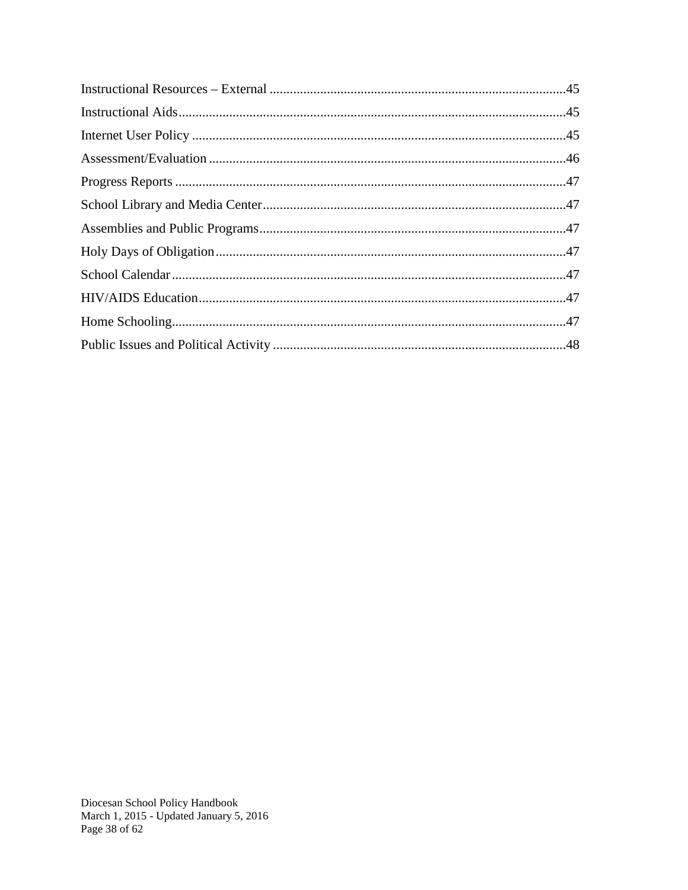Instructional Resources – External ....................................................................................45

Instructional Aids..................................................................................................................45

Internet User Policy ..............................................................................................................45

Assessment/Evaluation .........................................................................................................46

Progress Reports ...................................................................................................................47

School Library and Media Center.........................................................................................47

Assemblies and Public Programs..........................................................................................47

Holy Days of Obligation.......................................................................................................47

School Calendar....................................................................................................................47

HIV/AIDS Education............................................................................................................47

Home Schooling....................................................................................................................47

Public Issues and Political Activity ......................................................................................48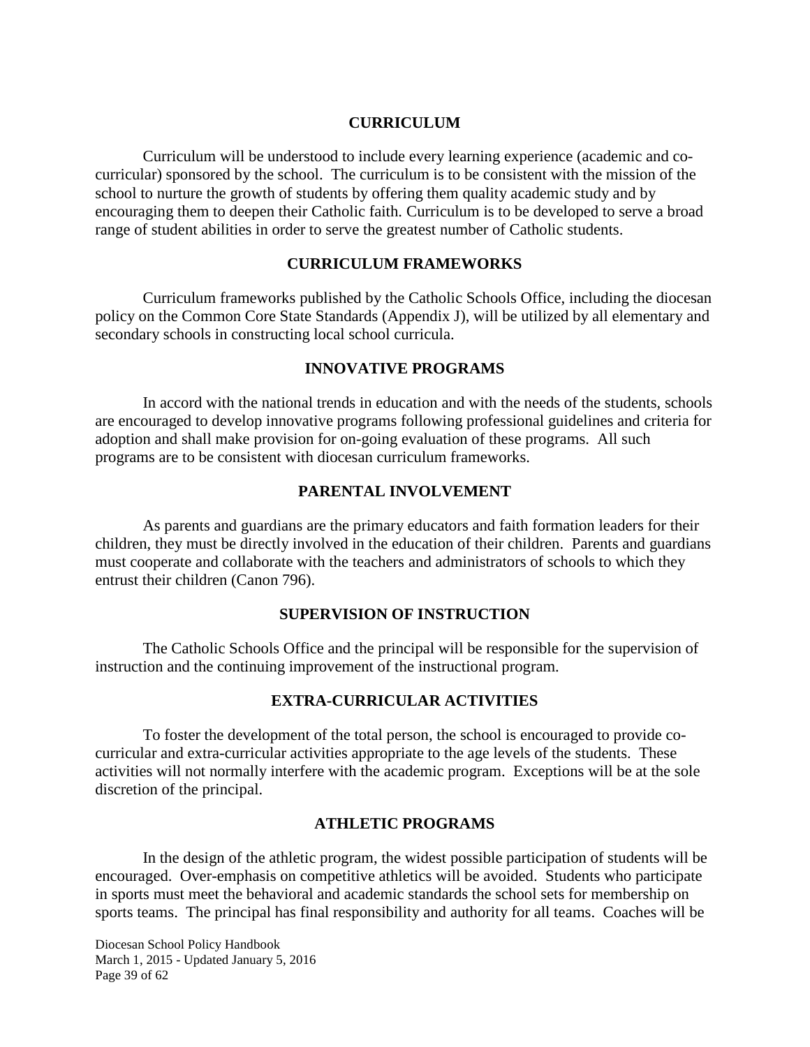## CURRICULUM

Curriculum will be understood to include every learning experience (academic and co-curricular) sponsored by the school. The curriculum is to be consistent with the mission of the school to nurture the growth of students by offering them quality academic study and by encouraging them to deepen their Catholic faith. Curriculum is to be developed to serve a broad range of student abilities in order to serve the greatest number of Catholic students.

## CURRICULUM FRAMEWORKS

Curriculum frameworks published by the Catholic Schools Office, including the diocesan policy on the Common Core State Standards (Appendix J), will be utilized by all elementary and secondary schools in constructing local school curricula.

## INNOVATIVE PROGRAMS

In accord with the national trends in education and with the needs of the students, schools are encouraged to develop innovative programs following professional guidelines and criteria for adoption and shall make provision for on-going evaluation of these programs. All such programs are to be consistent with diocesan curriculum frameworks.

## PARENTAL INVOLVEMENT

As parents and guardians are the primary educators and faith formation leaders for their children, they must be directly involved in the education of their children. Parents and guardians must cooperate and collaborate with the teachers and administrators of schools to which they entrust their children (Canon 796).

## SUPERVISION OF INSTRUCTION

The Catholic Schools Office and the principal will be responsible for the supervision of instruction and the continuing improvement of the instructional program.

## EXTRA-CURRICULAR ACTIVITIES

To foster the development of the total person, the school is encouraged to provide co-curricular and extra-curricular activities appropriate to the age levels of the students. These activities will not normally interfere with the academic program. Exceptions will be at the sole discretion of the principal.

## ATHLETIC PROGRAMS

In the design of the athletic program, the widest possible participation of students will be encouraged. Over-emphasis on competitive athletics will be avoided. Students who participate in sports must meet the behavioral and academic standards the school sets for membership on sports teams. The principal has final responsibility and authority for all teams. Coaches will be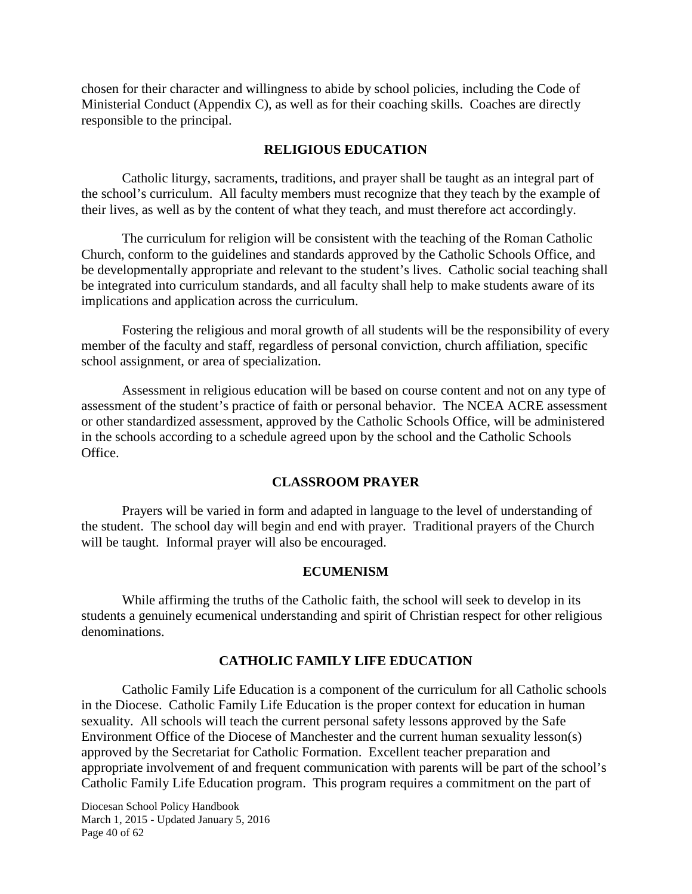chosen for their character and willingness to abide by school policies, including the Code of Ministerial Conduct (Appendix C), as well as for their coaching skills. Coaches are directly responsible to the principal.

## RELIGIOUS EDUCATION

Catholic liturgy, sacraments, traditions, and prayer shall be taught as an integral part of the school's curriculum. All faculty members must recognize that they teach by the example of their lives, as well as by the content of what they teach, and must therefore act accordingly.

The curriculum for religion will be consistent with the teaching of the Roman Catholic Church, conform to the guidelines and standards approved by the Catholic Schools Office, and be developmentally appropriate and relevant to the student's lives. Catholic social teaching shall be integrated into curriculum standards, and all faculty shall help to make students aware of its implications and application across the curriculum.

Fostering the religious and moral growth of all students will be the responsibility of every member of the faculty and staff, regardless of personal conviction, church affiliation, specific school assignment, or area of specialization.

Assessment in religious education will be based on course content and not on any type of assessment of the student's practice of faith or personal behavior. The NCEA ACRE assessment or other standardized assessment, approved by the Catholic Schools Office, will be administered in the schools according to a schedule agreed upon by the school and the Catholic Schools Office.

## CLASSROOM PRAYER

Prayers will be varied in form and adapted in language to the level of understanding of the student. The school day will begin and end with prayer. Traditional prayers of the Church will be taught. Informal prayer will also be encouraged.

## ECUMENISM

While affirming the truths of the Catholic faith, the school will seek to develop in its students a genuinely ecumenical understanding and spirit of Christian respect for other religious denominations.

## CATHOLIC FAMILY LIFE EDUCATION

Catholic Family Life Education is a component of the curriculum for all Catholic schools in the Diocese. Catholic Family Life Education is the proper context for education in human sexuality. All schools will teach the current personal safety lessons approved by the Safe Environment Office of the Diocese of Manchester and the current human sexuality lesson(s) approved by the Secretariat for Catholic Formation. Excellent teacher preparation and appropriate involvement of and frequent communication with parents will be part of the school's Catholic Family Life Education program. This program requires a commitment on the part of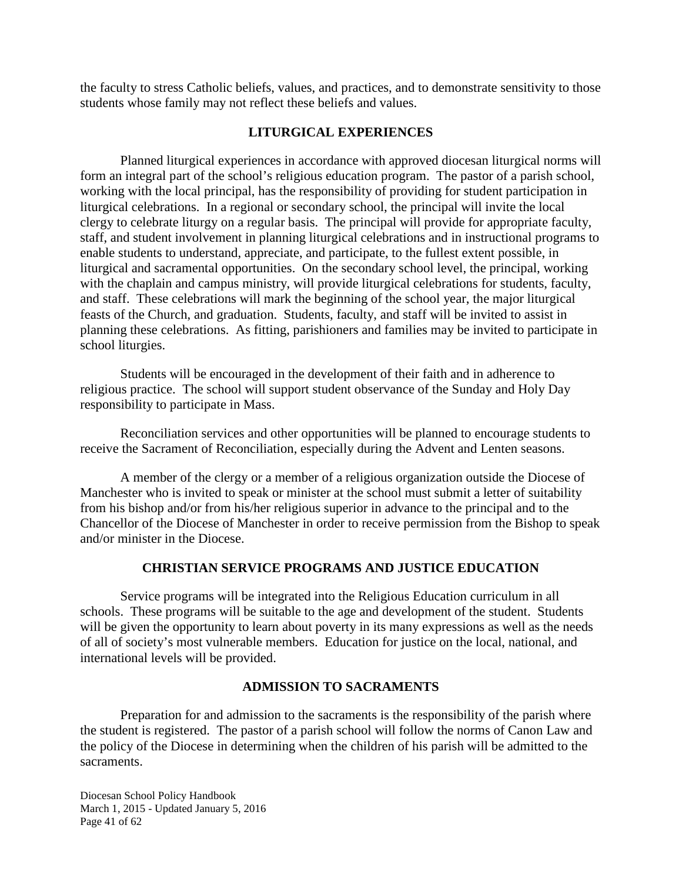the faculty to stress Catholic beliefs, values, and practices, and to demonstrate sensitivity to those students whose family may not reflect these beliefs and values.

## LITURGICAL EXPERIENCES

Planned liturgical experiences in accordance with approved diocesan liturgical norms will form an integral part of the school's religious education program. The pastor of a parish school, working with the local principal, has the responsibility of providing for student participation in liturgical celebrations. In a regional or secondary school, the principal will invite the local clergy to celebrate liturgy on a regular basis. The principal will provide for appropriate faculty, staff, and student involvement in planning liturgical celebrations and in instructional programs to enable students to understand, appreciate, and participate, to the fullest extent possible, in liturgical and sacramental opportunities. On the secondary school level, the principal, working with the chaplain and campus ministry, will provide liturgical celebrations for students, faculty, and staff. These celebrations will mark the beginning of the school year, the major liturgical feasts of the Church, and graduation. Students, faculty, and staff will be invited to assist in planning these celebrations. As fitting, parishioners and families may be invited to participate in school liturgies.

Students will be encouraged in the development of their faith and in adherence to religious practice. The school will support student observance of the Sunday and Holy Day responsibility to participate in Mass.

Reconciliation services and other opportunities will be planned to encourage students to receive the Sacrament of Reconciliation, especially during the Advent and Lenten seasons.

A member of the clergy or a member of a religious organization outside the Diocese of Manchester who is invited to speak or minister at the school must submit a letter of suitability from his bishop and/or from his/her religious superior in advance to the principal and to the Chancellor of the Diocese of Manchester in order to receive permission from the Bishop to speak and/or minister in the Diocese.

## CHRISTIAN SERVICE PROGRAMS AND JUSTICE EDUCATION

Service programs will be integrated into the Religious Education curriculum in all schools. These programs will be suitable to the age and development of the student. Students will be given the opportunity to learn about poverty in its many expressions as well as the needs of all of society's most vulnerable members. Education for justice on the local, national, and international levels will be provided.

## ADMISSION TO SACRAMENTS

Preparation for and admission to the sacraments is the responsibility of the parish where the student is registered. The pastor of a parish school will follow the norms of Canon Law and the policy of the Diocese in determining when the children of his parish will be admitted to the sacraments.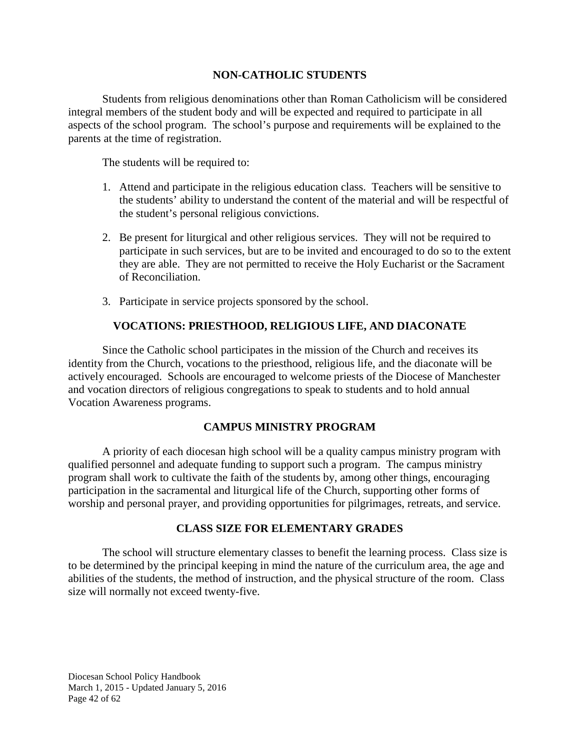## NON-CATHOLIC STUDENTS

Students from religious denominations other than Roman Catholicism will be considered integral members of the student body and will be expected and required to participate in all aspects of the school program. The school's purpose and requirements will be explained to the parents at the time of registration.

The students will be required to:

1. Attend and participate in the religious education class. Teachers will be sensitive to the students' ability to understand the content of the material and will be respectful of the student's personal religious convictions.
2. Be present for liturgical and other religious services. They will not be required to participate in such services, but are to be invited and encouraged to do so to the extent they are able. They are not permitted to receive the Holy Eucharist or the Sacrament of Reconciliation.
3. Participate in service projects sponsored by the school.

## VOCATIONS: PRIESTHOOD, RELIGIOUS LIFE, AND DIACONATE

Since the Catholic school participates in the mission of the Church and receives its identity from the Church, vocations to the priesthood, religious life, and the diaconate will be actively encouraged. Schools are encouraged to welcome priests of the Diocese of Manchester and vocation directors of religious congregations to speak to students and to hold annual Vocation Awareness programs.

## CAMPUS MINISTRY PROGRAM

A priority of each diocesan high school will be a quality campus ministry program with qualified personnel and adequate funding to support such a program. The campus ministry program shall work to cultivate the faith of the students by, among other things, encouraging participation in the sacramental and liturgical life of the Church, supporting other forms of worship and personal prayer, and providing opportunities for pilgrimages, retreats, and service.

## CLASS SIZE FOR ELEMENTARY GRADES

The school will structure elementary classes to benefit the learning process. Class size is to be determined by the principal keeping in mind the nature of the curriculum area, the age and abilities of the students, the method of instruction, and the physical structure of the room. Class size will normally not exceed twenty-five.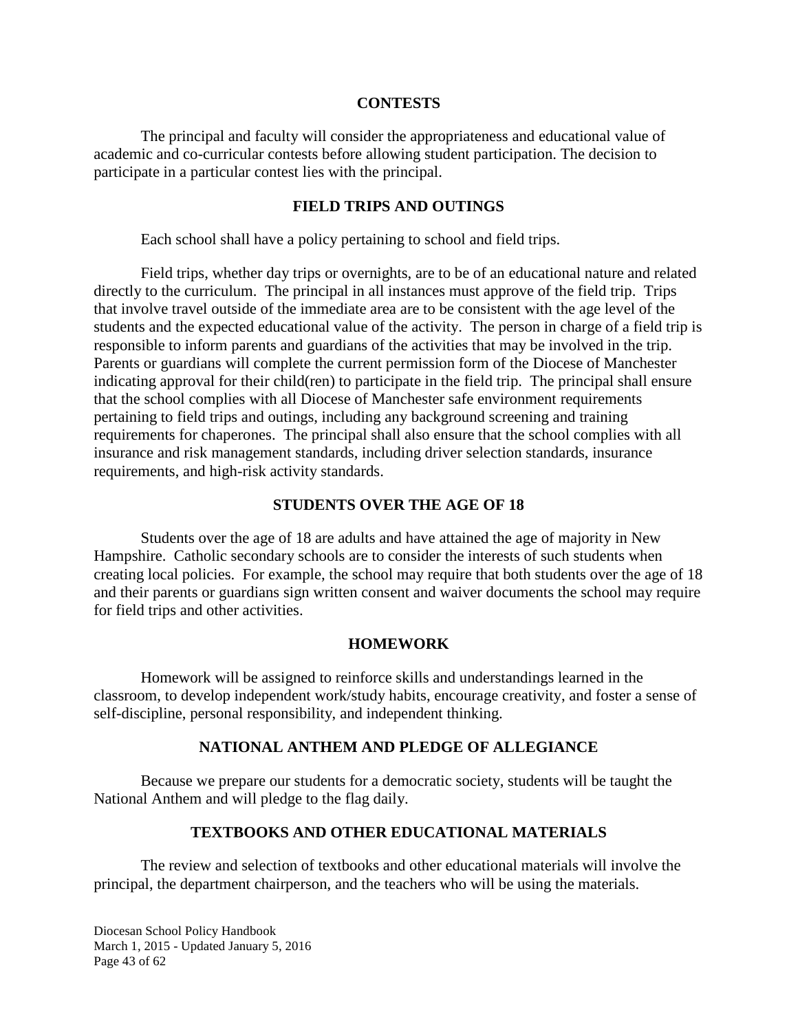## CONTESTS

The principal and faculty will consider the appropriateness and educational value of academic and co-curricular contests before allowing student participation. The decision to participate in a particular contest lies with the principal.

## FIELD TRIPS AND OUTINGS

Each school shall have a policy pertaining to school and field trips.

Field trips, whether day trips or overnights, are to be of an educational nature and related directly to the curriculum. The principal in all instances must approve of the field trip. Trips that involve travel outside of the immediate area are to be consistent with the age level of the students and the expected educational value of the activity. The person in charge of a field trip is responsible to inform parents and guardians of the activities that may be involved in the trip. Parents or guardians will complete the current permission form of the Diocese of Manchester indicating approval for their child(ren) to participate in the field trip. The principal shall ensure that the school complies with all Diocese of Manchester safe environment requirements pertaining to field trips and outings, including any background screening and training requirements for chaperones. The principal shall also ensure that the school complies with all insurance and risk management standards, including driver selection standards, insurance requirements, and high-risk activity standards.

## STUDENTS OVER THE AGE OF 18

Students over the age of 18 are adults and have attained the age of majority in New Hampshire. Catholic secondary schools are to consider the interests of such students when creating local policies. For example, the school may require that both students over the age of 18 and their parents or guardians sign written consent and waiver documents the school may require for field trips and other activities.

## HOMEWORK

Homework will be assigned to reinforce skills and understandings learned in the classroom, to develop independent work/study habits, encourage creativity, and foster a sense of self-discipline, personal responsibility, and independent thinking.

## NATIONAL ANTHEM AND PLEDGE OF ALLEGIANCE

Because we prepare our students for a democratic society, students will be taught the National Anthem and will pledge to the flag daily.

## TEXTBOOKS AND OTHER EDUCATIONAL MATERIALS

The review and selection of textbooks and other educational materials will involve the principal, the department chairperson, and the teachers who will be using the materials.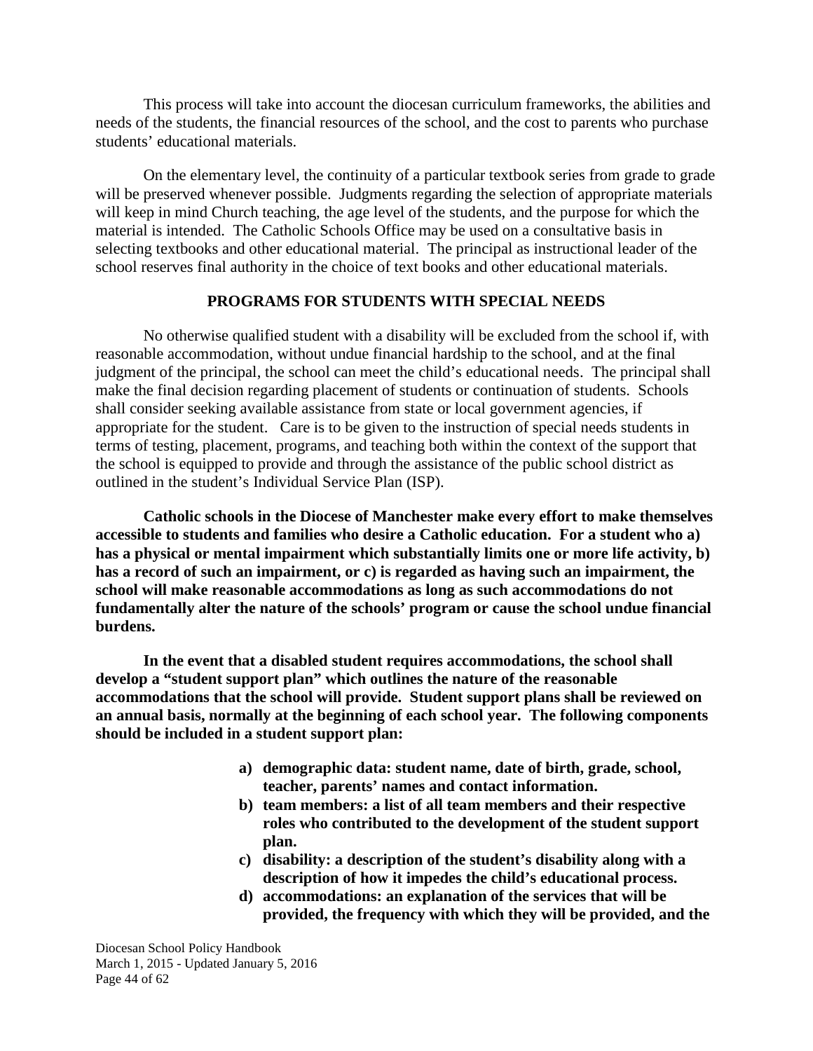This process will take into account the diocesan curriculum frameworks, the abilities and needs of the students, the financial resources of the school, and the cost to parents who purchase students' educational materials.

On the elementary level, the continuity of a particular textbook series from grade to grade will be preserved whenever possible. Judgments regarding the selection of appropriate materials will keep in mind Church teaching, the age level of the students, and the purpose for which the material is intended. The Catholic Schools Office may be used on a consultative basis in selecting textbooks and other educational material. The principal as instructional leader of the school reserves final authority in the choice of text books and other educational materials.

## PROGRAMS FOR STUDENTS WITH SPECIAL NEEDS

No otherwise qualified student with a disability will be excluded from the school if, with reasonable accommodation, without undue financial hardship to the school, and at the final judgment of the principal, the school can meet the child's educational needs. The principal shall make the final decision regarding placement of students or continuation of students. Schools shall consider seeking available assistance from state or local government agencies, if appropriate for the student. Care is to be given to the instruction of special needs students in terms of testing, placement, programs, and teaching both within the context of the support that the school is equipped to provide and through the assistance of the public school district as outlined in the student's Individual Service Plan (ISP).

**Catholic schools in the Diocese of Manchester make every effort to make themselves accessible to students and families who desire a Catholic education. For a student who a) has a physical or mental impairment which substantially limits one or more life activity, b) has a record of such an impairment, or c) is regarded as having such an impairment, the school will make reasonable accommodations as long as such accommodations do not fundamentally alter the nature of the schools' program or cause the school undue financial burdens.**

**In the event that a disabled student requires accommodations, the school shall develop a "student support plan" which outlines the nature of the reasonable accommodations that the school will provide. Student support plans shall be reviewed on an annual basis, normally at the beginning of each school year. The following components should be included in a student support plan:**

- **a) demographic data: student name, date of birth, grade, school, teacher, parents' names and contact information.**
- **b) team members: a list of all team members and their respective roles who contributed to the development of the student support plan.**
- **c) disability: a description of the student's disability along with a description of how it impedes the child's educational process.**
- **d) accommodations: an explanation of the services that will be provided, the frequency with which they will be provided, and the**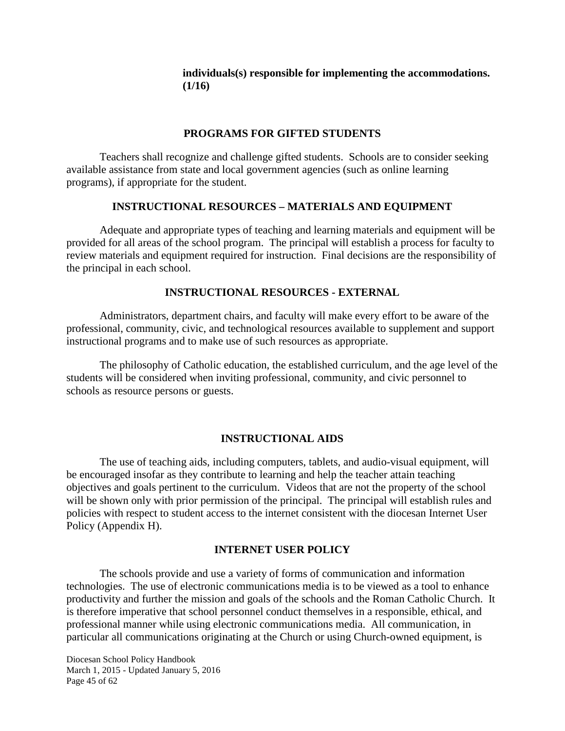**individuals(s) responsible for implementing the accommodations. (1/16)**

## PROGRAMS FOR GIFTED STUDENTS

Teachers shall recognize and challenge gifted students. Schools are to consider seeking available assistance from state and local government agencies (such as online learning programs), if appropriate for the student.

## INSTRUCTIONAL RESOURCES – MATERIALS AND EQUIPMENT

Adequate and appropriate types of teaching and learning materials and equipment will be provided for all areas of the school program. The principal will establish a process for faculty to review materials and equipment required for instruction. Final decisions are the responsibility of the principal in each school.

## INSTRUCTIONAL RESOURCES - EXTERNAL

Administrators, department chairs, and faculty will make every effort to be aware of the professional, community, civic, and technological resources available to supplement and support instructional programs and to make use of such resources as appropriate.

The philosophy of Catholic education, the established curriculum, and the age level of the students will be considered when inviting professional, community, and civic personnel to schools as resource persons or guests.

## INSTRUCTIONAL AIDS

The use of teaching aids, including computers, tablets, and audio-visual equipment, will be encouraged insofar as they contribute to learning and help the teacher attain teaching objectives and goals pertinent to the curriculum. Videos that are not the property of the school will be shown only with prior permission of the principal. The principal will establish rules and policies with respect to student access to the internet consistent with the diocesan Internet User Policy (Appendix H).

## INTERNET USER POLICY

The schools provide and use a variety of forms of communication and information technologies. The use of electronic communications media is to be viewed as a tool to enhance productivity and further the mission and goals of the schools and the Roman Catholic Church. It is therefore imperative that school personnel conduct themselves in a responsible, ethical, and professional manner while using electronic communications media. All communication, in particular all communications originating at the Church or using Church-owned equipment, is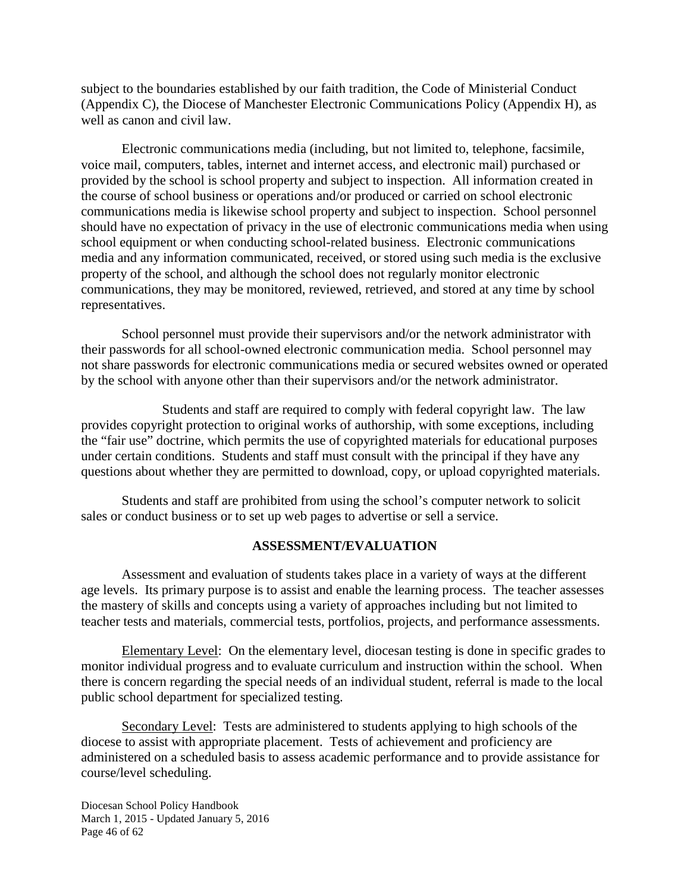subject to the boundaries established by our faith tradition, the Code of Ministerial Conduct (Appendix C), the Diocese of Manchester Electronic Communications Policy (Appendix H), as well as canon and civil law.

Electronic communications media (including, but not limited to, telephone, facsimile, voice mail, computers, tables, internet and internet access, and electronic mail) purchased or provided by the school is school property and subject to inspection. All information created in the course of school business or operations and/or produced or carried on school electronic communications media is likewise school property and subject to inspection. School personnel should have no expectation of privacy in the use of electronic communications media when using school equipment or when conducting school-related business. Electronic communications media and any information communicated, received, or stored using such media is the exclusive property of the school, and although the school does not regularly monitor electronic communications, they may be monitored, reviewed, retrieved, and stored at any time by school representatives.

School personnel must provide their supervisors and/or the network administrator with their passwords for all school-owned electronic communication media. School personnel may not share passwords for electronic communications media or secured websites owned or operated by the school with anyone other than their supervisors and/or the network administrator.

Students and staff are required to comply with federal copyright law. The law provides copyright protection to original works of authorship, with some exceptions, including the "fair use" doctrine, which permits the use of copyrighted materials for educational purposes under certain conditions. Students and staff must consult with the principal if they have any questions about whether they are permitted to download, copy, or upload copyrighted materials.

Students and staff are prohibited from using the school's computer network to solicit sales or conduct business or to set up web pages to advertise or sell a service.

## ASSESSMENT/EVALUATION

Assessment and evaluation of students takes place in a variety of ways at the different age levels. Its primary purpose is to assist and enable the learning process. The teacher assesses the mastery of skills and concepts using a variety of approaches including but not limited to teacher tests and materials, commercial tests, portfolios, projects, and performance assessments.

Elementary Level: On the elementary level, diocesan testing is done in specific grades to monitor individual progress and to evaluate curriculum and instruction within the school. When there is concern regarding the special needs of an individual student, referral is made to the local public school department for specialized testing.

Secondary Level: Tests are administered to students applying to high schools of the diocese to assist with appropriate placement. Tests of achievement and proficiency are administered on a scheduled basis to assess academic performance and to provide assistance for course/level scheduling.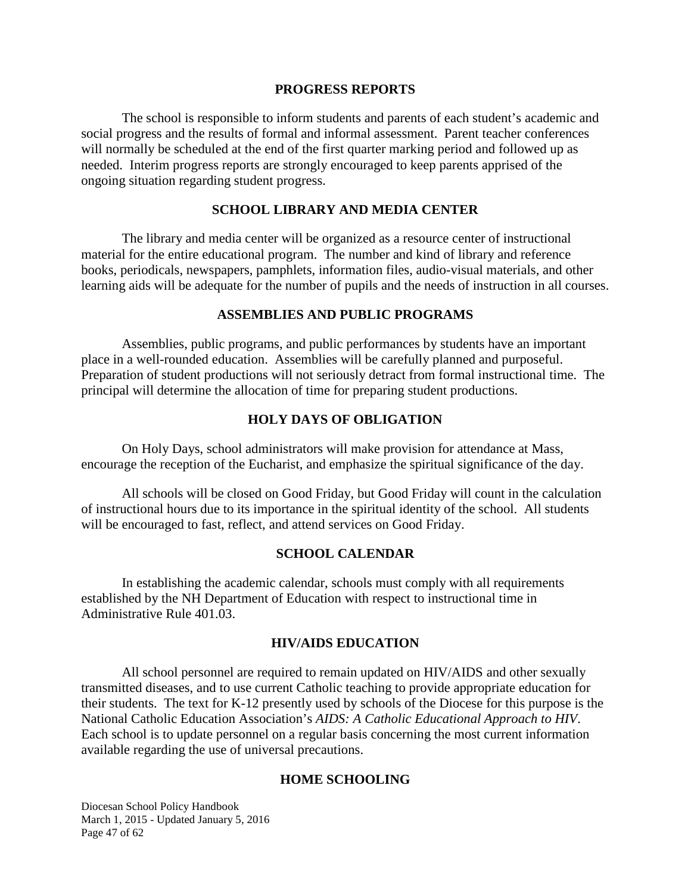## PROGRESS REPORTS

The school is responsible to inform students and parents of each student's academic and social progress and the results of formal and informal assessment. Parent teacher conferences will normally be scheduled at the end of the first quarter marking period and followed up as needed. Interim progress reports are strongly encouraged to keep parents apprised of the ongoing situation regarding student progress.

## SCHOOL LIBRARY AND MEDIA CENTER

The library and media center will be organized as a resource center of instructional material for the entire educational program. The number and kind of library and reference books, periodicals, newspapers, pamphlets, information files, audio-visual materials, and other learning aids will be adequate for the number of pupils and the needs of instruction in all courses.

## ASSEMBLIES AND PUBLIC PROGRAMS

Assemblies, public programs, and public performances by students have an important place in a well-rounded education. Assemblies will be carefully planned and purposeful. Preparation of student productions will not seriously detract from formal instructional time. The principal will determine the allocation of time for preparing student productions.

## HOLY DAYS OF OBLIGATION

On Holy Days, school administrators will make provision for attendance at Mass, encourage the reception of the Eucharist, and emphasize the spiritual significance of the day.

All schools will be closed on Good Friday, but Good Friday will count in the calculation of instructional hours due to its importance in the spiritual identity of the school. All students will be encouraged to fast, reflect, and attend services on Good Friday.

## SCHOOL CALENDAR

In establishing the academic calendar, schools must comply with all requirements established by the NH Department of Education with respect to instructional time in Administrative Rule 401.03.

## HIV/AIDS EDUCATION

All school personnel are required to remain updated on HIV/AIDS and other sexually transmitted diseases, and to use current Catholic teaching to provide appropriate education for their students. The text for K-12 presently used by schools of the Diocese for this purpose is the National Catholic Education Association's *AIDS: A Catholic Educational Approach to HIV*. Each school is to update personnel on a regular basis concerning the most current information available regarding the use of universal precautions.

## HOME SCHOOLING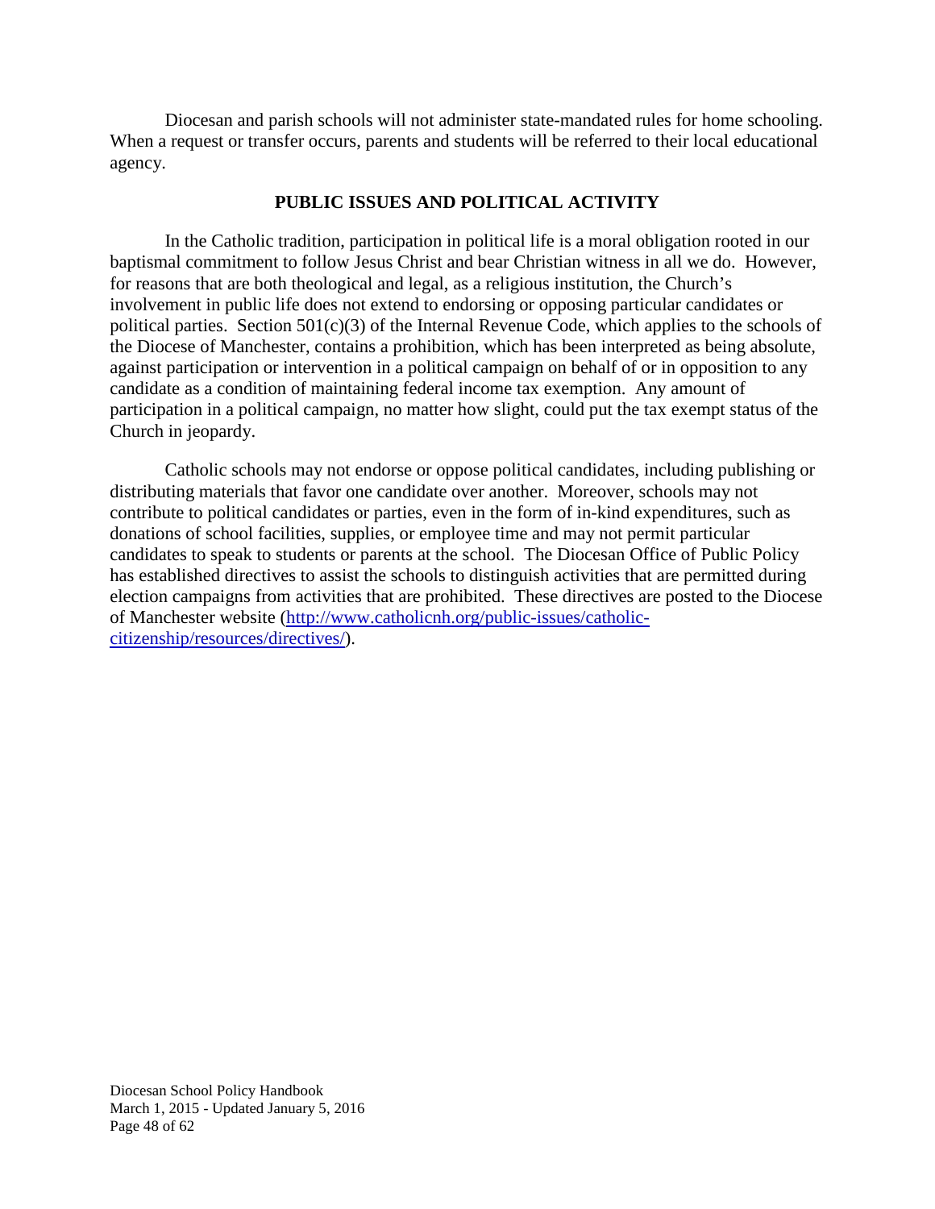Diocesan and parish schools will not administer state-mandated rules for home schooling. When a request or transfer occurs, parents and students will be referred to their local educational agency.

## PUBLIC ISSUES AND POLITICAL ACTIVITY

In the Catholic tradition, participation in political life is a moral obligation rooted in our baptismal commitment to follow Jesus Christ and bear Christian witness in all we do. However, for reasons that are both theological and legal, as a religious institution, the Church's involvement in public life does not extend to endorsing or opposing particular candidates or political parties. Section 501(c)(3) of the Internal Revenue Code, which applies to the schools of the Diocese of Manchester, contains a prohibition, which has been interpreted as being absolute, against participation or intervention in a political campaign on behalf of or in opposition to any candidate as a condition of maintaining federal income tax exemption. Any amount of participation in a political campaign, no matter how slight, could put the tax exempt status of the Church in jeopardy.

Catholic schools may not endorse or oppose political candidates, including publishing or distributing materials that favor one candidate over another. Moreover, schools may not contribute to political candidates or parties, even in the form of in-kind expenditures, such as donations of school facilities, supplies, or employee time and may not permit particular candidates to speak to students or parents at the school. The Diocesan Office of Public Policy has established directives to assist the schools to distinguish activities that are permitted during election campaigns from activities that are prohibited. These directives are posted to the Diocese of Manchester website ([http://www.catholicnh.org/public-issues/catholic-citizenship/resources/directives/](http://www.catholicnh.org/public-issues/catholic-citizenship/resources/directives/)).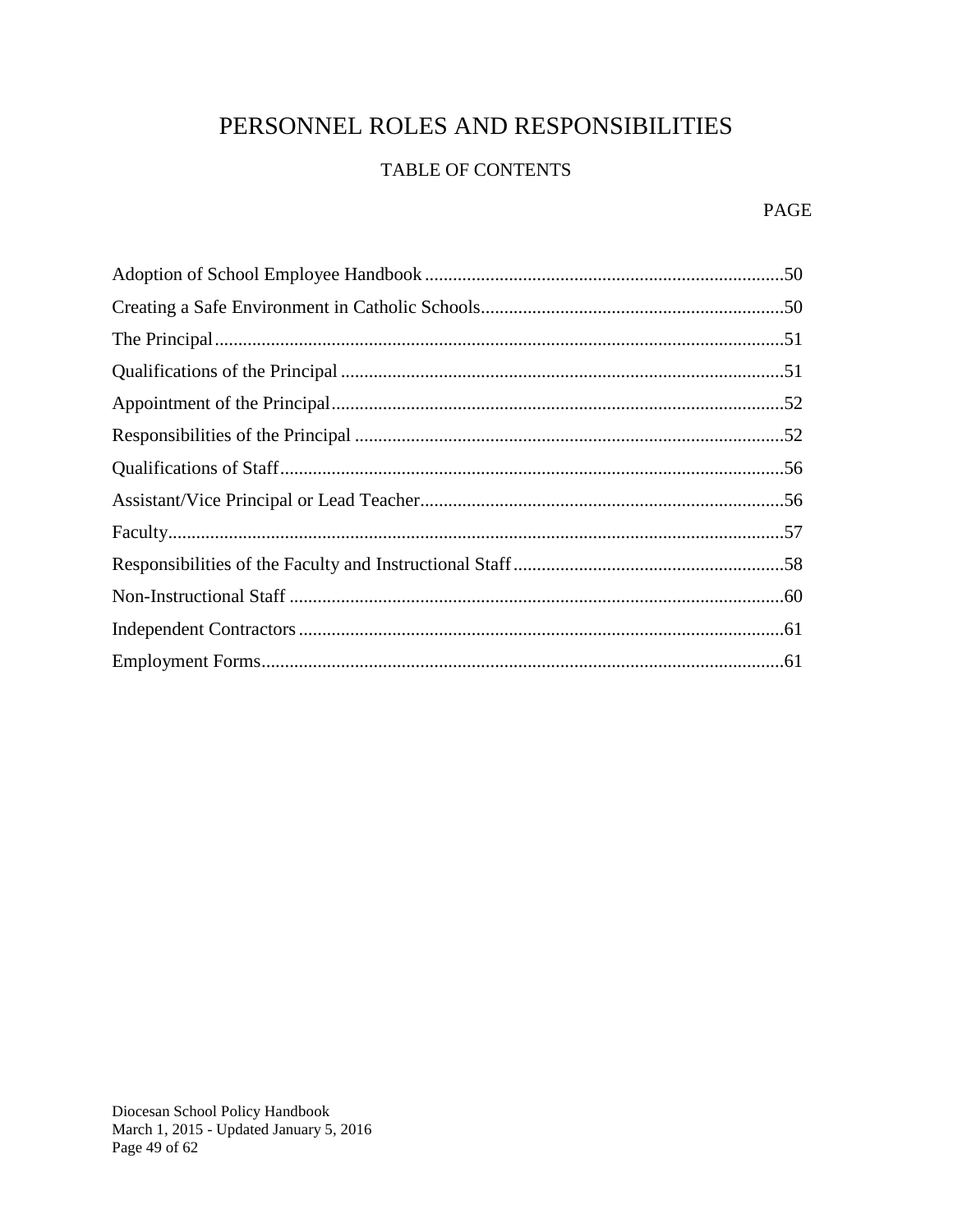# PERSONNEL ROLES AND RESPONSIBILITIES

## TABLE OF CONTENTS

| | PAGE |
|---|---|
| Adoption of School Employee Handbook | 50 |
| Creating a Safe Environment in Catholic Schools | 50 |
| The Principal | 51 |
| Qualifications of the Principal | 51 |
| Appointment of the Principal | 52 |
| Responsibilities of the Principal | 52 |
| Qualifications of Staff | 56 |
| Assistant/Vice Principal or Lead Teacher | 56 |
| Faculty | 57 |
| Responsibilities of the Faculty and Instructional Staff | 58 |
| Non-Instructional Staff | 60 |
| Independent Contractors | 61 |
| Employment Forms | 61 |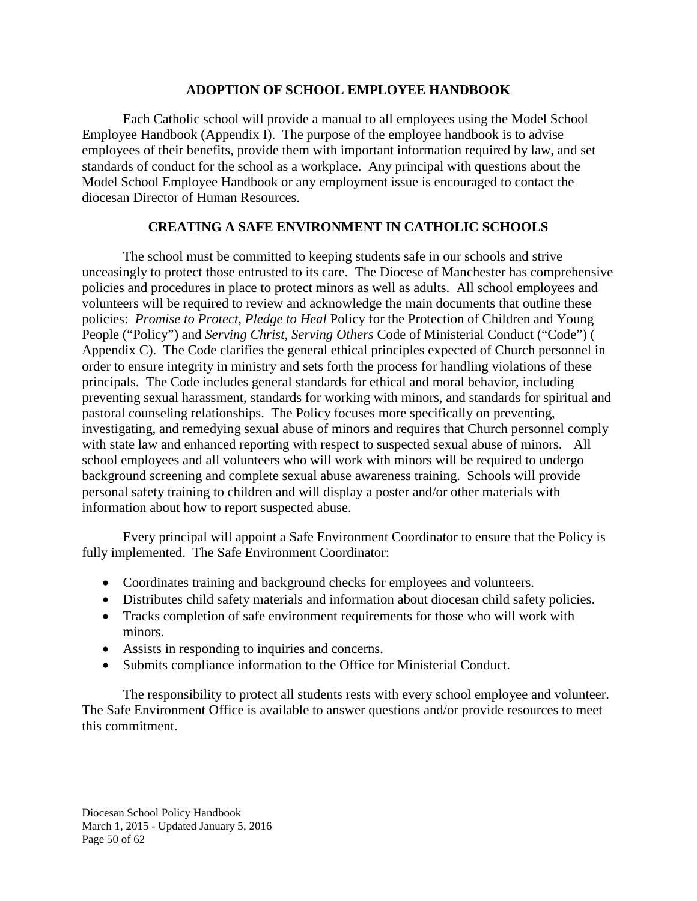## ADOPTION OF SCHOOL EMPLOYEE HANDBOOK

Each Catholic school will provide a manual to all employees using the Model School Employee Handbook (Appendix I). The purpose of the employee handbook is to advise employees of their benefits, provide them with important information required by law, and set standards of conduct for the school as a workplace. Any principal with questions about the Model School Employee Handbook or any employment issue is encouraged to contact the diocesan Director of Human Resources.

## CREATING A SAFE ENVIRONMENT IN CATHOLIC SCHOOLS

The school must be committed to keeping students safe in our schools and strive unceasingly to protect those entrusted to its care. The Diocese of Manchester has comprehensive policies and procedures in place to protect minors as well as adults. All school employees and volunteers will be required to review and acknowledge the main documents that outline these policies: *Promise to Protect, Pledge to Heal* Policy for the Protection of Children and Young People ("Policy") and *Serving Christ, Serving Others* Code of Ministerial Conduct ("Code") ( Appendix C). The Code clarifies the general ethical principles expected of Church personnel in order to ensure integrity in ministry and sets forth the process for handling violations of these principals. The Code includes general standards for ethical and moral behavior, including preventing sexual harassment, standards for working with minors, and standards for spiritual and pastoral counseling relationships. The Policy focuses more specifically on preventing, investigating, and remedying sexual abuse of minors and requires that Church personnel comply with state law and enhanced reporting with respect to suspected sexual abuse of minors. All school employees and all volunteers who will work with minors will be required to undergo background screening and complete sexual abuse awareness training. Schools will provide personal safety training to children and will display a poster and/or other materials with information about how to report suspected abuse.

Every principal will appoint a Safe Environment Coordinator to ensure that the Policy is fully implemented. The Safe Environment Coordinator:

- Coordinates training and background checks for employees and volunteers.
- Distributes child safety materials and information about diocesan child safety policies.
- Tracks completion of safe environment requirements for those who will work with minors.
- Assists in responding to inquiries and concerns.
- Submits compliance information to the Office for Ministerial Conduct.

The responsibility to protect all students rests with every school employee and volunteer. The Safe Environment Office is available to answer questions and/or provide resources to meet this commitment.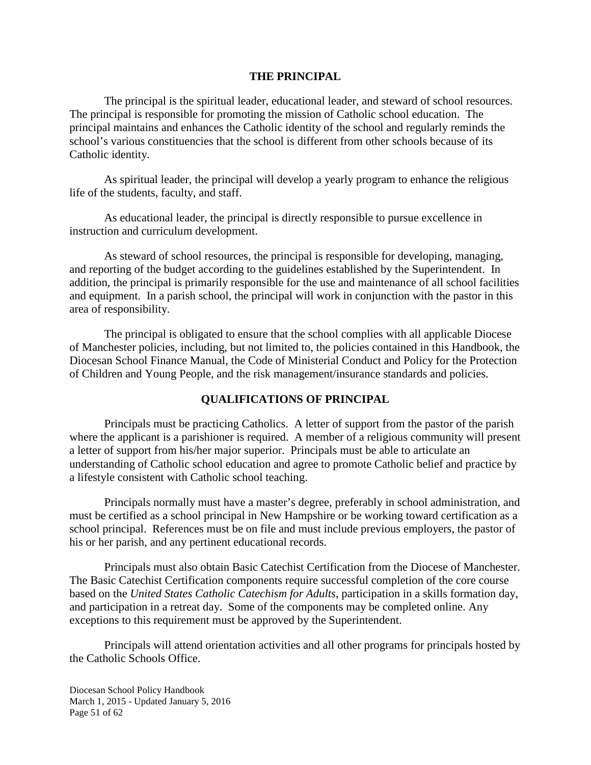## THE PRINCIPAL

The principal is the spiritual leader, educational leader, and steward of school resources. The principal is responsible for promoting the mission of Catholic school education. The principal maintains and enhances the Catholic identity of the school and regularly reminds the school's various constituencies that the school is different from other schools because of its Catholic identity.

As spiritual leader, the principal will develop a yearly program to enhance the religious life of the students, faculty, and staff.

As educational leader, the principal is directly responsible to pursue excellence in instruction and curriculum development.

As steward of school resources, the principal is responsible for developing, managing, and reporting of the budget according to the guidelines established by the Superintendent. In addition, the principal is primarily responsible for the use and maintenance of all school facilities and equipment. In a parish school, the principal will work in conjunction with the pastor in this area of responsibility.

The principal is obligated to ensure that the school complies with all applicable Diocese of Manchester policies, including, but not limited to, the policies contained in this Handbook, the Diocesan School Finance Manual, the Code of Ministerial Conduct and Policy for the Protection of Children and Young People, and the risk management/insurance standards and policies.

## QUALIFICATIONS OF PRINCIPAL

Principals must be practicing Catholics. A letter of support from the pastor of the parish where the applicant is a parishioner is required. A member of a religious community will present a letter of support from his/her major superior. Principals must be able to articulate an understanding of Catholic school education and agree to promote Catholic belief and practice by a lifestyle consistent with Catholic school teaching.

Principals normally must have a master's degree, preferably in school administration, and must be certified as a school principal in New Hampshire or be working toward certification as a school principal. References must be on file and must include previous employers, the pastor of his or her parish, and any pertinent educational records.

Principals must also obtain Basic Catechist Certification from the Diocese of Manchester. The Basic Catechist Certification components require successful completion of the core course based on the *United States Catholic Catechism for Adults*, participation in a skills formation day, and participation in a retreat day. Some of the components may be completed online. Any exceptions to this requirement must be approved by the Superintendent.

Principals will attend orientation activities and all other programs for principals hosted by the Catholic Schools Office.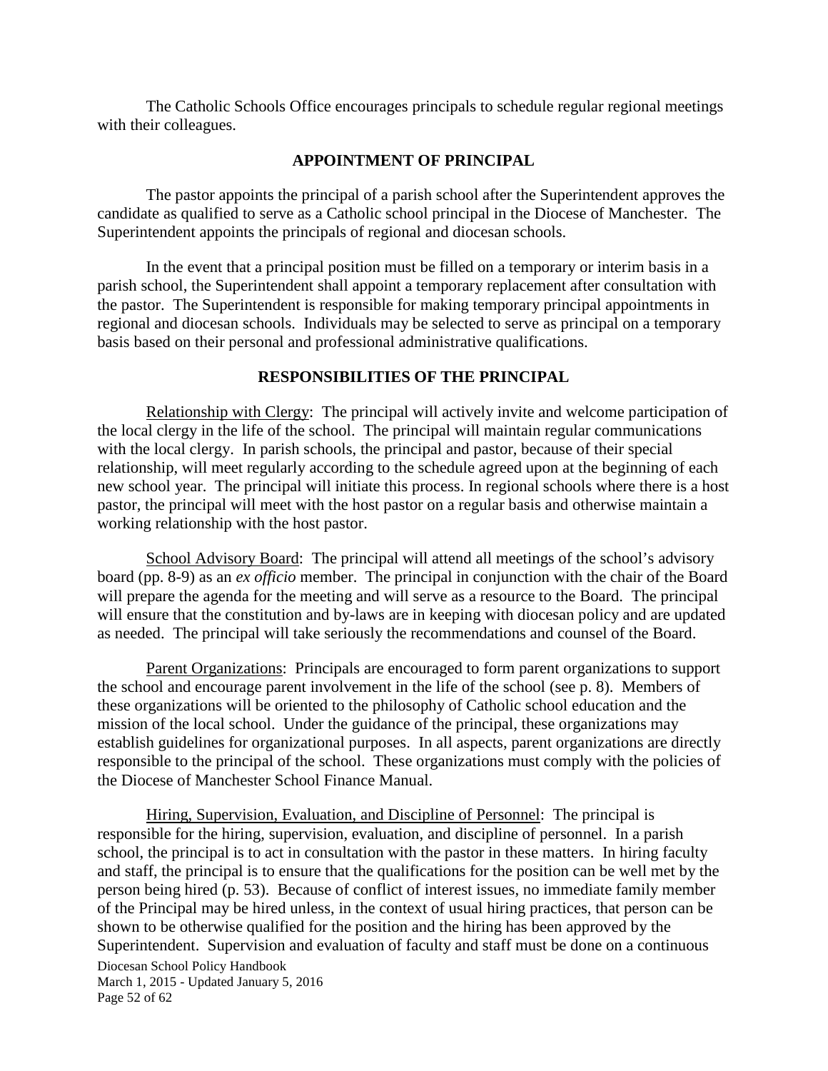The Catholic Schools Office encourages principals to schedule regular regional meetings with their colleagues.

## APPOINTMENT OF PRINCIPAL

The pastor appoints the principal of a parish school after the Superintendent approves the candidate as qualified to serve as a Catholic school principal in the Diocese of Manchester. The Superintendent appoints the principals of regional and diocesan schools.

In the event that a principal position must be filled on a temporary or interim basis in a parish school, the Superintendent shall appoint a temporary replacement after consultation with the pastor. The Superintendent is responsible for making temporary principal appointments in regional and diocesan schools. Individuals may be selected to serve as principal on a temporary basis based on their personal and professional administrative qualifications.

## RESPONSIBILITIES OF THE PRINCIPAL

Relationship with Clergy: The principal will actively invite and welcome participation of the local clergy in the life of the school. The principal will maintain regular communications with the local clergy. In parish schools, the principal and pastor, because of their special relationship, will meet regularly according to the schedule agreed upon at the beginning of each new school year. The principal will initiate this process. In regional schools where there is a host pastor, the principal will meet with the host pastor on a regular basis and otherwise maintain a working relationship with the host pastor.

School Advisory Board: The principal will attend all meetings of the school's advisory board (pp. 8-9) as an *ex officio* member. The principal in conjunction with the chair of the Board will prepare the agenda for the meeting and will serve as a resource to the Board. The principal will ensure that the constitution and by-laws are in keeping with diocesan policy and are updated as needed. The principal will take seriously the recommendations and counsel of the Board.

Parent Organizations: Principals are encouraged to form parent organizations to support the school and encourage parent involvement in the life of the school (see p. 8). Members of these organizations will be oriented to the philosophy of Catholic school education and the mission of the local school. Under the guidance of the principal, these organizations may establish guidelines for organizational purposes. In all aspects, parent organizations are directly responsible to the principal of the school. These organizations must comply with the policies of the Diocese of Manchester School Finance Manual.

Hiring, Supervision, Evaluation, and Discipline of Personnel: The principal is responsible for the hiring, supervision, evaluation, and discipline of personnel. In a parish school, the principal is to act in consultation with the pastor in these matters. In hiring faculty and staff, the principal is to ensure that the qualifications for the position can be well met by the person being hired (p. 53). Because of conflict of interest issues, no immediate family member of the Principal may be hired unless, in the context of usual hiring practices, that person can be shown to be otherwise qualified for the position and the hiring has been approved by the Superintendent. Supervision and evaluation of faculty and staff must be done on a continuous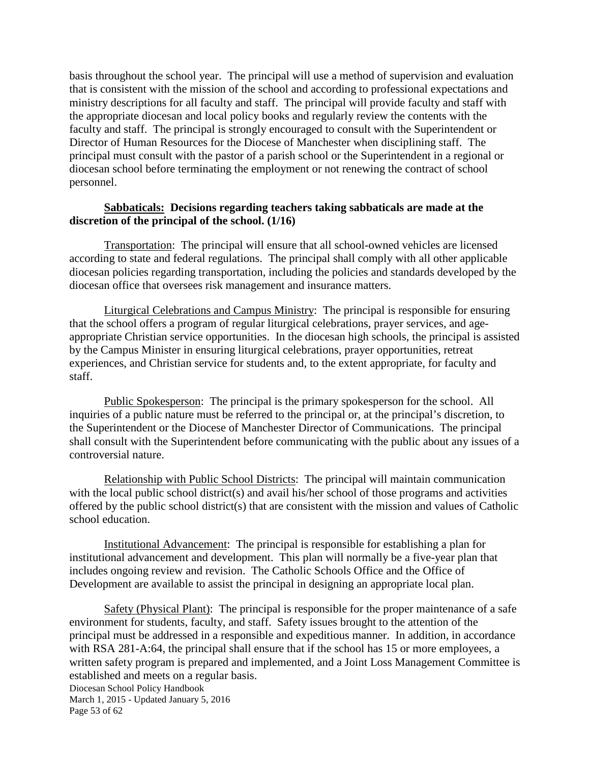basis throughout the school year. The principal will use a method of supervision and evaluation that is consistent with the mission of the school and according to professional expectations and ministry descriptions for all faculty and staff. The principal will provide faculty and staff with the appropriate diocesan and local policy books and regularly review the contents with the faculty and staff. The principal is strongly encouraged to consult with the Superintendent or Director of Human Resources for the Diocese of Manchester when disciplining staff. The principal must consult with the pastor of a parish school or the Superintendent in a regional or diocesan school before terminating the employment or not renewing the contract of school personnel.

**Sabbaticals: Decisions regarding teachers taking sabbaticals are made at the discretion of the principal of the school. (1/16)**

Transportation: The principal will ensure that all school-owned vehicles are licensed according to state and federal regulations. The principal shall comply with all other applicable diocesan policies regarding transportation, including the policies and standards developed by the diocesan office that oversees risk management and insurance matters.

Liturgical Celebrations and Campus Ministry: The principal is responsible for ensuring that the school offers a program of regular liturgical celebrations, prayer services, and age-appropriate Christian service opportunities. In the diocesan high schools, the principal is assisted by the Campus Minister in ensuring liturgical celebrations, prayer opportunities, retreat experiences, and Christian service for students and, to the extent appropriate, for faculty and staff.

Public Spokesperson: The principal is the primary spokesperson for the school. All inquiries of a public nature must be referred to the principal or, at the principal's discretion, to the Superintendent or the Diocese of Manchester Director of Communications. The principal shall consult with the Superintendent before communicating with the public about any issues of a controversial nature.

Relationship with Public School Districts: The principal will maintain communication with the local public school district(s) and avail his/her school of those programs and activities offered by the public school district(s) that are consistent with the mission and values of Catholic school education.

Institutional Advancement: The principal is responsible for establishing a plan for institutional advancement and development. This plan will normally be a five-year plan that includes ongoing review and revision. The Catholic Schools Office and the Office of Development are available to assist the principal in designing an appropriate local plan.

Safety (Physical Plant): The principal is responsible for the proper maintenance of a safe environment for students, faculty, and staff. Safety issues brought to the attention of the principal must be addressed in a responsible and expeditious manner. In addition, in accordance with RSA 281-A:64, the principal shall ensure that if the school has 15 or more employees, a written safety program is prepared and implemented, and a Joint Loss Management Committee is established and meets on a regular basis.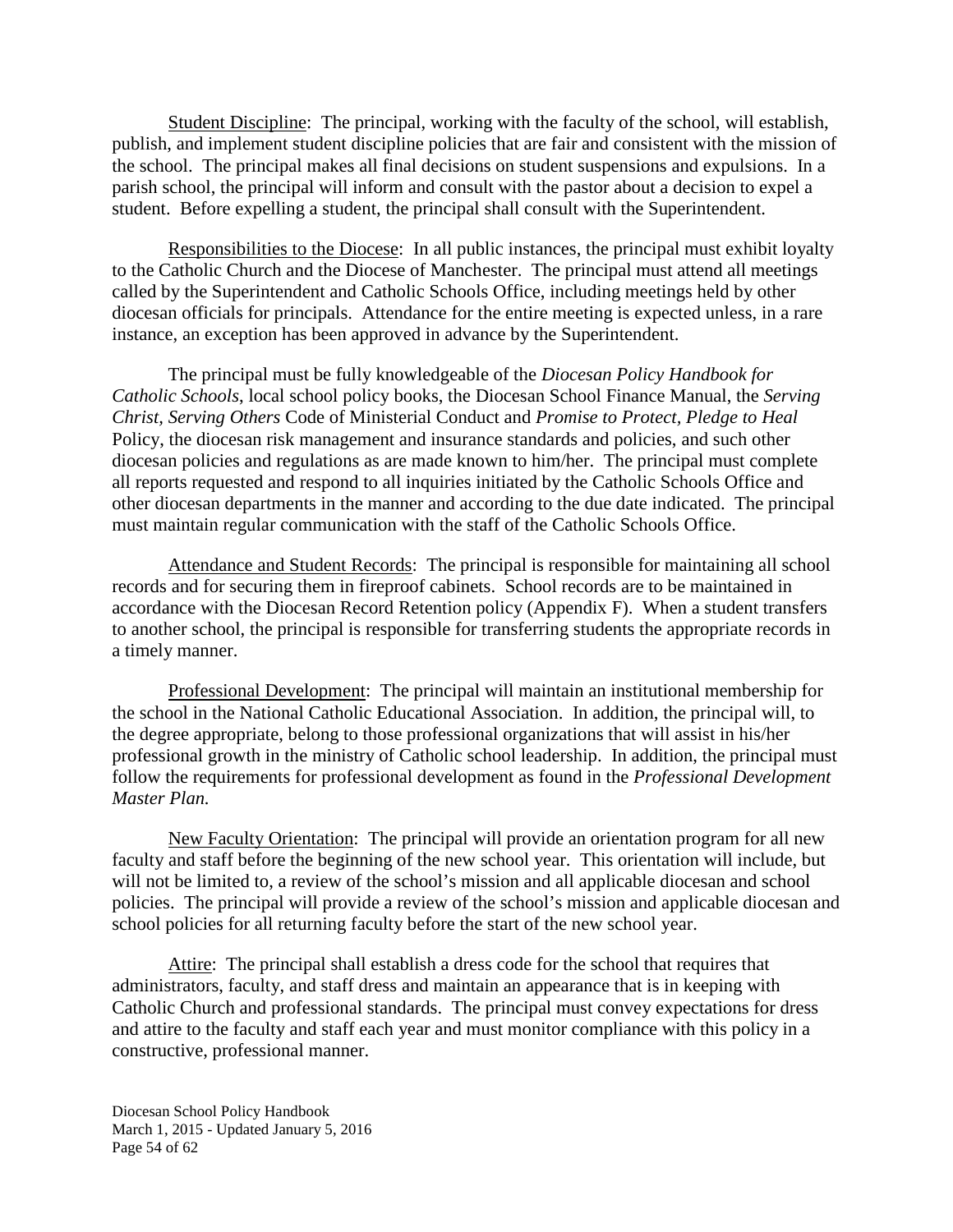<u>Student Discipline</u>: The principal, working with the faculty of the school, will establish, publish, and implement student discipline policies that are fair and consistent with the mission of the school. The principal makes all final decisions on student suspensions and expulsions. In a parish school, the principal will inform and consult with the pastor about a decision to expel a student. Before expelling a student, the principal shall consult with the Superintendent.

<u>Responsibilities to the Diocese</u>: In all public instances, the principal must exhibit loyalty to the Catholic Church and the Diocese of Manchester. The principal must attend all meetings called by the Superintendent and Catholic Schools Office, including meetings held by other diocesan officials for principals. Attendance for the entire meeting is expected unless, in a rare instance, an exception has been approved in advance by the Superintendent.

The principal must be fully knowledgeable of the *Diocesan Policy Handbook for Catholic Schools*, local school policy books, the Diocesan School Finance Manual, the *Serving Christ, Serving Others* Code of Ministerial Conduct and *Promise to Protect, Pledge to Heal* Policy, the diocesan risk management and insurance standards and policies, and such other diocesan policies and regulations as are made known to him/her. The principal must complete all reports requested and respond to all inquiries initiated by the Catholic Schools Office and other diocesan departments in the manner and according to the due date indicated. The principal must maintain regular communication with the staff of the Catholic Schools Office.

<u>Attendance and Student Records</u>: The principal is responsible for maintaining all school records and for securing them in fireproof cabinets. School records are to be maintained in accordance with the Diocesan Record Retention policy (Appendix F). When a student transfers to another school, the principal is responsible for transferring students the appropriate records in a timely manner.

<u>Professional Development</u>: The principal will maintain an institutional membership for the school in the National Catholic Educational Association. In addition, the principal will, to the degree appropriate, belong to those professional organizations that will assist in his/her professional growth in the ministry of Catholic school leadership. In addition, the principal must follow the requirements for professional development as found in the *Professional Development Master Plan.*

<u>New Faculty Orientation</u>: The principal will provide an orientation program for all new faculty and staff before the beginning of the new school year. This orientation will include, but will not be limited to, a review of the school's mission and all applicable diocesan and school policies. The principal will provide a review of the school's mission and applicable diocesan and school policies for all returning faculty before the start of the new school year.

<u>Attire</u>: The principal shall establish a dress code for the school that requires that administrators, faculty, and staff dress and maintain an appearance that is in keeping with Catholic Church and professional standards. The principal must convey expectations for dress and attire to the faculty and staff each year and must monitor compliance with this policy in a constructive, professional manner.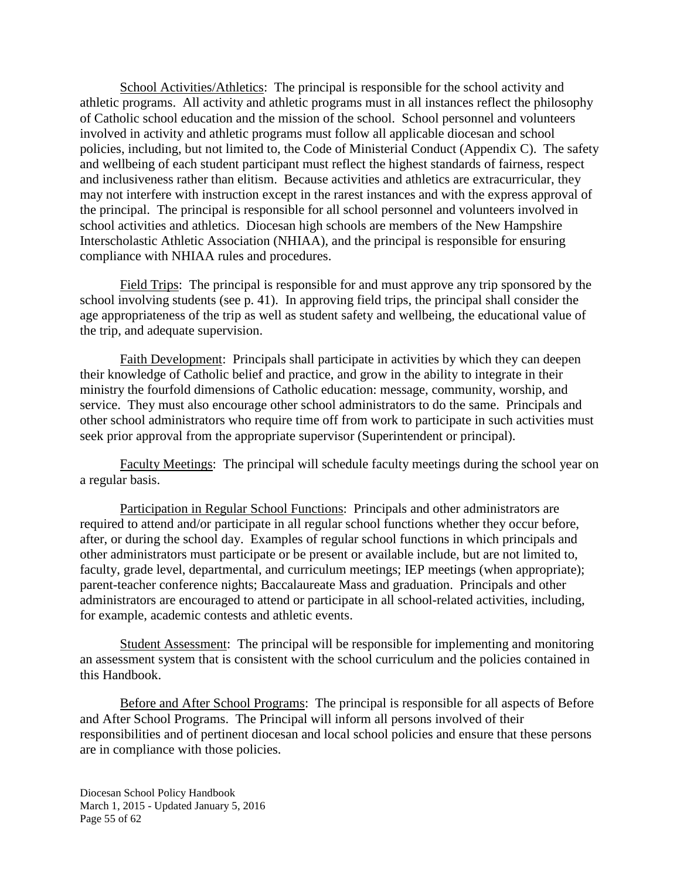<u>School Activities/Athletics</u>: The principal is responsible for the school activity and athletic programs. All activity and athletic programs must in all instances reflect the philosophy of Catholic school education and the mission of the school. School personnel and volunteers involved in activity and athletic programs must follow all applicable diocesan and school policies, including, but not limited to, the Code of Ministerial Conduct (Appendix C). The safety and wellbeing of each student participant must reflect the highest standards of fairness, respect and inclusiveness rather than elitism. Because activities and athletics are extracurricular, they may not interfere with instruction except in the rarest instances and with the express approval of the principal. The principal is responsible for all school personnel and volunteers involved in school activities and athletics. Diocesan high schools are members of the New Hampshire Interscholastic Athletic Association (NHIAA), and the principal is responsible for ensuring compliance with NHIAA rules and procedures.

<u>Field Trips</u>: The principal is responsible for and must approve any trip sponsored by the school involving students (see p. 41). In approving field trips, the principal shall consider the age appropriateness of the trip as well as student safety and wellbeing, the educational value of the trip, and adequate supervision.

<u>Faith Development</u>: Principals shall participate in activities by which they can deepen their knowledge of Catholic belief and practice, and grow in the ability to integrate in their ministry the fourfold dimensions of Catholic education: message, community, worship, and service. They must also encourage other school administrators to do the same. Principals and other school administrators who require time off from work to participate in such activities must seek prior approval from the appropriate supervisor (Superintendent or principal).

<u>Faculty Meetings</u>: The principal will schedule faculty meetings during the school year on a regular basis.

<u>Participation in Regular School Functions</u>: Principals and other administrators are required to attend and/or participate in all regular school functions whether they occur before, after, or during the school day. Examples of regular school functions in which principals and other administrators must participate or be present or available include, but are not limited to, faculty, grade level, departmental, and curriculum meetings; IEP meetings (when appropriate); parent-teacher conference nights; Baccalaureate Mass and graduation. Principals and other administrators are encouraged to attend or participate in all school-related activities, including, for example, academic contests and athletic events.

<u>Student Assessment</u>: The principal will be responsible for implementing and monitoring an assessment system that is consistent with the school curriculum and the policies contained in this Handbook.

<u>Before and After School Programs</u>: The principal is responsible for all aspects of Before and After School Programs. The Principal will inform all persons involved of their responsibilities and of pertinent diocesan and local school policies and ensure that these persons are in compliance with those policies.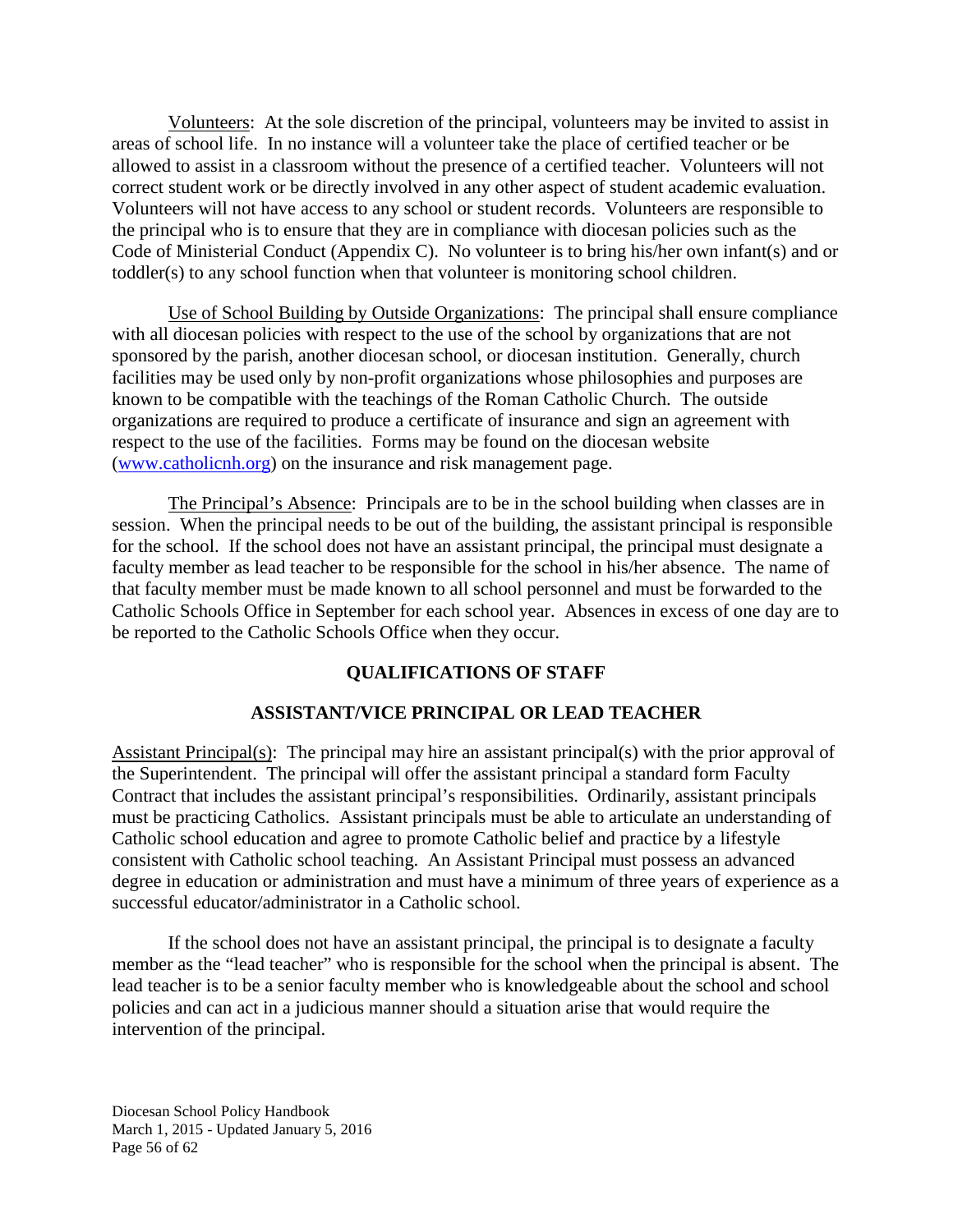Volunteers: At the sole discretion of the principal, volunteers may be invited to assist in areas of school life. In no instance will a volunteer take the place of certified teacher or be allowed to assist in a classroom without the presence of a certified teacher. Volunteers will not correct student work or be directly involved in any other aspect of student academic evaluation. Volunteers will not have access to any school or student records. Volunteers are responsible to the principal who is to ensure that they are in compliance with diocesan policies such as the Code of Ministerial Conduct (Appendix C). No volunteer is to bring his/her own infant(s) and or toddler(s) to any school function when that volunteer is monitoring school children.

Use of School Building by Outside Organizations: The principal shall ensure compliance with all diocesan policies with respect to the use of the school by organizations that are not sponsored by the parish, another diocesan school, or diocesan institution. Generally, church facilities may be used only by non-profit organizations whose philosophies and purposes are known to be compatible with the teachings of the Roman Catholic Church. The outside organizations are required to produce a certificate of insurance and sign an agreement with respect to the use of the facilities. Forms may be found on the diocesan website ([www.catholicnh.org](http://www.catholicnh.org)) on the insurance and risk management page.

The Principal's Absence: Principals are to be in the school building when classes are in session. When the principal needs to be out of the building, the assistant principal is responsible for the school. If the school does not have an assistant principal, the principal must designate a faculty member as lead teacher to be responsible for the school in his/her absence. The name of that faculty member must be made known to all school personnel and must be forwarded to the Catholic Schools Office in September for each school year. Absences in excess of one day are to be reported to the Catholic Schools Office when they occur.

## QUALIFICATIONS OF STAFF

### ASSISTANT/VICE PRINCIPAL OR LEAD TEACHER

Assistant Principal(s): The principal may hire an assistant principal(s) with the prior approval of the Superintendent. The principal will offer the assistant principal a standard form Faculty Contract that includes the assistant principal's responsibilities. Ordinarily, assistant principals must be practicing Catholics. Assistant principals must be able to articulate an understanding of Catholic school education and agree to promote Catholic belief and practice by a lifestyle consistent with Catholic school teaching. An Assistant Principal must possess an advanced degree in education or administration and must have a minimum of three years of experience as a successful educator/administrator in a Catholic school.

If the school does not have an assistant principal, the principal is to designate a faculty member as the "lead teacher" who is responsible for the school when the principal is absent. The lead teacher is to be a senior faculty member who is knowledgeable about the school and school policies and can act in a judicious manner should a situation arise that would require the intervention of the principal.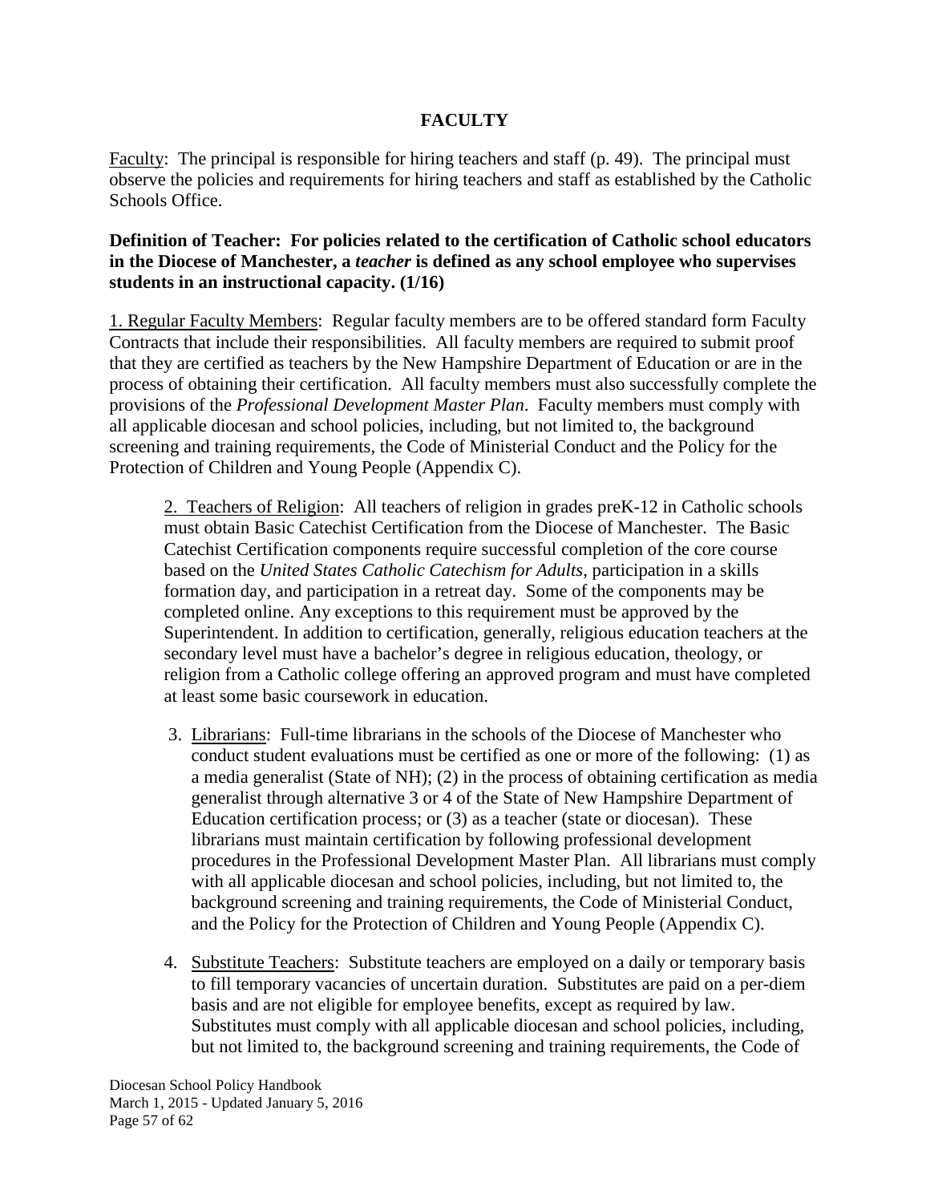# FACULTY

Faculty: The principal is responsible for hiring teachers and staff (p. 49). The principal must observe the policies and requirements for hiring teachers and staff as established by the Catholic Schools Office.

**Definition of Teacher: For policies related to the certification of Catholic school educators in the Diocese of Manchester, a *teacher* is defined as any school employee who supervises students in an instructional capacity. (1/16)**

1. Regular Faculty Members: Regular faculty members are to be offered standard form Faculty Contracts that include their responsibilities. All faculty members are required to submit proof that they are certified as teachers by the New Hampshire Department of Education or are in the process of obtaining their certification. All faculty members must also successfully complete the provisions of the *Professional Development Master Plan*. Faculty members must comply with all applicable diocesan and school policies, including, but not limited to, the background screening and training requirements, the Code of Ministerial Conduct and the Policy for the Protection of Children and Young People (Appendix C).

2. Teachers of Religion: All teachers of religion in grades preK-12 in Catholic schools must obtain Basic Catechist Certification from the Diocese of Manchester. The Basic Catechist Certification components require successful completion of the core course based on the *United States Catholic Catechism for Adults*, participation in a skills formation day, and participation in a retreat day. Some of the components may be completed online. Any exceptions to this requirement must be approved by the Superintendent. In addition to certification, generally, religious education teachers at the secondary level must have a bachelor's degree in religious education, theology, or religion from a Catholic college offering an approved program and must have completed at least some basic coursework in education.

3. Librarians: Full-time librarians in the schools of the Diocese of Manchester who conduct student evaluations must be certified as one or more of the following: (1) as a media generalist (State of NH); (2) in the process of obtaining certification as media generalist through alternative 3 or 4 of the State of New Hampshire Department of Education certification process; or (3) as a teacher (state or diocesan). These librarians must maintain certification by following professional development procedures in the Professional Development Master Plan. All librarians must comply with all applicable diocesan and school policies, including, but not limited to, the background screening and training requirements, the Code of Ministerial Conduct, and the Policy for the Protection of Children and Young People (Appendix C).

4. Substitute Teachers: Substitute teachers are employed on a daily or temporary basis to fill temporary vacancies of uncertain duration. Substitutes are paid on a per-diem basis and are not eligible for employee benefits, except as required by law. Substitutes must comply with all applicable diocesan and school policies, including, but not limited to, the background screening and training requirements, the Code of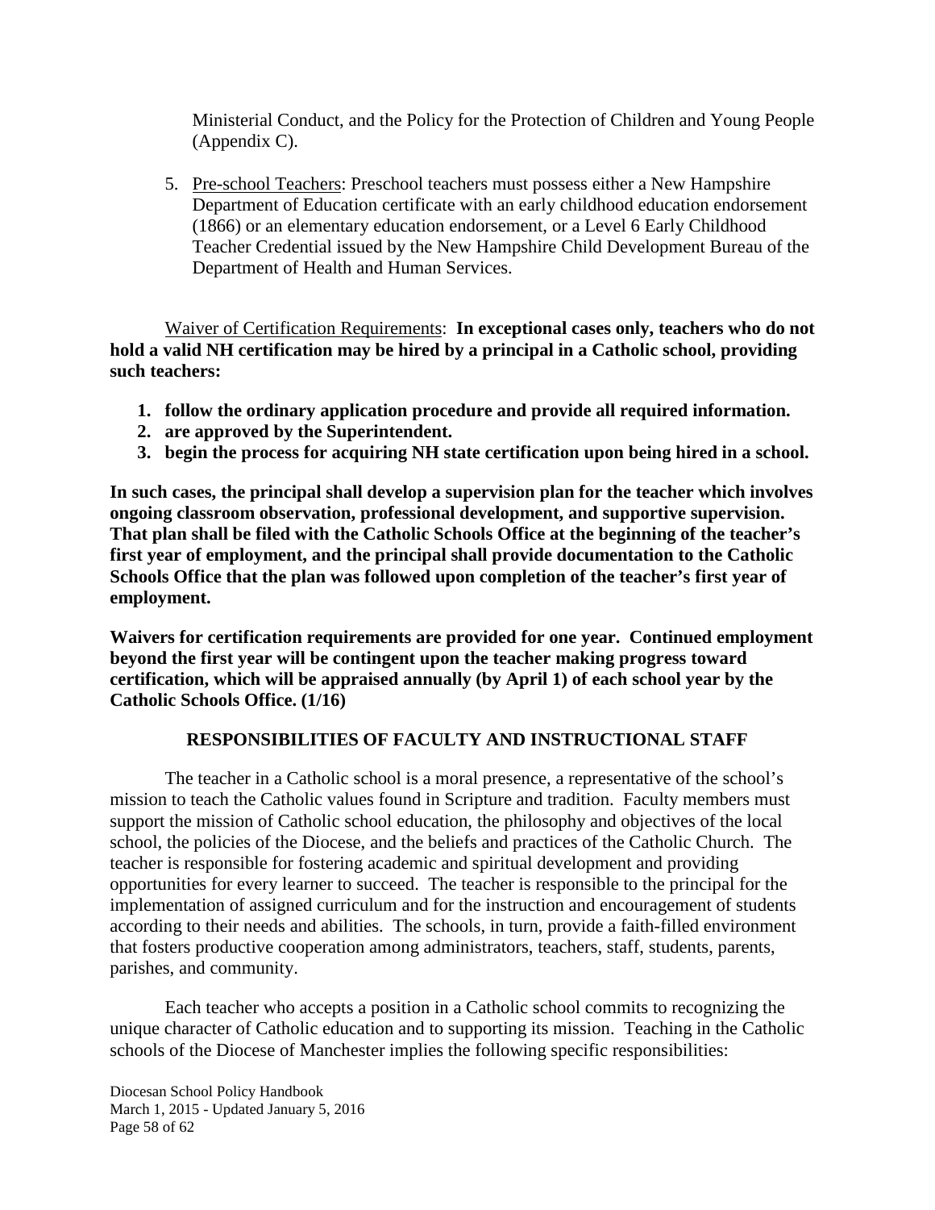Ministerial Conduct, and the Policy for the Protection of Children and Young People (Appendix C).

5. Pre-school Teachers: Preschool teachers must possess either a New Hampshire Department of Education certificate with an early childhood education endorsement (1866) or an elementary education endorsement, or a Level 6 Early Childhood Teacher Credential issued by the New Hampshire Child Development Bureau of the Department of Health and Human Services.

Waiver of Certification Requirements: **In exceptional cases only, teachers who do not hold a valid NH certification may be hired by a principal in a Catholic school, providing such teachers:**

1. **follow the ordinary application procedure and provide all required information.**
2. **are approved by the Superintendent.**
3. **begin the process for acquiring NH state certification upon being hired in a school.**

**In such cases, the principal shall develop a supervision plan for the teacher which involves ongoing classroom observation, professional development, and supportive supervision. That plan shall be filed with the Catholic Schools Office at the beginning of the teacher's first year of employment, and the principal shall provide documentation to the Catholic Schools Office that the plan was followed upon completion of the teacher's first year of employment.**

**Waivers for certification requirements are provided for one year. Continued employment beyond the first year will be contingent upon the teacher making progress toward certification, which will be appraised annually (by April 1) of each school year by the Catholic Schools Office. (1/16)**

## RESPONSIBILITIES OF FACULTY AND INSTRUCTIONAL STAFF

The teacher in a Catholic school is a moral presence, a representative of the school's mission to teach the Catholic values found in Scripture and tradition. Faculty members must support the mission of Catholic school education, the philosophy and objectives of the local school, the policies of the Diocese, and the beliefs and practices of the Catholic Church. The teacher is responsible for fostering academic and spiritual development and providing opportunities for every learner to succeed. The teacher is responsible to the principal for the implementation of assigned curriculum and for the instruction and encouragement of students according to their needs and abilities. The schools, in turn, provide a faith-filled environment that fosters productive cooperation among administrators, teachers, staff, students, parents, parishes, and community.

Each teacher who accepts a position in a Catholic school commits to recognizing the unique character of Catholic education and to supporting its mission. Teaching in the Catholic schools of the Diocese of Manchester implies the following specific responsibilities: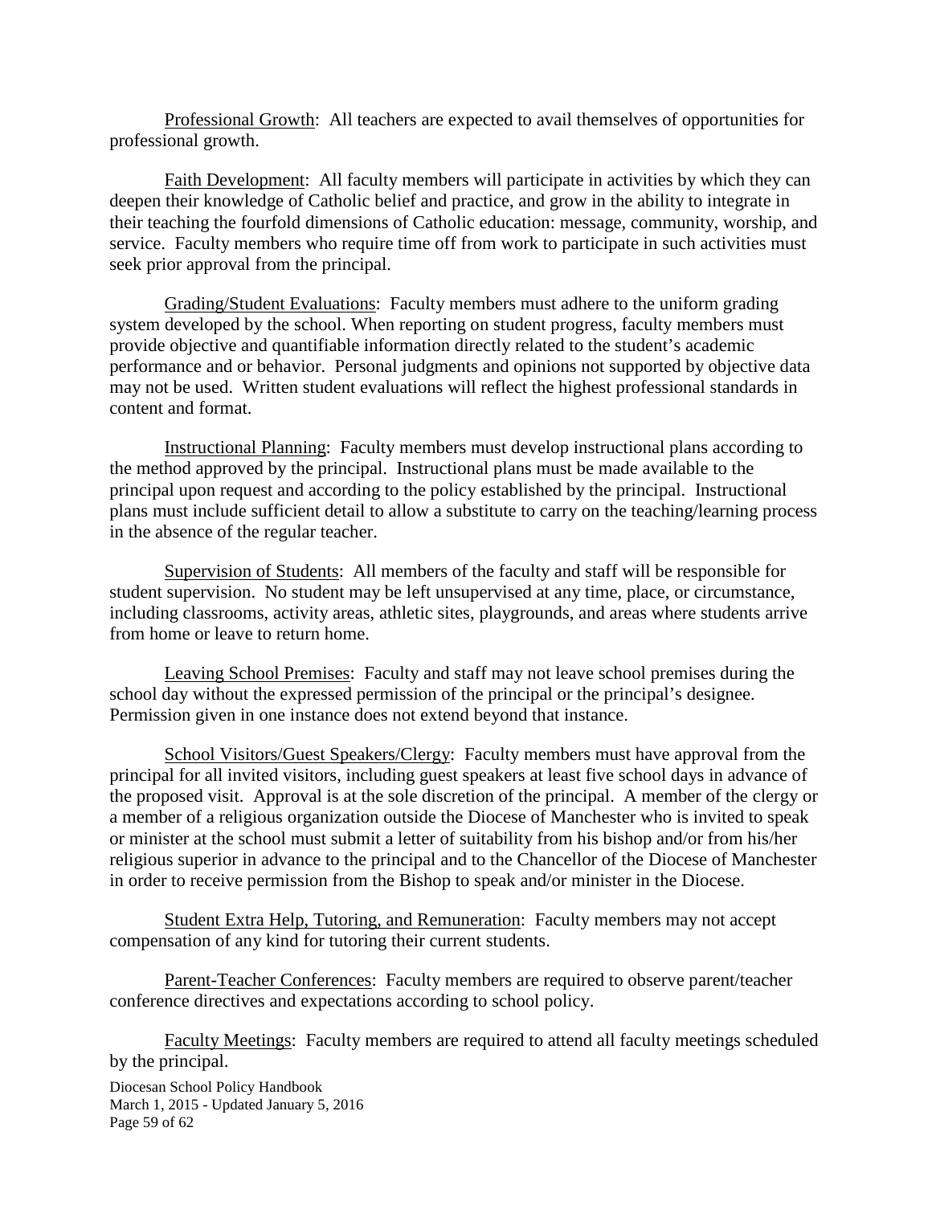Professional Growth: All teachers are expected to avail themselves of opportunities for professional growth.

Faith Development: All faculty members will participate in activities by which they can deepen their knowledge of Catholic belief and practice, and grow in the ability to integrate in their teaching the fourfold dimensions of Catholic education: message, community, worship, and service. Faculty members who require time off from work to participate in such activities must seek prior approval from the principal.

Grading/Student Evaluations: Faculty members must adhere to the uniform grading system developed by the school. When reporting on student progress, faculty members must provide objective and quantifiable information directly related to the student's academic performance and or behavior. Personal judgments and opinions not supported by objective data may not be used. Written student evaluations will reflect the highest professional standards in content and format.

Instructional Planning: Faculty members must develop instructional plans according to the method approved by the principal. Instructional plans must be made available to the principal upon request and according to the policy established by the principal. Instructional plans must include sufficient detail to allow a substitute to carry on the teaching/learning process in the absence of the regular teacher.

Supervision of Students: All members of the faculty and staff will be responsible for student supervision. No student may be left unsupervised at any time, place, or circumstance, including classrooms, activity areas, athletic sites, playgrounds, and areas where students arrive from home or leave to return home.

Leaving School Premises: Faculty and staff may not leave school premises during the school day without the expressed permission of the principal or the principal's designee. Permission given in one instance does not extend beyond that instance.

School Visitors/Guest Speakers/Clergy: Faculty members must have approval from the principal for all invited visitors, including guest speakers at least five school days in advance of the proposed visit. Approval is at the sole discretion of the principal. A member of the clergy or a member of a religious organization outside the Diocese of Manchester who is invited to speak or minister at the school must submit a letter of suitability from his bishop and/or from his/her religious superior in advance to the principal and to the Chancellor of the Diocese of Manchester in order to receive permission from the Bishop to speak and/or minister in the Diocese.

Student Extra Help, Tutoring, and Remuneration: Faculty members may not accept compensation of any kind for tutoring their current students.

Parent-Teacher Conferences: Faculty members are required to observe parent/teacher conference directives and expectations according to school policy.

Faculty Meetings: Faculty members are required to attend all faculty meetings scheduled by the principal.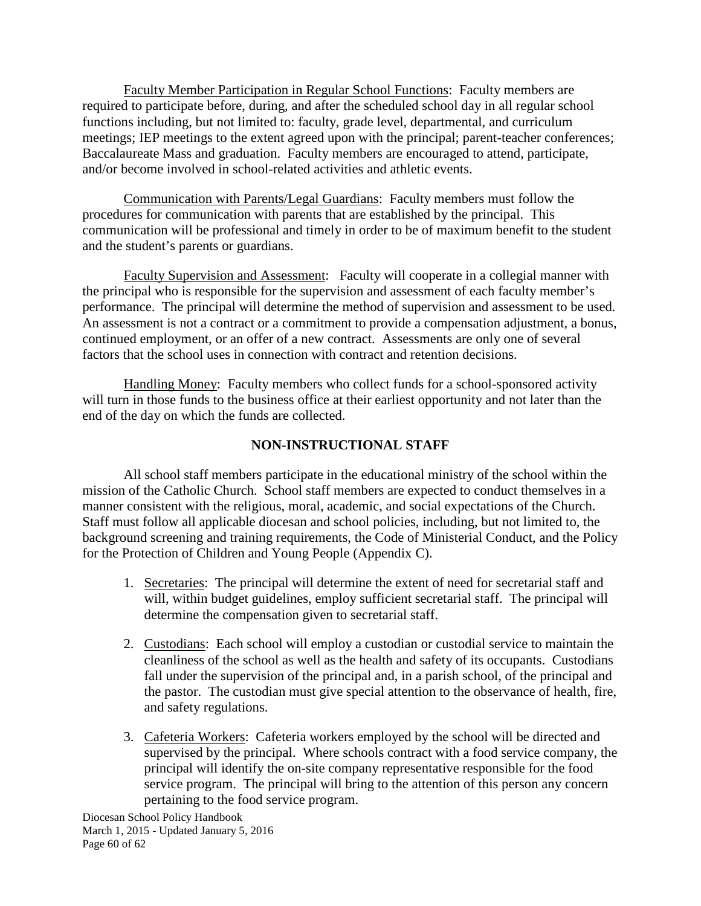Faculty Member Participation in Regular School Functions: Faculty members are required to participate before, during, and after the scheduled school day in all regular school functions including, but not limited to: faculty, grade level, departmental, and curriculum meetings; IEP meetings to the extent agreed upon with the principal; parent-teacher conferences; Baccalaureate Mass and graduation. Faculty members are encouraged to attend, participate, and/or become involved in school-related activities and athletic events.

Communication with Parents/Legal Guardians: Faculty members must follow the procedures for communication with parents that are established by the principal. This communication will be professional and timely in order to be of maximum benefit to the student and the student's parents or guardians.

Faculty Supervision and Assessment: Faculty will cooperate in a collegial manner with the principal who is responsible for the supervision and assessment of each faculty member's performance. The principal will determine the method of supervision and assessment to be used. An assessment is not a contract or a commitment to provide a compensation adjustment, a bonus, continued employment, or an offer of a new contract. Assessments are only one of several factors that the school uses in connection with contract and retention decisions.

Handling Money: Faculty members who collect funds for a school-sponsored activity will turn in those funds to the business office at their earliest opportunity and not later than the end of the day on which the funds are collected.

## NON-INSTRUCTIONAL STAFF

All school staff members participate in the educational ministry of the school within the mission of the Catholic Church. School staff members are expected to conduct themselves in a manner consistent with the religious, moral, academic, and social expectations of the Church. Staff must follow all applicable diocesan and school policies, including, but not limited to, the background screening and training requirements, the Code of Ministerial Conduct, and the Policy for the Protection of Children and Young People (Appendix C).

1. Secretaries: The principal will determine the extent of need for secretarial staff and will, within budget guidelines, employ sufficient secretarial staff. The principal will determine the compensation given to secretarial staff.

2. Custodians: Each school will employ a custodian or custodial service to maintain the cleanliness of the school as well as the health and safety of its occupants. Custodians fall under the supervision of the principal and, in a parish school, of the principal and the pastor. The custodian must give special attention to the observance of health, fire, and safety regulations.

3. Cafeteria Workers: Cafeteria workers employed by the school will be directed and supervised by the principal. Where schools contract with a food service company, the principal will identify the on-site company representative responsible for the food service program. The principal will bring to the attention of this person any concern pertaining to the food service program.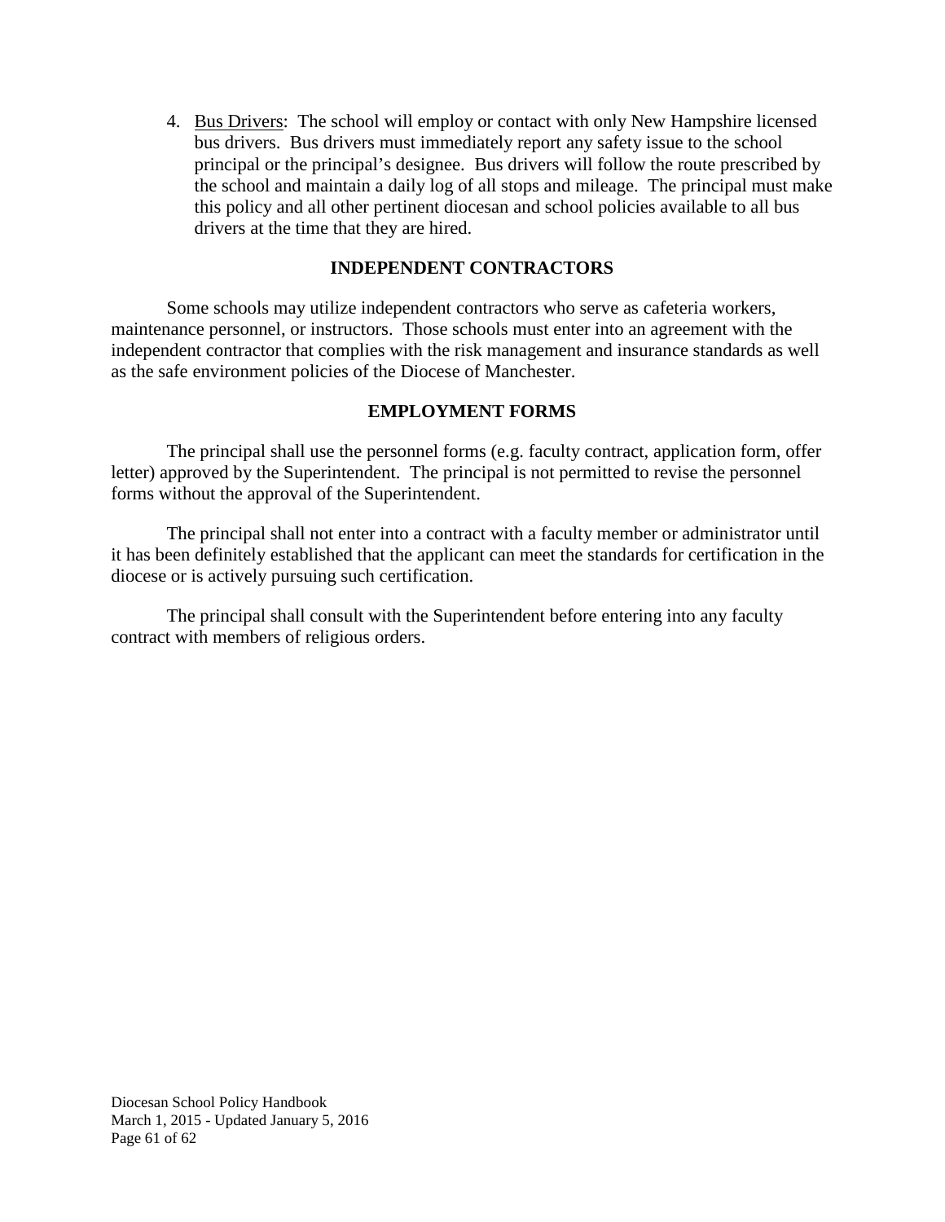4. Bus Drivers: The school will employ or contact with only New Hampshire licensed bus drivers. Bus drivers must immediately report any safety issue to the school principal or the principal's designee. Bus drivers will follow the route prescribed by the school and maintain a daily log of all stops and mileage. The principal must make this policy and all other pertinent diocesan and school policies available to all bus drivers at the time that they are hired.

## INDEPENDENT CONTRACTORS

Some schools may utilize independent contractors who serve as cafeteria workers, maintenance personnel, or instructors. Those schools must enter into an agreement with the independent contractor that complies with the risk management and insurance standards as well as the safe environment policies of the Diocese of Manchester.

## EMPLOYMENT FORMS

The principal shall use the personnel forms (e.g. faculty contract, application form, offer letter) approved by the Superintendent. The principal is not permitted to revise the personnel forms without the approval of the Superintendent.

The principal shall not enter into a contract with a faculty member or administrator until it has been definitely established that the applicant can meet the standards for certification in the diocese or is actively pursuing such certification.

The principal shall consult with the Superintendent before entering into any faculty contract with members of religious orders.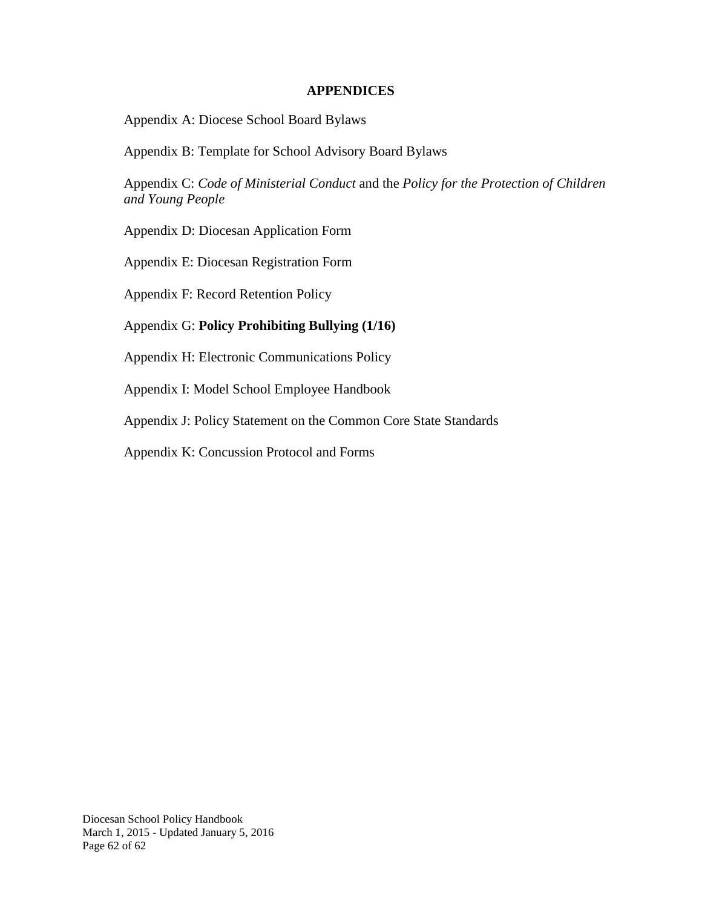# APPENDICES

Appendix A: Diocese School Board Bylaws

Appendix B: Template for School Advisory Board Bylaws

Appendix C: *Code of Ministerial Conduct* and the *Policy for the Protection of Children and Young People*

Appendix D: Diocesan Application Form

Appendix E: Diocesan Registration Form

Appendix F: Record Retention Policy

Appendix G: **Policy Prohibiting Bullying (1/16)**

Appendix H: Electronic Communications Policy

Appendix I: Model School Employee Handbook

Appendix J: Policy Statement on the Common Core State Standards

Appendix K: Concussion Protocol and Forms